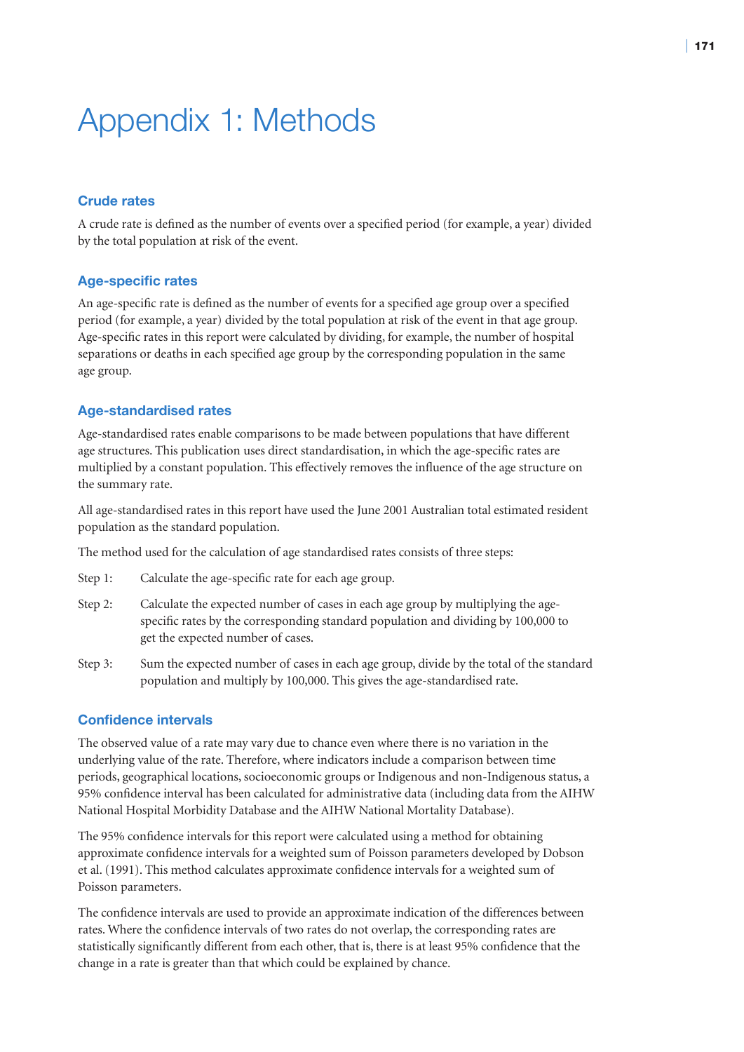# Appendix 1: Methods

### Crude rates

A crude rate is defined as the number of events over a specified period (for example, a year) divided by the total population at risk of the event.

### Age-specific rates

An age-specific rate is defined as the number of events for a specified age group over a specified period (for example, a year) divided by the total population at risk of the event in that age group. Age-specific rates in this report were calculated by dividing, for example, the number of hospital separations or deaths in each specified age group by the corresponding population in the same age group.

### Age-standardised rates

Age-standardised rates enable comparisons to be made between populations that have different age structures. This publication uses direct standardisation, in which the age-specific rates are multiplied by a constant population. This effectively removes the influence of the age structure on the summary rate.

All age-standardised rates in this report have used the June 2001 Australian total estimated resident population as the standard population.

The method used for the calculation of age standardised rates consists of three steps:

Step 1: Calculate the age-specific rate for each age group.

Step 2: Calculate the expected number of cases in each age group by multiplying the age-specific rates by the corresponding standard population and dividing by 100,000 to get the expected number of cases.

Step 3: Sum the expected number of cases in each age group, divide by the total of the standard population and multiply by 100,000. This gives the age-standardised rate.

### Confidence intervals

The observed value of a rate may vary due to chance even where there is no variation in the underlying value of the rate. Therefore, where indicators include a comparison between time periods, geographical locations, socioeconomic groups or Indigenous and non-Indigenous status, a 95% confidence interval has been calculated for administrative data (including data from the AIHW National Hospital Morbidity Database and the AIHW National Mortality Database).

The 95% confidence intervals for this report were calculated using a method for obtaining approximate confidence intervals for a weighted sum of Poisson parameters developed by Dobson et al. (1991). This method calculates approximate confidence intervals for a weighted sum of Poisson parameters.

The confidence intervals are used to provide an approximate indication of the differences between rates. Where the confidence intervals of two rates do not overlap, the corresponding rates are statistically significantly different from each other, that is, there is at least 95% confidence that the change in a rate is greater than that which could be explained by chance.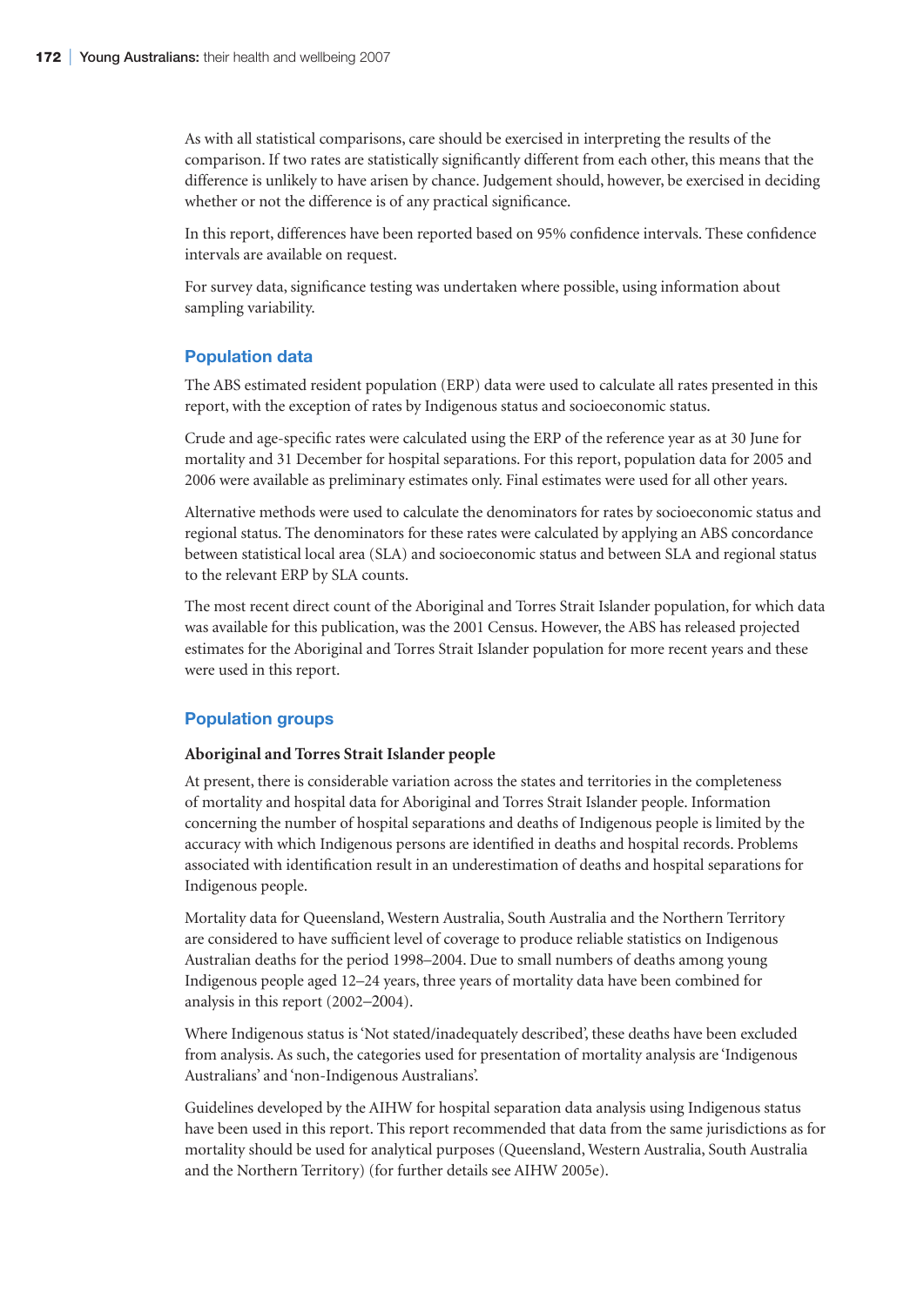As with all statistical comparisons, care should be exercised in interpreting the results of the comparison. If two rates are statistically significantly different from each other, this means that the difference is unlikely to have arisen by chance. Judgement should, however, be exercised in deciding whether or not the difference is of any practical significance.

In this report, differences have been reported based on 95% confidence intervals. These confidence intervals are available on request.

For survey data, significance testing was undertaken where possible, using information about sampling variability.

## Population data

The ABS estimated resident population (ERP) data were used to calculate all rates presented in this report, with the exception of rates by Indigenous status and socioeconomic status.

Crude and age-specific rates were calculated using the ERP of the reference year as at 30 June for mortality and 31 December for hospital separations. For this report, population data for 2005 and 2006 were available as preliminary estimates only. Final estimates were used for all other years.

Alternative methods were used to calculate the denominators for rates by socioeconomic status and regional status. The denominators for these rates were calculated by applying an ABS concordance between statistical local area (SLA) and socioeconomic status and between SLA and regional status to the relevant ERP by SLA counts.

The most recent direct count of the Aboriginal and Torres Strait Islander population, for which data was available for this publication, was the 2001 Census. However, the ABS has released projected estimates for the Aboriginal and Torres Strait Islander population for more recent years and these were used in this report.

## Population groups

### Aboriginal and Torres Strait Islander people

At present, there is considerable variation across the states and territories in the completeness of mortality and hospital data for Aboriginal and Torres Strait Islander people. Information concerning the number of hospital separations and deaths of Indigenous people is limited by the accuracy with which Indigenous persons are identified in deaths and hospital records. Problems associated with identification result in an underestimation of deaths and hospital separations for Indigenous people.

Mortality data for Queensland, Western Australia, South Australia and the Northern Territory are considered to have sufficient level of coverage to produce reliable statistics on Indigenous Australian deaths for the period 1998–2004. Due to small numbers of deaths among young Indigenous people aged 12–24 years, three years of mortality data have been combined for analysis in this report (2002–2004).

Where Indigenous status is 'Not stated/inadequately described', these deaths have been excluded from analysis. As such, the categories used for presentation of mortality analysis are 'Indigenous Australians' and 'non-Indigenous Australians'.

Guidelines developed by the AIHW for hospital separation data analysis using Indigenous status have been used in this report. This report recommended that data from the same jurisdictions as for mortality should be used for analytical purposes (Queensland, Western Australia, South Australia and the Northern Territory) (for further details see AIHW 2005e).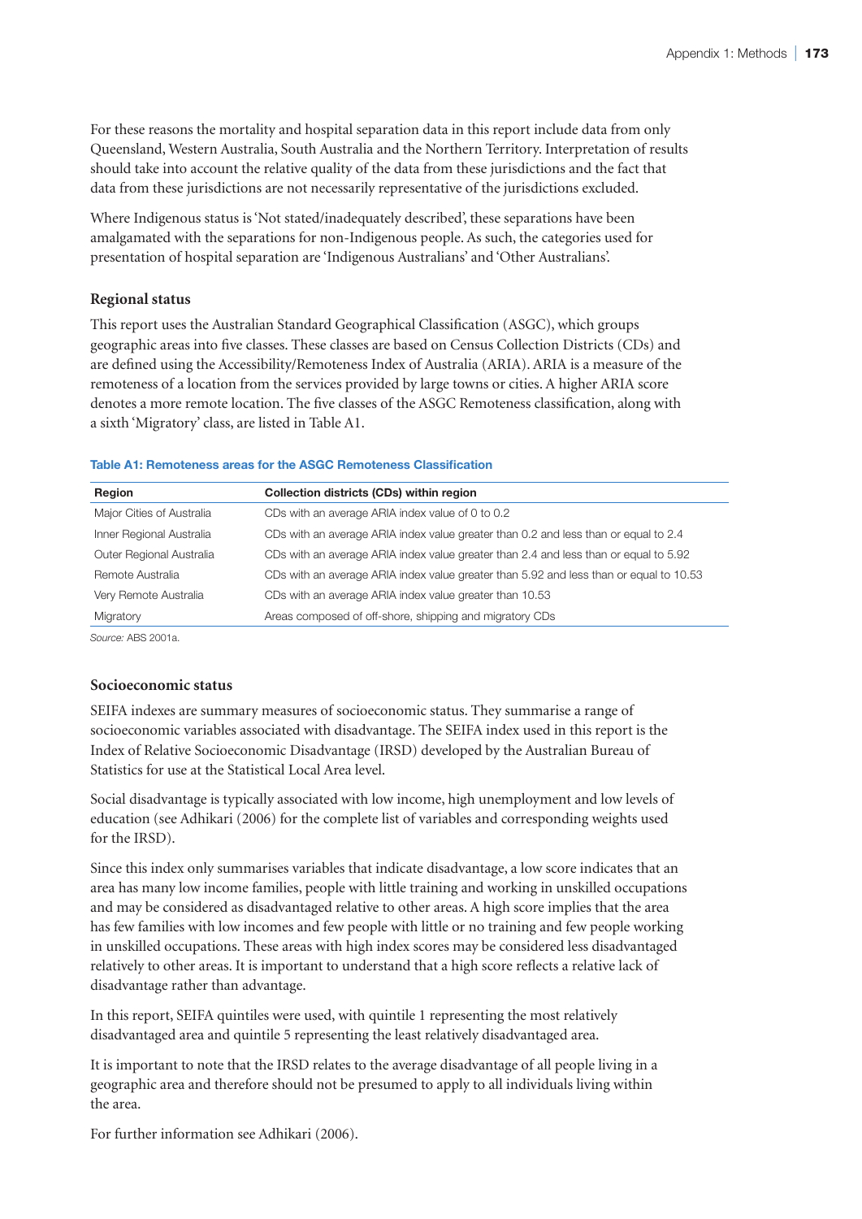For these reasons the mortality and hospital separation data in this report include data from only Queensland, Western Australia, South Australia and the Northern Territory. Interpretation of results should take into account the relative quality of the data from these jurisdictions and the fact that data from these jurisdictions are not necessarily representative of the jurisdictions excluded.

Where Indigenous status is 'Not stated/inadequately described', these separations have been amalgamated with the separations for non-Indigenous people. As such, the categories used for presentation of hospital separation are 'Indigenous Australians' and 'Other Australians'.

### Regional status

This report uses the Australian Standard Geographical Classification (ASGC), which groups geographic areas into five classes. These classes are based on Census Collection Districts (CDs) and are defined using the Accessibility/Remoteness Index of Australia (ARIA). ARIA is a measure of the remoteness of a location from the services provided by large towns or cities. A higher ARIA score denotes a more remote location. The five classes of the ASGC Remoteness classification, along with a sixth 'Migratory' class, are listed in Table A1.

**Table A1: Remoteness areas for the ASGC Remoteness Classification**

| Region | Collection districts (CDs) within region |
|---|---|
| Major Cities of Australia | CDs with an average ARIA index value of 0 to 0.2 |
| Inner Regional Australia | CDs with an average ARIA index value greater than 0.2 and less than or equal to 2.4 |
| Outer Regional Australia | CDs with an average ARIA index value greater than 2.4 and less than or equal to 5.92 |
| Remote Australia | CDs with an average ARIA index value greater than 5.92 and less than or equal to 10.53 |
| Very Remote Australia | CDs with an average ARIA index value greater than 10.53 |
| Migratory | Areas composed of off-shore, shipping and migratory CDs |

*Source:* ABS 2001a.

### Socioeconomic status

SEIFA indexes are summary measures of socioeconomic status. They summarise a range of socioeconomic variables associated with disadvantage. The SEIFA index used in this report is the Index of Relative Socioeconomic Disadvantage (IRSD) developed by the Australian Bureau of Statistics for use at the Statistical Local Area level.

Social disadvantage is typically associated with low income, high unemployment and low levels of education (see Adhikari (2006) for the complete list of variables and corresponding weights used for the IRSD).

Since this index only summarises variables that indicate disadvantage, a low score indicates that an area has many low income families, people with little training and working in unskilled occupations and may be considered as disadvantaged relative to other areas. A high score implies that the area has few families with low incomes and few people with little or no training and few people working in unskilled occupations. These areas with high index scores may be considered less disadvantaged relatively to other areas. It is important to understand that a high score reflects a relative lack of disadvantage rather than advantage.

In this report, SEIFA quintiles were used, with quintile 1 representing the most relatively disadvantaged area and quintile 5 representing the least relatively disadvantaged area.

It is important to note that the IRSD relates to the average disadvantage of all people living in a geographic area and therefore should not be presumed to apply to all individuals living within the area.

For further information see Adhikari (2006).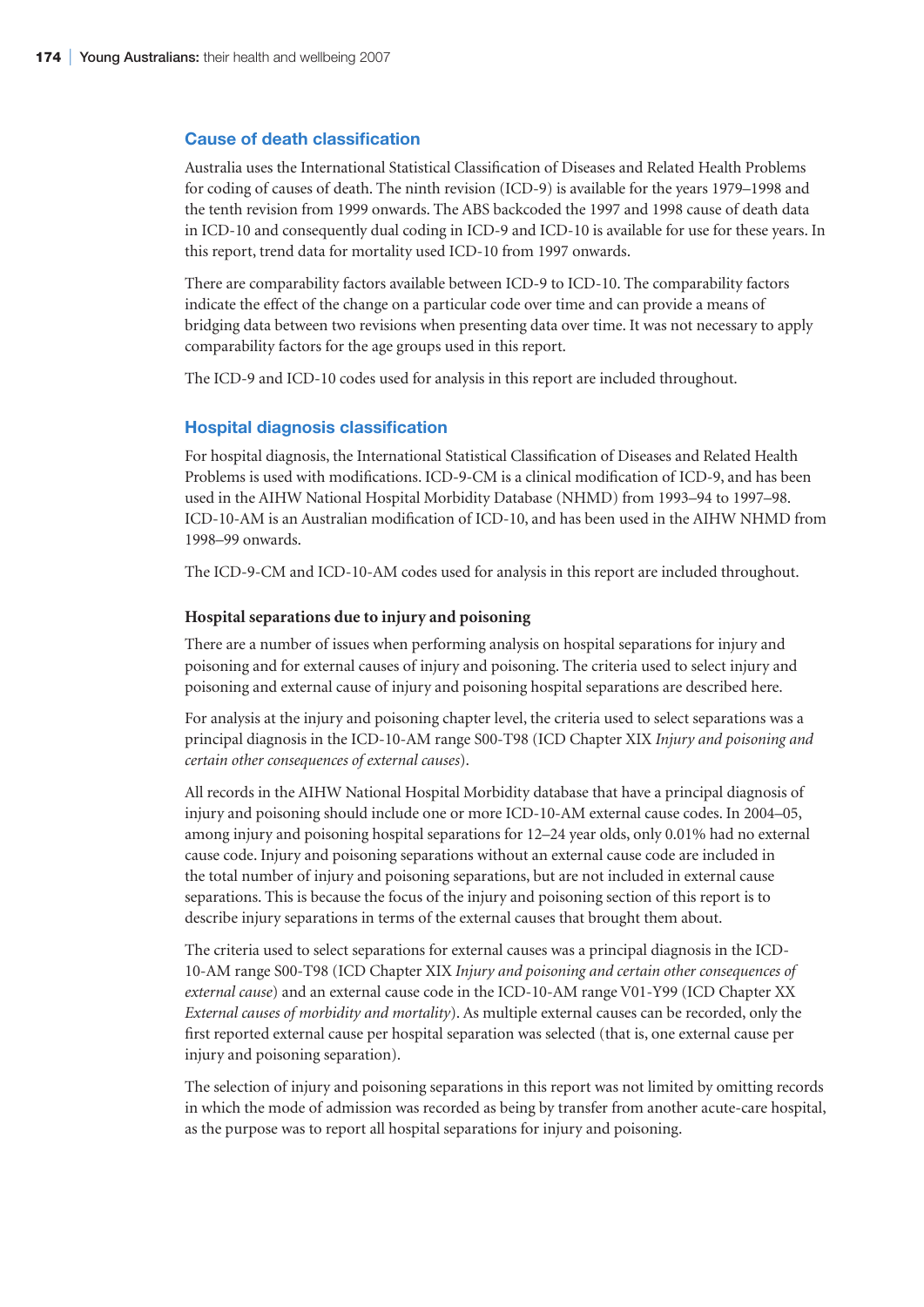## Cause of death classification

Australia uses the International Statistical Classification of Diseases and Related Health Problems for coding of causes of death. The ninth revision (ICD-9) is available for the years 1979–1998 and the tenth revision from 1999 onwards. The ABS backcoded the 1997 and 1998 cause of death data in ICD-10 and consequently dual coding in ICD-9 and ICD-10 is available for use for these years. In this report, trend data for mortality used ICD-10 from 1997 onwards.

There are comparability factors available between ICD-9 to ICD-10. The comparability factors indicate the effect of the change on a particular code over time and can provide a means of bridging data between two revisions when presenting data over time. It was not necessary to apply comparability factors for the age groups used in this report.

The ICD-9 and ICD-10 codes used for analysis in this report are included throughout.

## Hospital diagnosis classification

For hospital diagnosis, the International Statistical Classification of Diseases and Related Health Problems is used with modifications. ICD-9-CM is a clinical modification of ICD-9, and has been used in the AIHW National Hospital Morbidity Database (NHMD) from 1993–94 to 1997–98. ICD-10-AM is an Australian modification of ICD-10, and has been used in the AIHW NHMD from 1998–99 onwards.

The ICD-9-CM and ICD-10-AM codes used for analysis in this report are included throughout.

### Hospital separations due to injury and poisoning

There are a number of issues when performing analysis on hospital separations for injury and poisoning and for external causes of injury and poisoning. The criteria used to select injury and poisoning and external cause of injury and poisoning hospital separations are described here.

For analysis at the injury and poisoning chapter level, the criteria used to select separations was a principal diagnosis in the ICD-10-AM range S00-T98 (ICD Chapter XIX *Injury and poisoning and certain other consequences of external causes*).

All records in the AIHW National Hospital Morbidity database that have a principal diagnosis of injury and poisoning should include one or more ICD-10-AM external cause codes. In 2004–05, among injury and poisoning hospital separations for 12–24 year olds, only 0.01% had no external cause code. Injury and poisoning separations without an external cause code are included in the total number of injury and poisoning separations, but are not included in external cause separations. This is because the focus of the injury and poisoning section of this report is to describe injury separations in terms of the external causes that brought them about.

The criteria used to select separations for external causes was a principal diagnosis in the ICD-10-AM range S00-T98 (ICD Chapter XIX *Injury and poisoning and certain other consequences of external cause*) and an external cause code in the ICD-10-AM range V01-Y99 (ICD Chapter XX *External causes of morbidity and mortality*). As multiple external causes can be recorded, only the first reported external cause per hospital separation was selected (that is, one external cause per injury and poisoning separation).

The selection of injury and poisoning separations in this report was not limited by omitting records in which the mode of admission was recorded as being by transfer from another acute-care hospital, as the purpose was to report all hospital separations for injury and poisoning.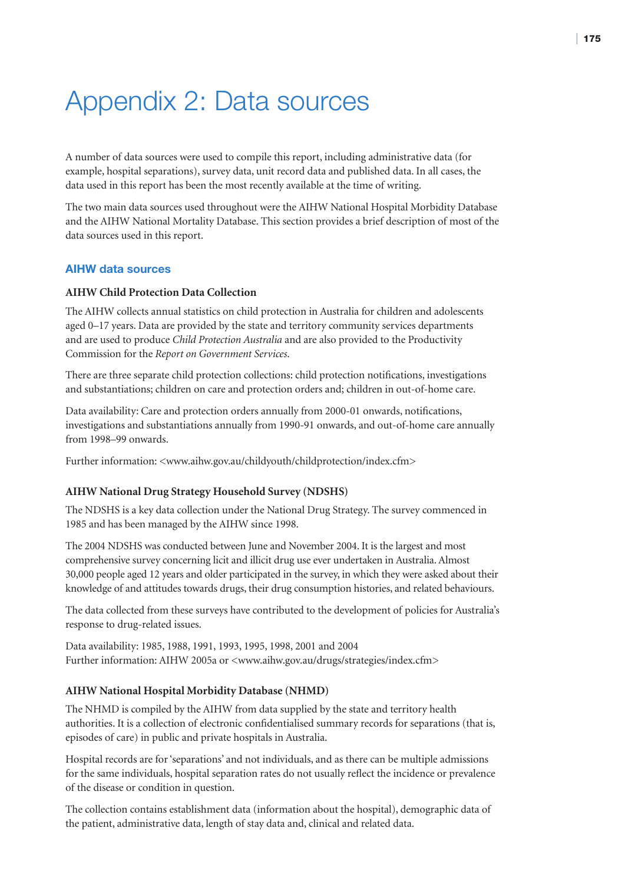# Appendix 2: Data sources

A number of data sources were used to compile this report, including administrative data (for example, hospital separations), survey data, unit record data and published data. In all cases, the data used in this report has been the most recently available at the time of writing.

The two main data sources used throughout were the AIHW National Hospital Morbidity Database and the AIHW National Mortality Database. This section provides a brief description of most of the data sources used in this report.

## AIHW data sources

### AIHW Child Protection Data Collection

The AIHW collects annual statistics on child protection in Australia for children and adolescents aged 0–17 years. Data are provided by the state and territory community services departments and are used to produce *Child Protection Australia* and are also provided to the Productivity Commission for the *Report on Government Services.*

There are three separate child protection collections: child protection notifications, investigations and substantiations; children on care and protection orders and; children in out-of-home care.

Data availability: Care and protection orders annually from 2000-01 onwards, notifications, investigations and substantiations annually from 1990-91 onwards, and out-of-home care annually from 1998–99 onwards.

Further information: <www.aihw.gov.au/childyouth/childprotection/index.cfm>

### AIHW National Drug Strategy Household Survey (NDSHS)

The NDSHS is a key data collection under the National Drug Strategy. The survey commenced in 1985 and has been managed by the AIHW since 1998.

The 2004 NDSHS was conducted between June and November 2004. It is the largest and most comprehensive survey concerning licit and illicit drug use ever undertaken in Australia. Almost 30,000 people aged 12 years and older participated in the survey, in which they were asked about their knowledge of and attitudes towards drugs, their drug consumption histories, and related behaviours.

The data collected from these surveys have contributed to the development of policies for Australia's response to drug-related issues.

Data availability: 1985, 1988, 1991, 1993, 1995, 1998, 2001 and 2004
Further information: AIHW 2005a or <www.aihw.gov.au/drugs/strategies/index.cfm>

### AIHW National Hospital Morbidity Database (NHMD)

The NHMD is compiled by the AIHW from data supplied by the state and territory health authorities. It is a collection of electronic confidentialised summary records for separations (that is, episodes of care) in public and private hospitals in Australia.

Hospital records are for 'separations' and not individuals, and as there can be multiple admissions for the same individuals, hospital separation rates do not usually reflect the incidence or prevalence of the disease or condition in question.

The collection contains establishment data (information about the hospital), demographic data of the patient, administrative data, length of stay data and, clinical and related data.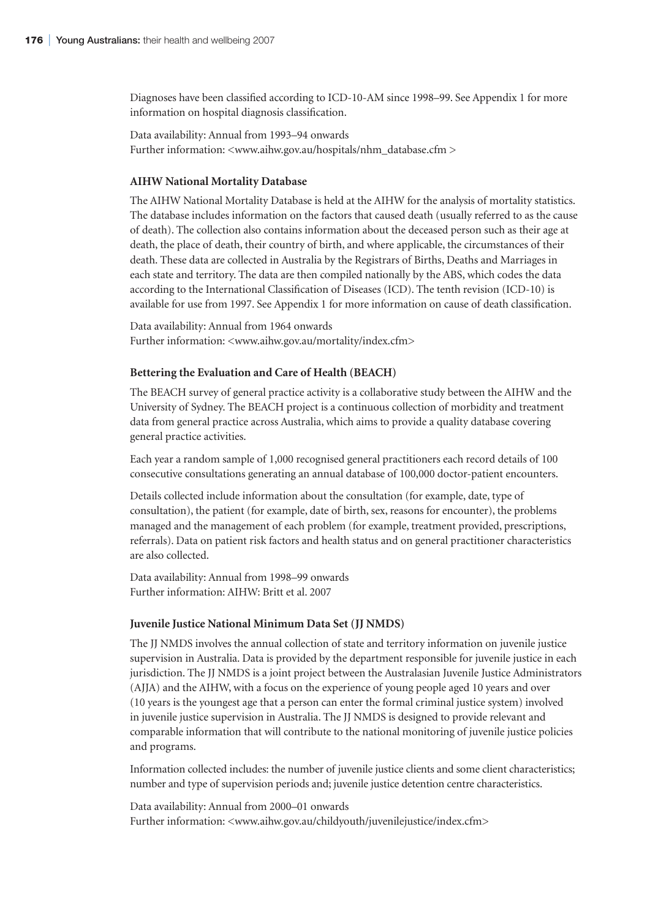Diagnoses have been classified according to ICD-10-AM since 1998–99. See Appendix 1 for more information on hospital diagnosis classification.

Data availability: Annual from 1993–94 onwards
Further information: <www.aihw.gov.au/hospitals/nhm_database.cfm >

### AIHW National Mortality Database

The AIHW National Mortality Database is held at the AIHW for the analysis of mortality statistics. The database includes information on the factors that caused death (usually referred to as the cause of death). The collection also contains information about the deceased person such as their age at death, the place of death, their country of birth, and where applicable, the circumstances of their death. These data are collected in Australia by the Registrars of Births, Deaths and Marriages in each state and territory. The data are then compiled nationally by the ABS, which codes the data according to the International Classification of Diseases (ICD). The tenth revision (ICD-10) is available for use from 1997. See Appendix 1 for more information on cause of death classification.

Data availability: Annual from 1964 onwards
Further information: <www.aihw.gov.au/mortality/index.cfm>

### Bettering the Evaluation and Care of Health (BEACH)

The BEACH survey of general practice activity is a collaborative study between the AIHW and the University of Sydney. The BEACH project is a continuous collection of morbidity and treatment data from general practice across Australia, which aims to provide a quality database covering general practice activities.

Each year a random sample of 1,000 recognised general practitioners each record details of 100 consecutive consultations generating an annual database of 100,000 doctor-patient encounters.

Details collected include information about the consultation (for example, date, type of consultation), the patient (for example, date of birth, sex, reasons for encounter), the problems managed and the management of each problem (for example, treatment provided, prescriptions, referrals). Data on patient risk factors and health status and on general practitioner characteristics are also collected.

Data availability: Annual from 1998–99 onwards
Further information: AIHW: Britt et al. 2007

### Juvenile Justice National Minimum Data Set (JJ NMDS)

The JJ NMDS involves the annual collection of state and territory information on juvenile justice supervision in Australia. Data is provided by the department responsible for juvenile justice in each jurisdiction. The JJ NMDS is a joint project between the Australasian Juvenile Justice Administrators (AJJA) and the AIHW, with a focus on the experience of young people aged 10 years and over (10 years is the youngest age that a person can enter the formal criminal justice system) involved in juvenile justice supervision in Australia. The JJ NMDS is designed to provide relevant and comparable information that will contribute to the national monitoring of juvenile justice policies and programs.

Information collected includes: the number of juvenile justice clients and some client characteristics; number and type of supervision periods and; juvenile justice detention centre characteristics.

Data availability: Annual from 2000–01 onwards
Further information: <www.aihw.gov.au/childyouth/juvenilejustice/index.cfm>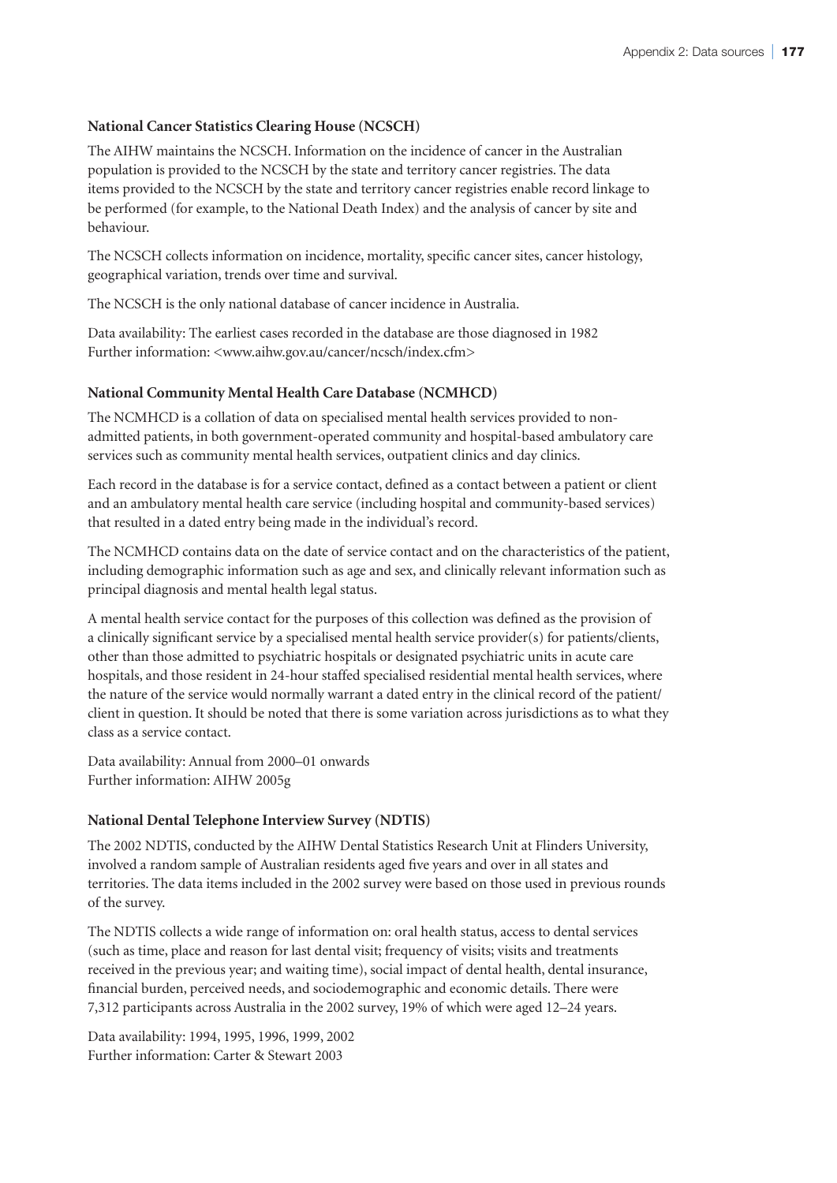### National Cancer Statistics Clearing House (NCSCH)

The AIHW maintains the NCSCH. Information on the incidence of cancer in the Australian population is provided to the NCSCH by the state and territory cancer registries. The data items provided to the NCSCH by the state and territory cancer registries enable record linkage to be performed (for example, to the National Death Index) and the analysis of cancer by site and behaviour.

The NCSCH collects information on incidence, mortality, specific cancer sites, cancer histology, geographical variation, trends over time and survival.

The NCSCH is the only national database of cancer incidence in Australia.

Data availability: The earliest cases recorded in the database are those diagnosed in 1982
Further information: <www.aihw.gov.au/cancer/ncsch/index.cfm>

### National Community Mental Health Care Database (NCMHCD)

The NCMHCD is a collation of data on specialised mental health services provided to non-admitted patients, in both government-operated community and hospital-based ambulatory care services such as community mental health services, outpatient clinics and day clinics.

Each record in the database is for a service contact, defined as a contact between a patient or client and an ambulatory mental health care service (including hospital and community-based services) that resulted in a dated entry being made in the individual's record.

The NCMHCD contains data on the date of service contact and on the characteristics of the patient, including demographic information such as age and sex, and clinically relevant information such as principal diagnosis and mental health legal status.

A mental health service contact for the purposes of this collection was defined as the provision of a clinically significant service by a specialised mental health service provider(s) for patients/clients, other than those admitted to psychiatric hospitals or designated psychiatric units in acute care hospitals, and those resident in 24-hour staffed specialised residential mental health services, where the nature of the service would normally warrant a dated entry in the clinical record of the patient/client in question. It should be noted that there is some variation across jurisdictions as to what they class as a service contact.

Data availability: Annual from 2000–01 onwards
Further information: AIHW 2005g

### National Dental Telephone Interview Survey (NDTIS)

The 2002 NDTIS, conducted by the AIHW Dental Statistics Research Unit at Flinders University, involved a random sample of Australian residents aged five years and over in all states and territories. The data items included in the 2002 survey were based on those used in previous rounds of the survey.

The NDTIS collects a wide range of information on: oral health status, access to dental services (such as time, place and reason for last dental visit; frequency of visits; visits and treatments received in the previous year; and waiting time), social impact of dental health, dental insurance, financial burden, perceived needs, and sociodemographic and economic details. There were 7,312 participants across Australia in the 2002 survey, 19% of which were aged 12–24 years.

Data availability: 1994, 1995, 1996, 1999, 2002
Further information: Carter & Stewart 2003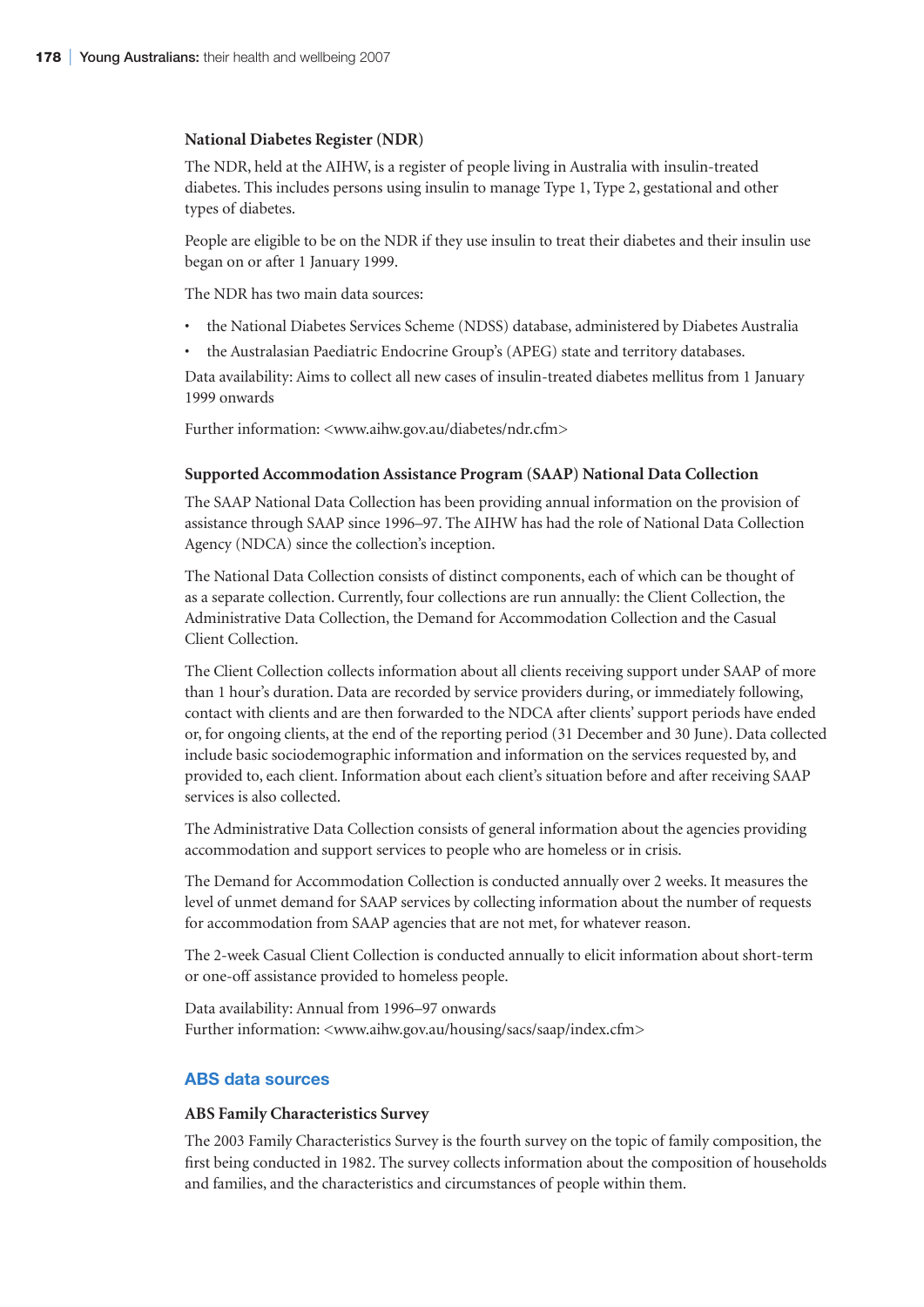### National Diabetes Register (NDR)

The NDR, held at the AIHW, is a register of people living in Australia with insulin-treated diabetes. This includes persons using insulin to manage Type 1, Type 2, gestational and other types of diabetes.

People are eligible to be on the NDR if they use insulin to treat their diabetes and their insulin use began on or after 1 January 1999.

The NDR has two main data sources:

- the National Diabetes Services Scheme (NDSS) database, administered by Diabetes Australia
- the Australasian Paediatric Endocrine Group's (APEG) state and territory databases.

Data availability: Aims to collect all new cases of insulin-treated diabetes mellitus from 1 January 1999 onwards

Further information: <www.aihw.gov.au/diabetes/ndr.cfm>

### Supported Accommodation Assistance Program (SAAP) National Data Collection

The SAAP National Data Collection has been providing annual information on the provision of assistance through SAAP since 1996–97. The AIHW has had the role of National Data Collection Agency (NDCA) since the collection's inception.

The National Data Collection consists of distinct components, each of which can be thought of as a separate collection. Currently, four collections are run annually: the Client Collection, the Administrative Data Collection, the Demand for Accommodation Collection and the Casual Client Collection.

The Client Collection collects information about all clients receiving support under SAAP of more than 1 hour's duration. Data are recorded by service providers during, or immediately following, contact with clients and are then forwarded to the NDCA after clients' support periods have ended or, for ongoing clients, at the end of the reporting period (31 December and 30 June). Data collected include basic sociodemographic information and information on the services requested by, and provided to, each client. Information about each client's situation before and after receiving SAAP services is also collected.

The Administrative Data Collection consists of general information about the agencies providing accommodation and support services to people who are homeless or in crisis.

The Demand for Accommodation Collection is conducted annually over 2 weeks. It measures the level of unmet demand for SAAP services by collecting information about the number of requests for accommodation from SAAP agencies that are not met, for whatever reason.

The 2-week Casual Client Collection is conducted annually to elicit information about short-term or one-off assistance provided to homeless people.

Data availability: Annual from 1996–97 onwards
Further information: <www.aihw.gov.au/housing/sacs/saap/index.cfm>

## ABS data sources

### ABS Family Characteristics Survey

The 2003 Family Characteristics Survey is the fourth survey on the topic of family composition, the first being conducted in 1982. The survey collects information about the composition of households and families, and the characteristics and circumstances of people within them.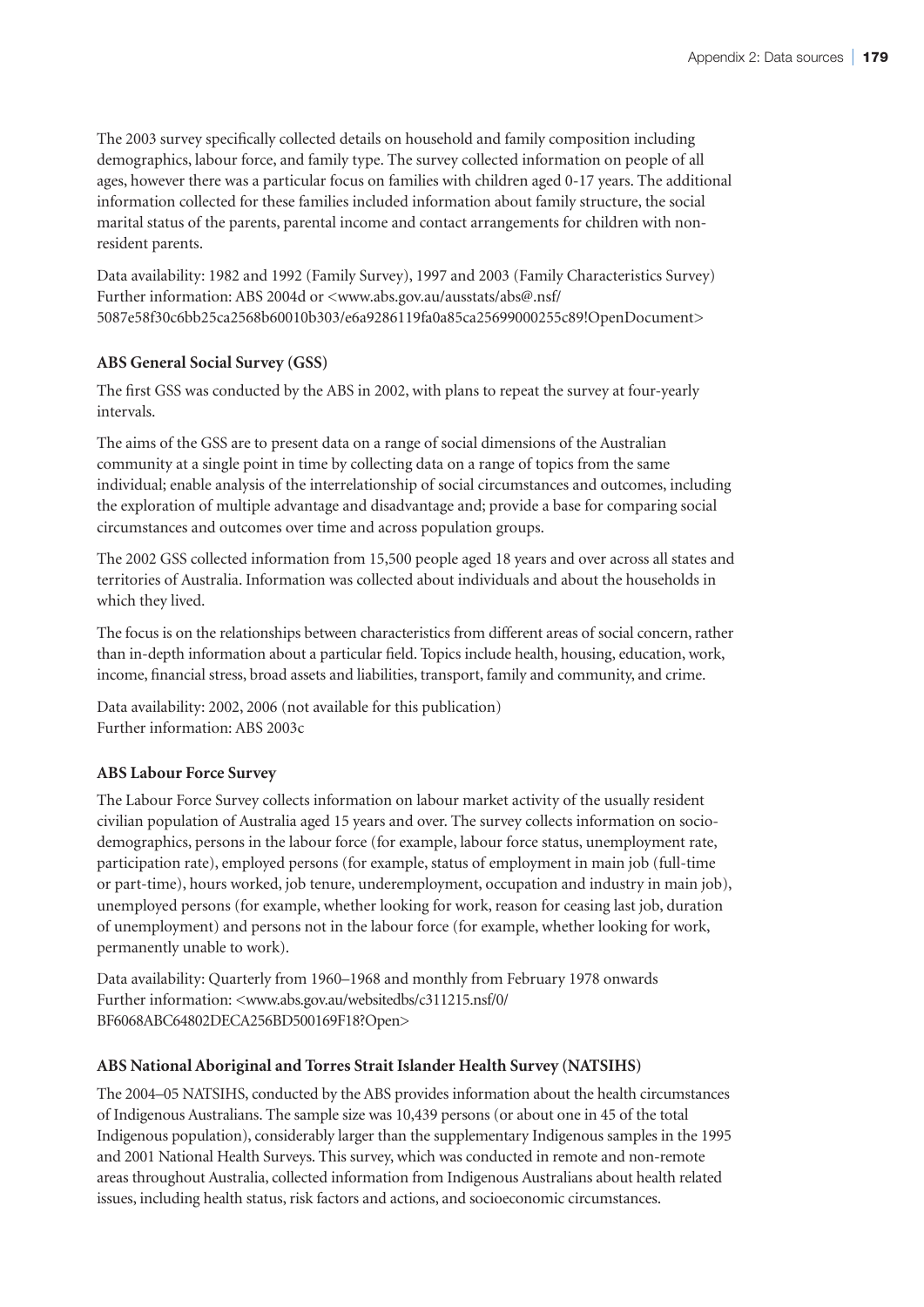The 2003 survey specifically collected details on household and family composition including demographics, labour force, and family type. The survey collected information on people of all ages, however there was a particular focus on families with children aged 0-17 years. The additional information collected for these families included information about family structure, the social marital status of the parents, parental income and contact arrangements for children with non-resident parents.

Data availability: 1982 and 1992 (Family Survey), 1997 and 2003 (Family Characteristics Survey)
Further information: ABS 2004d or <www.abs.gov.au/ausstats/abs@.nsf/5087e58f30c6bb25ca2568b60010b303/e6a9286119fa0a85ca25699000255c89!OpenDocument>

### ABS General Social Survey (GSS)

The first GSS was conducted by the ABS in 2002, with plans to repeat the survey at four-yearly intervals.

The aims of the GSS are to present data on a range of social dimensions of the Australian community at a single point in time by collecting data on a range of topics from the same individual; enable analysis of the interrelationship of social circumstances and outcomes, including the exploration of multiple advantage and disadvantage and; provide a base for comparing social circumstances and outcomes over time and across population groups.

The 2002 GSS collected information from 15,500 people aged 18 years and over across all states and territories of Australia. Information was collected about individuals and about the households in which they lived.

The focus is on the relationships between characteristics from different areas of social concern, rather than in-depth information about a particular field. Topics include health, housing, education, work, income, financial stress, broad assets and liabilities, transport, family and community, and crime.

Data availability: 2002, 2006 (not available for this publication)
Further information: ABS 2003c

### ABS Labour Force Survey

The Labour Force Survey collects information on labour market activity of the usually resident civilian population of Australia aged 15 years and over. The survey collects information on socio-demographics, persons in the labour force (for example, labour force status, unemployment rate, participation rate), employed persons (for example, status of employment in main job (full-time or part-time), hours worked, job tenure, underemployment, occupation and industry in main job), unemployed persons (for example, whether looking for work, reason for ceasing last job, duration of unemployment) and persons not in the labour force (for example, whether looking for work, permanently unable to work).

Data availability: Quarterly from 1960–1968 and monthly from February 1978 onwards
Further information: <www.abs.gov.au/websitedbs/c311215.nsf/0/BF6068ABC64802DECA256BD500169F18?Open>

### ABS National Aboriginal and Torres Strait Islander Health Survey (NATSIHS)

The 2004–05 NATSIHS, conducted by the ABS provides information about the health circumstances of Indigenous Australians. The sample size was 10,439 persons (or about one in 45 of the total Indigenous population), considerably larger than the supplementary Indigenous samples in the 1995 and 2001 National Health Surveys. This survey, which was conducted in remote and non-remote areas throughout Australia, collected information from Indigenous Australians about health related issues, including health status, risk factors and actions, and socioeconomic circumstances.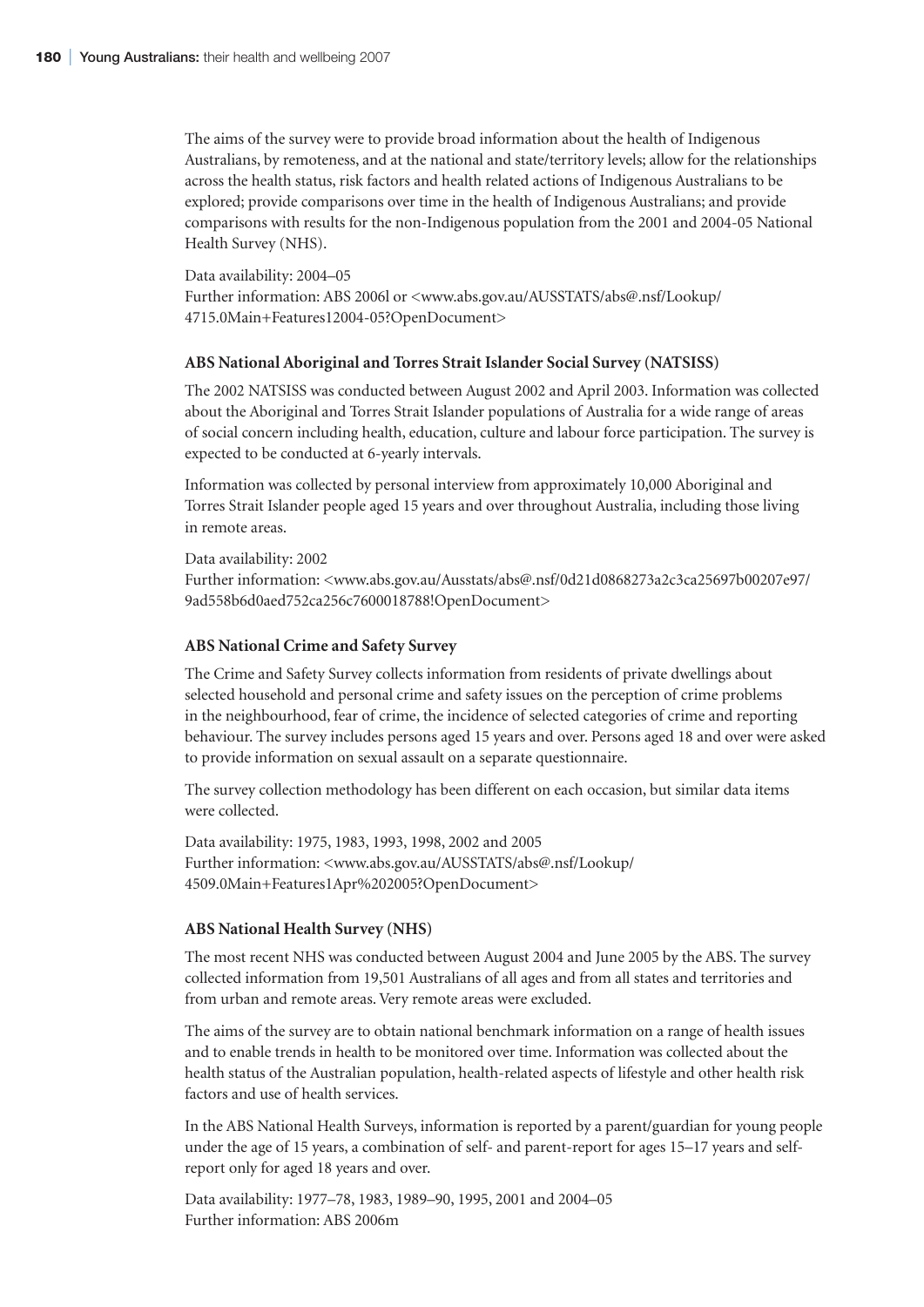The aims of the survey were to provide broad information about the health of Indigenous Australians, by remoteness, and at the national and state/territory levels; allow for the relationships across the health status, risk factors and health related actions of Indigenous Australians to be explored; provide comparisons over time in the health of Indigenous Australians; and provide comparisons with results for the non-Indigenous population from the 2001 and 2004-05 National Health Survey (NHS).

Data availability: 2004–05
Further information: ABS 2006l or <www.abs.gov.au/AUSSTATS/abs@.nsf/Lookup/4715.0Main+Features12004-05?OpenDocument>

### ABS National Aboriginal and Torres Strait Islander Social Survey (NATSISS)

The 2002 NATSISS was conducted between August 2002 and April 2003. Information was collected about the Aboriginal and Torres Strait Islander populations of Australia for a wide range of areas of social concern including health, education, culture and labour force participation. The survey is expected to be conducted at 6-yearly intervals.

Information was collected by personal interview from approximately 10,000 Aboriginal and Torres Strait Islander people aged 15 years and over throughout Australia, including those living in remote areas.

Data availability: 2002
Further information: <www.abs.gov.au/Ausstats/abs@.nsf/0d21d0868273a2c3ca25697b00207e97/9ad558b6d0aed752ca256c7600018788!OpenDocument>

### ABS National Crime and Safety Survey

The Crime and Safety Survey collects information from residents of private dwellings about selected household and personal crime and safety issues on the perception of crime problems in the neighbourhood, fear of crime, the incidence of selected categories of crime and reporting behaviour. The survey includes persons aged 15 years and over. Persons aged 18 and over were asked to provide information on sexual assault on a separate questionnaire.

The survey collection methodology has been different on each occasion, but similar data items were collected.

Data availability: 1975, 1983, 1993, 1998, 2002 and 2005
Further information: <www.abs.gov.au/AUSSTATS/abs@.nsf/Lookup/4509.0Main+Features1Apr%202005?OpenDocument>

### ABS National Health Survey (NHS)

The most recent NHS was conducted between August 2004 and June 2005 by the ABS. The survey collected information from 19,501 Australians of all ages and from all states and territories and from urban and remote areas. Very remote areas were excluded.

The aims of the survey are to obtain national benchmark information on a range of health issues and to enable trends in health to be monitored over time. Information was collected about the health status of the Australian population, health-related aspects of lifestyle and other health risk factors and use of health services.

In the ABS National Health Surveys, information is reported by a parent/guardian for young people under the age of 15 years, a combination of self- and parent-report for ages 15–17 years and self-report only for aged 18 years and over.

Data availability: 1977–78, 1983, 1989–90, 1995, 2001 and 2004–05
Further information: ABS 2006m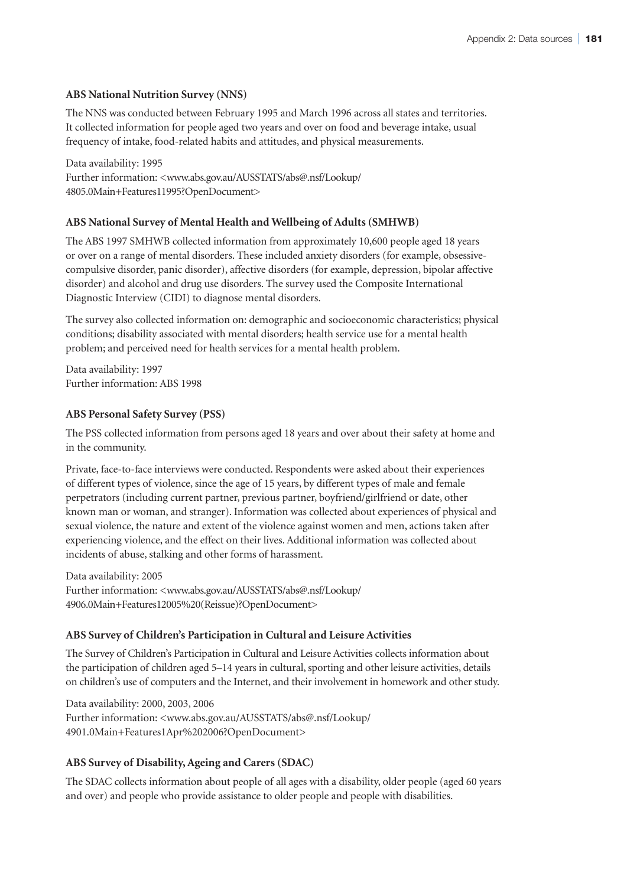### ABS National Nutrition Survey (NNS)

The NNS was conducted between February 1995 and March 1996 across all states and territories. It collected information for people aged two years and over on food and beverage intake, usual frequency of intake, food-related habits and attitudes, and physical measurements.

Data availability: 1995
Further information: <www.abs.gov.au/AUSSTATS/abs@.nsf/Lookup/4805.0Main+Features11995?OpenDocument>

### ABS National Survey of Mental Health and Wellbeing of Adults (SMHWB)

The ABS 1997 SMHWB collected information from approximately 10,600 people aged 18 years or over on a range of mental disorders. These included anxiety disorders (for example, obsessive-compulsive disorder, panic disorder), affective disorders (for example, depression, bipolar affective disorder) and alcohol and drug use disorders. The survey used the Composite International Diagnostic Interview (CIDI) to diagnose mental disorders.

The survey also collected information on: demographic and socioeconomic characteristics; physical conditions; disability associated with mental disorders; health service use for a mental health problem; and perceived need for health services for a mental health problem.

Data availability: 1997
Further information: ABS 1998

### ABS Personal Safety Survey (PSS)

The PSS collected information from persons aged 18 years and over about their safety at home and in the community.

Private, face-to-face interviews were conducted. Respondents were asked about their experiences of different types of violence, since the age of 15 years, by different types of male and female perpetrators (including current partner, previous partner, boyfriend/girlfriend or date, other known man or woman, and stranger). Information was collected about experiences of physical and sexual violence, the nature and extent of the violence against women and men, actions taken after experiencing violence, and the effect on their lives. Additional information was collected about incidents of abuse, stalking and other forms of harassment.

Data availability: 2005
Further information: <www.abs.gov.au/AUSSTATS/abs@.nsf/Lookup/4906.0Main+Features12005%20(Reissue)?OpenDocument>

### ABS Survey of Children's Participation in Cultural and Leisure Activities

The Survey of Children's Participation in Cultural and Leisure Activities collects information about the participation of children aged 5–14 years in cultural, sporting and other leisure activities, details on children's use of computers and the Internet, and their involvement in homework and other study.

Data availability: 2000, 2003, 2006
Further information: <www.abs.gov.au/AUSSTATS/abs@.nsf/Lookup/4901.0Main+Features1Apr%202006?OpenDocument>

### ABS Survey of Disability, Ageing and Carers (SDAC)

The SDAC collects information about people of all ages with a disability, older people (aged 60 years and over) and people who provide assistance to older people and people with disabilities.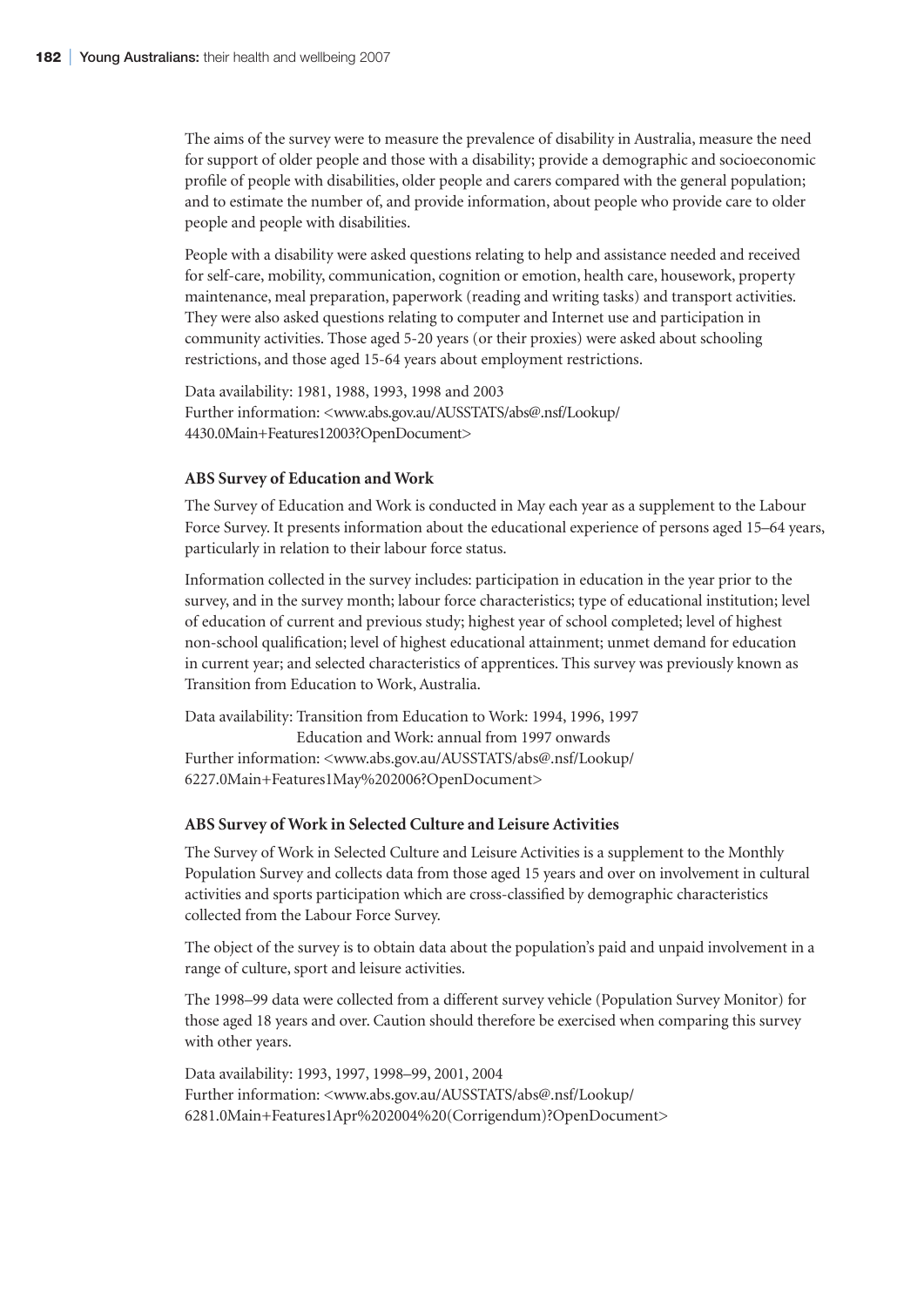The aims of the survey were to measure the prevalence of disability in Australia, measure the need for support of older people and those with a disability; provide a demographic and socioeconomic profile of people with disabilities, older people and carers compared with the general population; and to estimate the number of, and provide information, about people who provide care to older people and people with disabilities.

People with a disability were asked questions relating to help and assistance needed and received for self-care, mobility, communication, cognition or emotion, health care, housework, property maintenance, meal preparation, paperwork (reading and writing tasks) and transport activities. They were also asked questions relating to computer and Internet use and participation in community activities. Those aged 5-20 years (or their proxies) were asked about schooling restrictions, and those aged 15-64 years about employment restrictions.

Data availability: 1981, 1988, 1993, 1998 and 2003
Further information: <www.abs.gov.au/AUSSTATS/abs@.nsf/Lookup/4430.0Main+Features12003?OpenDocument>

**ABS Survey of Education and Work**

The Survey of Education and Work is conducted in May each year as a supplement to the Labour Force Survey. It presents information about the educational experience of persons aged 15–64 years, particularly in relation to their labour force status.

Information collected in the survey includes: participation in education in the year prior to the survey, and in the survey month; labour force characteristics; type of educational institution; level of education of current and previous study; highest year of school completed; level of highest non-school qualification; level of highest educational attainment; unmet demand for education in current year; and selected characteristics of apprentices. This survey was previously known as Transition from Education to Work, Australia.

Data availability: Transition from Education to Work: 1994, 1996, 1997
Education and Work: annual from 1997 onwards
Further information: <www.abs.gov.au/AUSSTATS/abs@.nsf/Lookup/6227.0Main+Features1May%202006?OpenDocument>

**ABS Survey of Work in Selected Culture and Leisure Activities**

The Survey of Work in Selected Culture and Leisure Activities is a supplement to the Monthly Population Survey and collects data from those aged 15 years and over on involvement in cultural activities and sports participation which are cross-classified by demographic characteristics collected from the Labour Force Survey.

The object of the survey is to obtain data about the population's paid and unpaid involvement in a range of culture, sport and leisure activities.

The 1998–99 data were collected from a different survey vehicle (Population Survey Monitor) for those aged 18 years and over. Caution should therefore be exercised when comparing this survey with other years.

Data availability: 1993, 1997, 1998–99, 2001, 2004
Further information: <www.abs.gov.au/AUSSTATS/abs@.nsf/Lookup/6281.0Main+Features1Apr%202004%20(Corrigendum)?OpenDocument>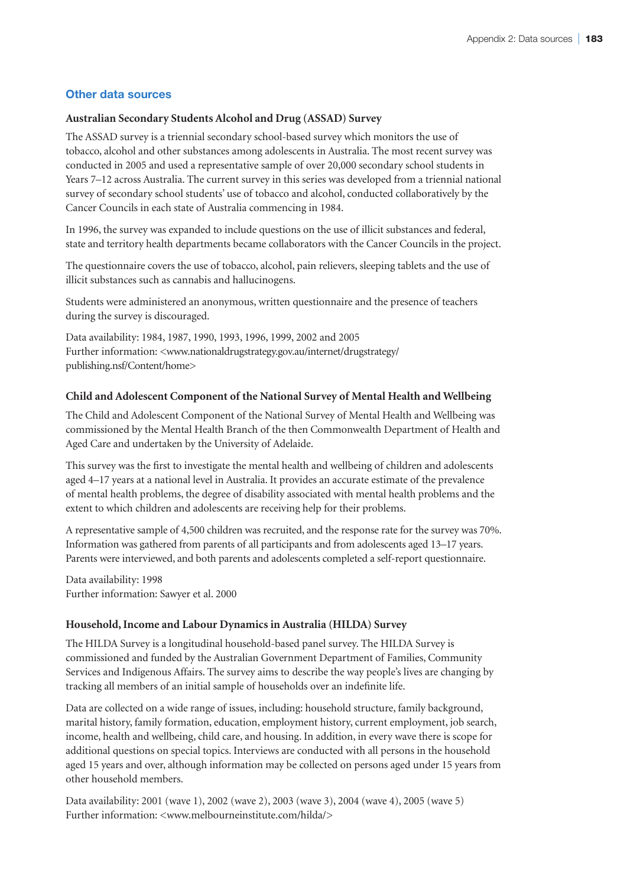## Other data sources

### Australian Secondary Students Alcohol and Drug (ASSAD) Survey

The ASSAD survey is a triennial secondary school-based survey which monitors the use of tobacco, alcohol and other substances among adolescents in Australia. The most recent survey was conducted in 2005 and used a representative sample of over 20,000 secondary school students in Years 7–12 across Australia. The current survey in this series was developed from a triennial national survey of secondary school students' use of tobacco and alcohol, conducted collaboratively by the Cancer Councils in each state of Australia commencing in 1984.

In 1996, the survey was expanded to include questions on the use of illicit substances and federal, state and territory health departments became collaborators with the Cancer Councils in the project.

The questionnaire covers the use of tobacco, alcohol, pain relievers, sleeping tablets and the use of illicit substances such as cannabis and hallucinogens.

Students were administered an anonymous, written questionnaire and the presence of teachers during the survey is discouraged.

Data availability: 1984, 1987, 1990, 1993, 1996, 1999, 2002 and 2005
Further information: <www.nationaldrugstrategy.gov.au/internet/drugstrategy/publishing.nsf/Content/home>

### Child and Adolescent Component of the National Survey of Mental Health and Wellbeing

The Child and Adolescent Component of the National Survey of Mental Health and Wellbeing was commissioned by the Mental Health Branch of the then Commonwealth Department of Health and Aged Care and undertaken by the University of Adelaide.

This survey was the first to investigate the mental health and wellbeing of children and adolescents aged 4–17 years at a national level in Australia. It provides an accurate estimate of the prevalence of mental health problems, the degree of disability associated with mental health problems and the extent to which children and adolescents are receiving help for their problems.

A representative sample of 4,500 children was recruited, and the response rate for the survey was 70%. Information was gathered from parents of all participants and from adolescents aged 13–17 years. Parents were interviewed, and both parents and adolescents completed a self-report questionnaire.

Data availability: 1998
Further information: Sawyer et al. 2000

### Household, Income and Labour Dynamics in Australia (HILDA) Survey

The HILDA Survey is a longitudinal household-based panel survey. The HILDA Survey is commissioned and funded by the Australian Government Department of Families, Community Services and Indigenous Affairs. The survey aims to describe the way people's lives are changing by tracking all members of an initial sample of households over an indefinite life.

Data are collected on a wide range of issues, including: household structure, family background, marital history, family formation, education, employment history, current employment, job search, income, health and wellbeing, child care, and housing. In addition, in every wave there is scope for additional questions on special topics. Interviews are conducted with all persons in the household aged 15 years and over, although information may be collected on persons aged under 15 years from other household members.

Data availability: 2001 (wave 1), 2002 (wave 2), 2003 (wave 3), 2004 (wave 4), 2005 (wave 5)
Further information: <www.melbourneinstitute.com/hilda/>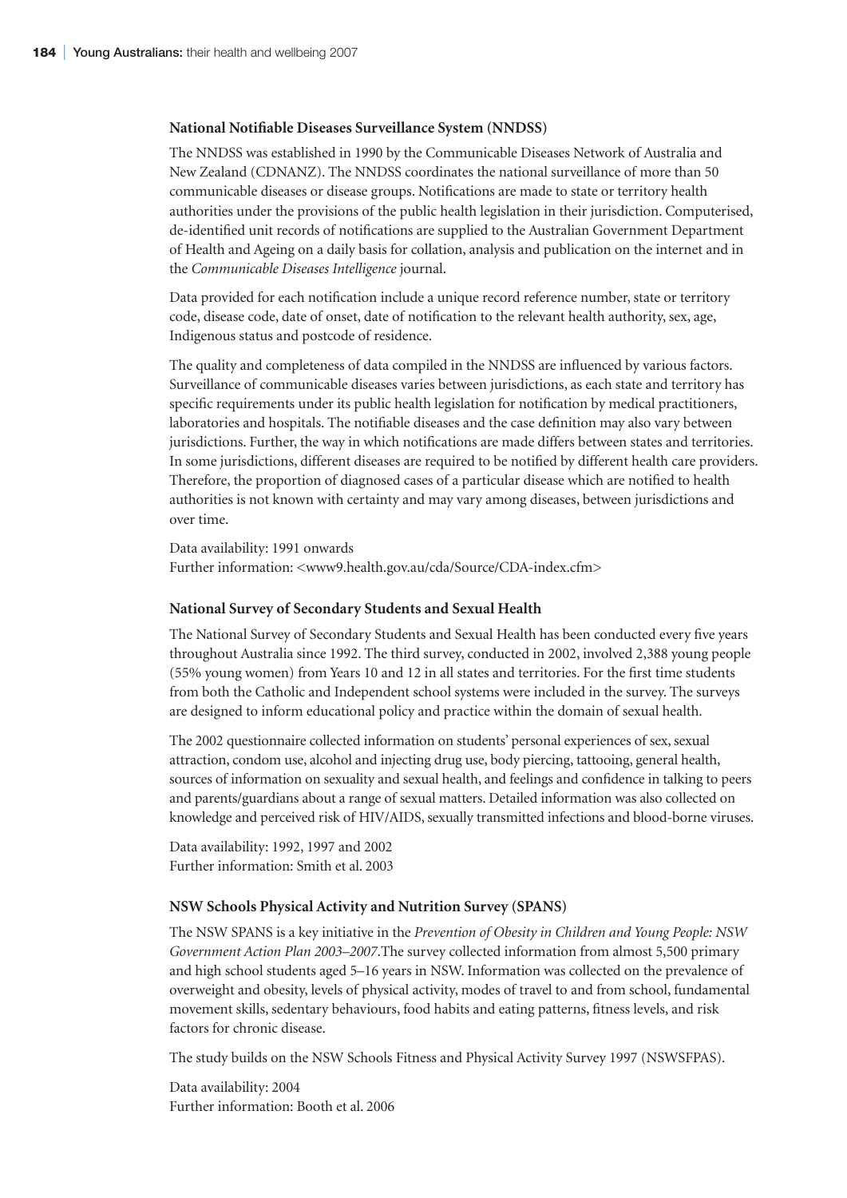**National Notifiable Diseases Surveillance System (NNDSS)**

The NNDSS was established in 1990 by the Communicable Diseases Network of Australia and New Zealand (CDNANZ). The NNDSS coordinates the national surveillance of more than 50 communicable diseases or disease groups. Notifications are made to state or territory health authorities under the provisions of the public health legislation in their jurisdiction. Computerised, de-identified unit records of notifications are supplied to the Australian Government Department of Health and Ageing on a daily basis for collation, analysis and publication on the internet and in the *Communicable Diseases Intelligence* journal.

Data provided for each notification include a unique record reference number, state or territory code, disease code, date of onset, date of notification to the relevant health authority, sex, age, Indigenous status and postcode of residence.

The quality and completeness of data compiled in the NNDSS are influenced by various factors. Surveillance of communicable diseases varies between jurisdictions, as each state and territory has specific requirements under its public health legislation for notification by medical practitioners, laboratories and hospitals. The notifiable diseases and the case definition may also vary between jurisdictions. Further, the way in which notifications are made differs between states and territories. In some jurisdictions, different diseases are required to be notified by different health care providers. Therefore, the proportion of diagnosed cases of a particular disease which are notified to health authorities is not known with certainty and may vary among diseases, between jurisdictions and over time.

Data availability: 1991 onwards
Further information: <www9.health.gov.au/cda/Source/CDA-index.cfm>

**National Survey of Secondary Students and Sexual Health**

The National Survey of Secondary Students and Sexual Health has been conducted every five years throughout Australia since 1992. The third survey, conducted in 2002, involved 2,388 young people (55% young women) from Years 10 and 12 in all states and territories. For the first time students from both the Catholic and Independent school systems were included in the survey. The surveys are designed to inform educational policy and practice within the domain of sexual health.

The 2002 questionnaire collected information on students' personal experiences of sex, sexual attraction, condom use, alcohol and injecting drug use, body piercing, tattooing, general health, sources of information on sexuality and sexual health, and feelings and confidence in talking to peers and parents/guardians about a range of sexual matters. Detailed information was also collected on knowledge and perceived risk of HIV/AIDS, sexually transmitted infections and blood-borne viruses.

Data availability: 1992, 1997 and 2002
Further information: Smith et al. 2003

**NSW Schools Physical Activity and Nutrition Survey (SPANS)**

The NSW SPANS is a key initiative in the *Prevention of Obesity in Children and Young People: NSW Government Action Plan 2003–2007*.The survey collected information from almost 5,500 primary and high school students aged 5–16 years in NSW. Information was collected on the prevalence of overweight and obesity, levels of physical activity, modes of travel to and from school, fundamental movement skills, sedentary behaviours, food habits and eating patterns, fitness levels, and risk factors for chronic disease.

The study builds on the NSW Schools Fitness and Physical Activity Survey 1997 (NSWSFPAS).

Data availability: 2004
Further information: Booth et al. 2006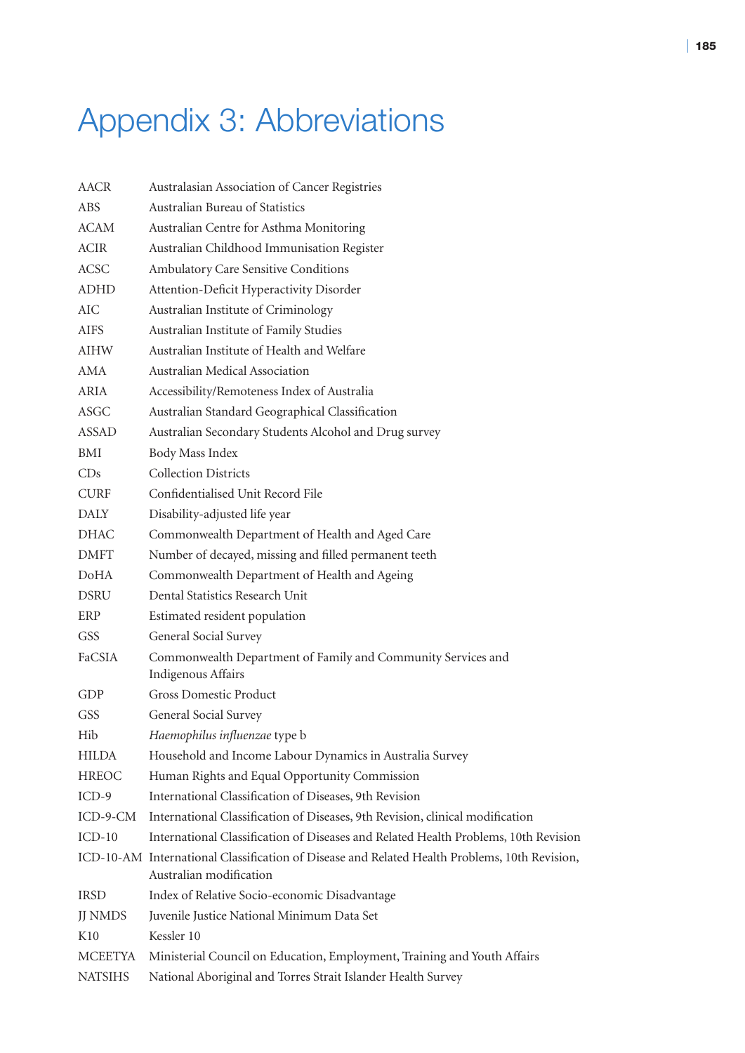# Appendix 3: Abbreviations

| | |
|---|---|
| AACR | Australasian Association of Cancer Registries |
| ABS | Australian Bureau of Statistics |
| ACAM | Australian Centre for Asthma Monitoring |
| ACIR | Australian Childhood Immunisation Register |
| ACSC | Ambulatory Care Sensitive Conditions |
| ADHD | Attention-Deficit Hyperactivity Disorder |
| AIC | Australian Institute of Criminology |
| AIFS | Australian Institute of Family Studies |
| AIHW | Australian Institute of Health and Welfare |
| AMA | Australian Medical Association |
| ARIA | Accessibility/Remoteness Index of Australia |
| ASGC | Australian Standard Geographical Classification |
| ASSAD | Australian Secondary Students Alcohol and Drug survey |
| BMI | Body Mass Index |
| CDs | Collection Districts |
| CURF | Confidentialised Unit Record File |
| DALY | Disability-adjusted life year |
| DHAC | Commonwealth Department of Health and Aged Care |
| DMFT | Number of decayed, missing and filled permanent teeth |
| DoHA | Commonwealth Department of Health and Ageing |
| DSRU | Dental Statistics Research Unit |
| ERP | Estimated resident population |
| GSS | General Social Survey |
| FaCSIA | Commonwealth Department of Family and Community Services and Indigenous Affairs |
| GDP | Gross Domestic Product |
| GSS | General Social Survey |
| Hib | *Haemophilus influenzae* type b |
| HILDA | Household and Income Labour Dynamics in Australia Survey |
| HREOC | Human Rights and Equal Opportunity Commission |
| ICD-9 | International Classification of Diseases, 9th Revision |
| ICD-9-CM | International Classification of Diseases, 9th Revision, clinical modification |
| ICD-10 | International Classification of Diseases and Related Health Problems, 10th Revision |
| ICD-10-AM | International Classification of Disease and Related Health Problems, 10th Revision, Australian modification |
| IRSD | Index of Relative Socio-economic Disadvantage |
| JJ NMDS | Juvenile Justice National Minimum Data Set |
| K10 | Kessler 10 |
| MCEETYA | Ministerial Council on Education, Employment, Training and Youth Affairs |
| NATSIHS | National Aboriginal and Torres Strait Islander Health Survey |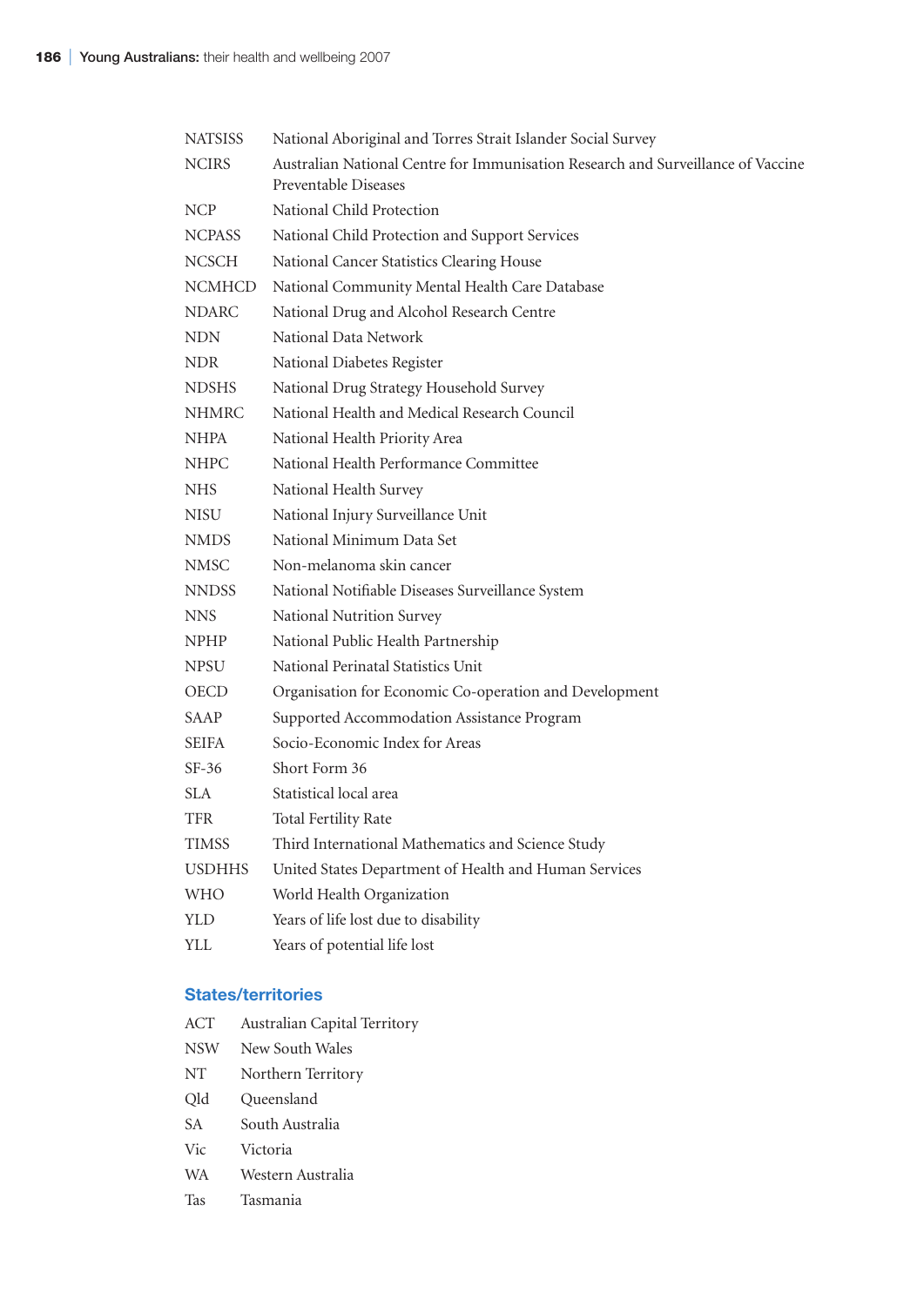| | |
|---|---|
| NATSISS | National Aboriginal and Torres Strait Islander Social Survey |
| NCIRS | Australian National Centre for Immunisation Research and Surveillance of Vaccine Preventable Diseases |
| NCP | National Child Protection |
| NCPASS | National Child Protection and Support Services |
| NCSCH | National Cancer Statistics Clearing House |
| NCMHCD | National Community Mental Health Care Database |
| NDARC | National Drug and Alcohol Research Centre |
| NDN | National Data Network |
| NDR | National Diabetes Register |
| NDSHS | National Drug Strategy Household Survey |
| NHMRC | National Health and Medical Research Council |
| NHPA | National Health Priority Area |
| NHPC | National Health Performance Committee |
| NHS | National Health Survey |
| NISU | National Injury Surveillance Unit |
| NMDS | National Minimum Data Set |
| NMSC | Non-melanoma skin cancer |
| NNDSS | National Notifiable Diseases Surveillance System |
| NNS | National Nutrition Survey |
| NPHP | National Public Health Partnership |
| NPSU | National Perinatal Statistics Unit |
| OECD | Organisation for Economic Co-operation and Development |
| SAAP | Supported Accommodation Assistance Program |
| SEIFA | Socio-Economic Index for Areas |
| SF-36 | Short Form 36 |
| SLA | Statistical local area |
| TFR | Total Fertility Rate |
| TIMSS | Third International Mathematics and Science Study |
| USDHHS | United States Department of Health and Human Services |
| WHO | World Health Organization |
| YLD | Years of life lost due to disability |
| YLL | Years of potential life lost |

## States/territories

| | |
|---|---|
| ACT | Australian Capital Territory |
| NSW | New South Wales |
| NT | Northern Territory |
| Qld | Queensland |
| SA | South Australia |
| Vic | Victoria |
| WA | Western Australia |
| Tas | Tasmania |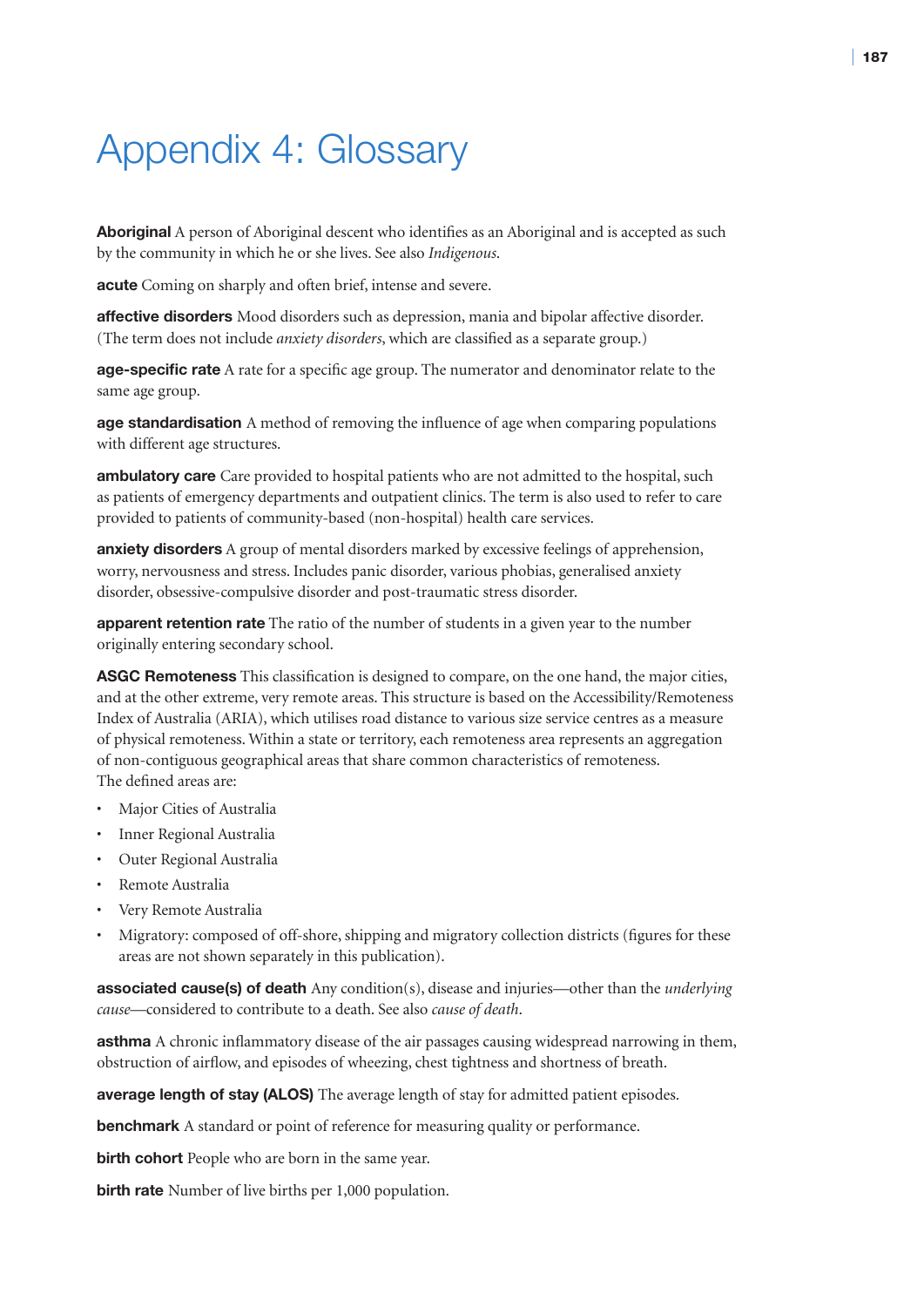# Appendix 4: Glossary

**Aboriginal** A person of Aboriginal descent who identifies as an Aboriginal and is accepted as such by the community in which he or she lives. See also *Indigenous*.

**acute** Coming on sharply and often brief, intense and severe.

**affective disorders** Mood disorders such as depression, mania and bipolar affective disorder. (The term does not include *anxiety disorders*, which are classified as a separate group.)

**age-specific rate** A rate for a specific age group. The numerator and denominator relate to the same age group.

**age standardisation** A method of removing the influence of age when comparing populations with different age structures.

**ambulatory care** Care provided to hospital patients who are not admitted to the hospital, such as patients of emergency departments and outpatient clinics. The term is also used to refer to care provided to patients of community-based (non-hospital) health care services.

**anxiety disorders** A group of mental disorders marked by excessive feelings of apprehension, worry, nervousness and stress. Includes panic disorder, various phobias, generalised anxiety disorder, obsessive-compulsive disorder and post-traumatic stress disorder.

**apparent retention rate** The ratio of the number of students in a given year to the number originally entering secondary school.

**ASGC Remoteness** This classification is designed to compare, on the one hand, the major cities, and at the other extreme, very remote areas. This structure is based on the Accessibility/Remoteness Index of Australia (ARIA), which utilises road distance to various size service centres as a measure of physical remoteness. Within a state or territory, each remoteness area represents an aggregation of non-contiguous geographical areas that share common characteristics of remoteness.
The defined areas are:

- Major Cities of Australia
- Inner Regional Australia
- Outer Regional Australia
- Remote Australia
- Very Remote Australia
- Migratory: composed of off-shore, shipping and migratory collection districts (figures for these areas are not shown separately in this publication).

**associated cause(s) of death** Any condition(s), disease and injuries—other than the *underlying cause*—considered to contribute to a death. See also *cause of death*.

**asthma** A chronic inflammatory disease of the air passages causing widespread narrowing in them, obstruction of airflow, and episodes of wheezing, chest tightness and shortness of breath.

**average length of stay (ALOS)** The average length of stay for admitted patient episodes.

**benchmark** A standard or point of reference for measuring quality or performance.

**birth cohort** People who are born in the same year.

**birth rate** Number of live births per 1,000 population.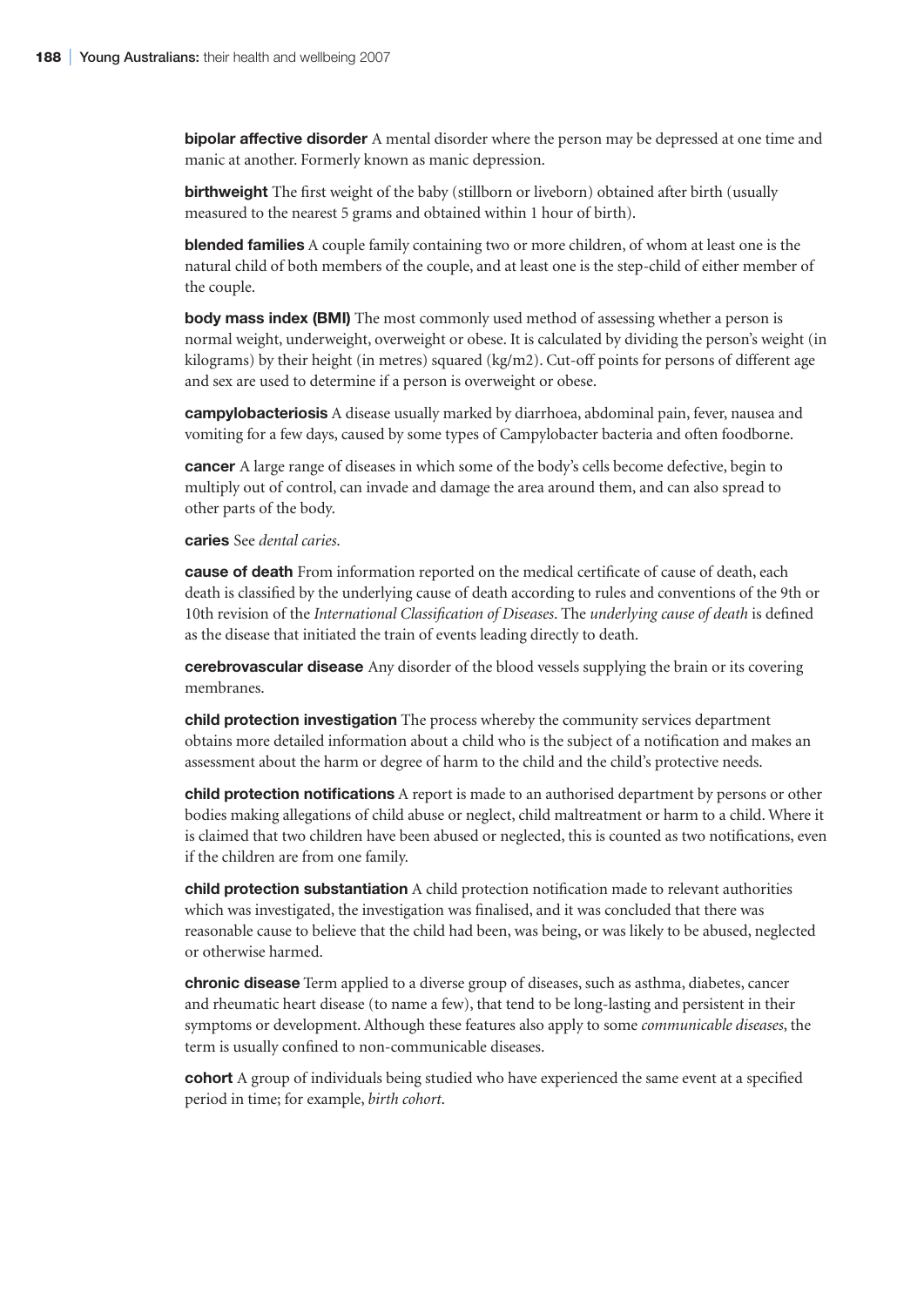**bipolar affective disorder** A mental disorder where the person may be depressed at one time and manic at another. Formerly known as manic depression.

**birthweight** The first weight of the baby (stillborn or liveborn) obtained after birth (usually measured to the nearest 5 grams and obtained within 1 hour of birth).

**blended families** A couple family containing two or more children, of whom at least one is the natural child of both members of the couple, and at least one is the step-child of either member of the couple.

**body mass index (BMI)** The most commonly used method of assessing whether a person is normal weight, underweight, overweight or obese. It is calculated by dividing the person's weight (in kilograms) by their height (in metres) squared (kg/m2). Cut-off points for persons of different age and sex are used to determine if a person is overweight or obese.

**campylobacteriosis** A disease usually marked by diarrhoea, abdominal pain, fever, nausea and vomiting for a few days, caused by some types of Campylobacter bacteria and often foodborne.

**cancer** A large range of diseases in which some of the body's cells become defective, begin to multiply out of control, can invade and damage the area around them, and can also spread to other parts of the body.

**caries** See *dental caries*.

**cause of death** From information reported on the medical certificate of cause of death, each death is classified by the underlying cause of death according to rules and conventions of the 9th or 10th revision of the *International Classification of Diseases*. The *underlying cause of death* is defined as the disease that initiated the train of events leading directly to death.

**cerebrovascular disease** Any disorder of the blood vessels supplying the brain or its covering membranes.

**child protection investigation** The process whereby the community services department obtains more detailed information about a child who is the subject of a notification and makes an assessment about the harm or degree of harm to the child and the child's protective needs.

**child protection notifications** A report is made to an authorised department by persons or other bodies making allegations of child abuse or neglect, child maltreatment or harm to a child. Where it is claimed that two children have been abused or neglected, this is counted as two notifications, even if the children are from one family.

**child protection substantiation** A child protection notification made to relevant authorities which was investigated, the investigation was finalised, and it was concluded that there was reasonable cause to believe that the child had been, was being, or was likely to be abused, neglected or otherwise harmed.

**chronic disease** Term applied to a diverse group of diseases, such as asthma, diabetes, cancer and rheumatic heart disease (to name a few), that tend to be long-lasting and persistent in their symptoms or development. Although these features also apply to some *communicable diseases*, the term is usually confined to non-communicable diseases.

**cohort** A group of individuals being studied who have experienced the same event at a specified period in time; for example, *birth cohort*.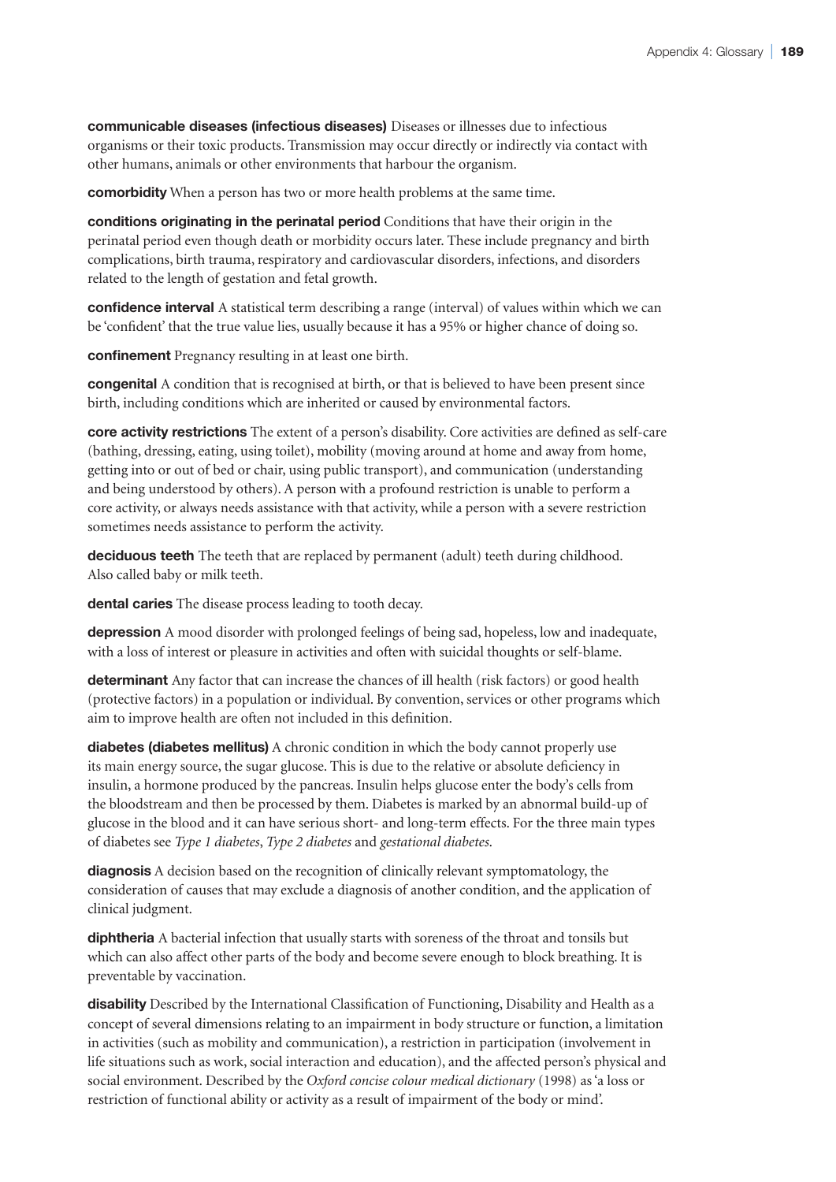**communicable diseases (infectious diseases)** Diseases or illnesses due to infectious organisms or their toxic products. Transmission may occur directly or indirectly via contact with other humans, animals or other environments that harbour the organism.

**comorbidity** When a person has two or more health problems at the same time.

**conditions originating in the perinatal period** Conditions that have their origin in the perinatal period even though death or morbidity occurs later. These include pregnancy and birth complications, birth trauma, respiratory and cardiovascular disorders, infections, and disorders related to the length of gestation and fetal growth.

**confidence interval** A statistical term describing a range (interval) of values within which we can be 'confident' that the true value lies, usually because it has a 95% or higher chance of doing so.

**confinement** Pregnancy resulting in at least one birth.

**congenital** A condition that is recognised at birth, or that is believed to have been present since birth, including conditions which are inherited or caused by environmental factors.

**core activity restrictions** The extent of a person's disability. Core activities are defined as self-care (bathing, dressing, eating, using toilet), mobility (moving around at home and away from home, getting into or out of bed or chair, using public transport), and communication (understanding and being understood by others). A person with a profound restriction is unable to perform a core activity, or always needs assistance with that activity, while a person with a severe restriction sometimes needs assistance to perform the activity.

**deciduous teeth** The teeth that are replaced by permanent (adult) teeth during childhood. Also called baby or milk teeth.

**dental caries** The disease process leading to tooth decay.

**depression** A mood disorder with prolonged feelings of being sad, hopeless, low and inadequate, with a loss of interest or pleasure in activities and often with suicidal thoughts or self-blame.

**determinant** Any factor that can increase the chances of ill health (risk factors) or good health (protective factors) in a population or individual. By convention, services or other programs which aim to improve health are often not included in this definition.

**diabetes (diabetes mellitus)** A chronic condition in which the body cannot properly use its main energy source, the sugar glucose. This is due to the relative or absolute deficiency in insulin, a hormone produced by the pancreas. Insulin helps glucose enter the body's cells from the bloodstream and then be processed by them. Diabetes is marked by an abnormal build-up of glucose in the blood and it can have serious short- and long-term effects. For the three main types of diabetes see *Type 1 diabetes*, *Type 2 diabetes* and *gestational diabetes*.

**diagnosis** A decision based on the recognition of clinically relevant symptomatology, the consideration of causes that may exclude a diagnosis of another condition, and the application of clinical judgment.

**diphtheria** A bacterial infection that usually starts with soreness of the throat and tonsils but which can also affect other parts of the body and become severe enough to block breathing. It is preventable by vaccination.

**disability** Described by the International Classification of Functioning, Disability and Health as a concept of several dimensions relating to an impairment in body structure or function, a limitation in activities (such as mobility and communication), a restriction in participation (involvement in life situations such as work, social interaction and education), and the affected person's physical and social environment. Described by the *Oxford concise colour medical dictionary* (1998) as 'a loss or restriction of functional ability or activity as a result of impairment of the body or mind'.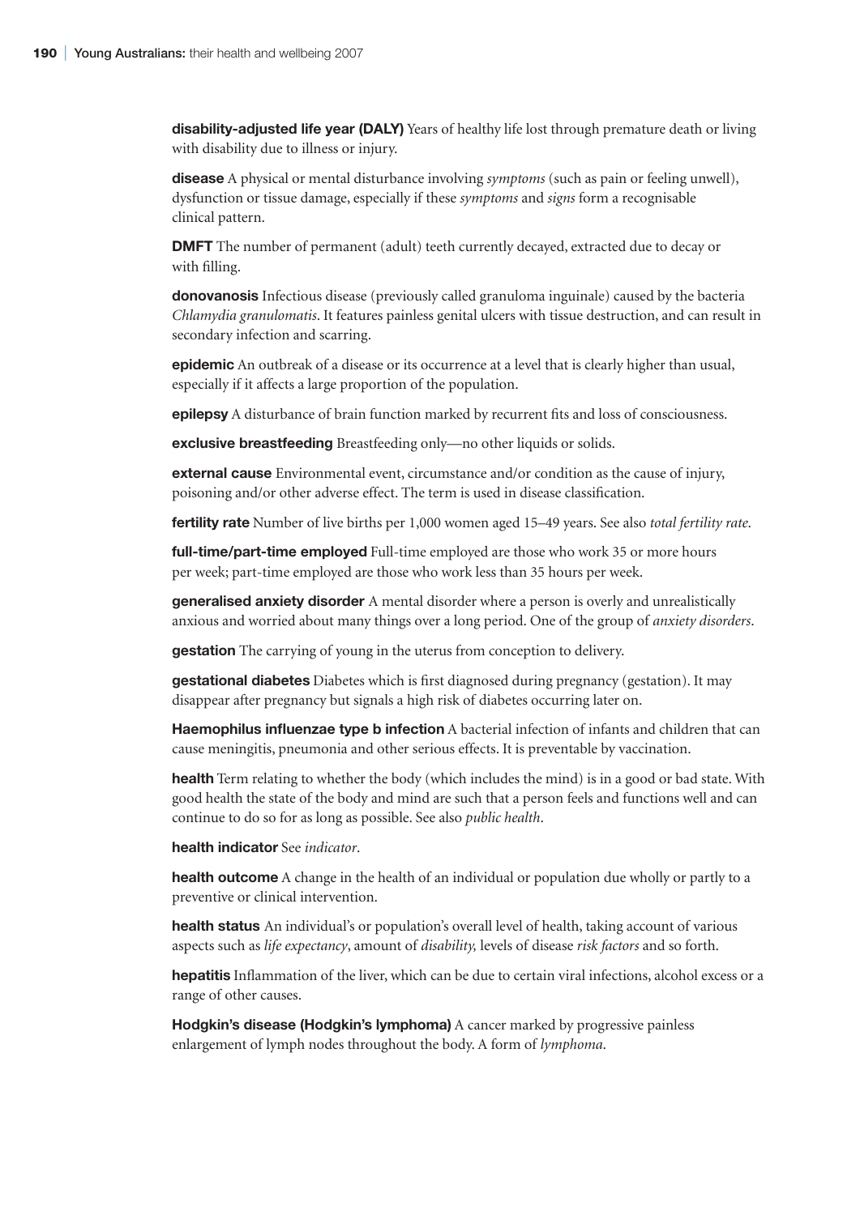**disability-adjusted life year (DALY)** Years of healthy life lost through premature death or living with disability due to illness or injury.

**disease** A physical or mental disturbance involving *symptoms* (such as pain or feeling unwell), dysfunction or tissue damage, especially if these *symptoms* and *signs* form a recognisable clinical pattern.

**DMFT** The number of permanent (adult) teeth currently decayed, extracted due to decay or with filling.

**donovanosis** Infectious disease (previously called granuloma inguinale) caused by the bacteria *Chlamydia granulomatis*. It features painless genital ulcers with tissue destruction, and can result in secondary infection and scarring.

**epidemic** An outbreak of a disease or its occurrence at a level that is clearly higher than usual, especially if it affects a large proportion of the population.

**epilepsy** A disturbance of brain function marked by recurrent fits and loss of consciousness.

**exclusive breastfeeding** Breastfeeding only—no other liquids or solids.

**external cause** Environmental event, circumstance and/or condition as the cause of injury, poisoning and/or other adverse effect. The term is used in disease classification.

**fertility rate** Number of live births per 1,000 women aged 15–49 years. See also *total fertility rate*.

**full-time/part-time employed** Full-time employed are those who work 35 or more hours per week; part-time employed are those who work less than 35 hours per week.

**generalised anxiety disorder** A mental disorder where a person is overly and unrealistically anxious and worried about many things over a long period. One of the group of *anxiety disorders*.

**gestation** The carrying of young in the uterus from conception to delivery.

**gestational diabetes** Diabetes which is first diagnosed during pregnancy (gestation). It may disappear after pregnancy but signals a high risk of diabetes occurring later on.

**Haemophilus influenzae type b infection** A bacterial infection of infants and children that can cause meningitis, pneumonia and other serious effects. It is preventable by vaccination.

**health** Term relating to whether the body (which includes the mind) is in a good or bad state. With good health the state of the body and mind are such that a person feels and functions well and can continue to do so for as long as possible. See also *public health*.

**health indicator** See *indicator*.

**health outcome** A change in the health of an individual or population due wholly or partly to a preventive or clinical intervention.

**health status** An individual's or population's overall level of health, taking account of various aspects such as *life expectancy*, amount of *disability,* levels of disease *risk factors* and so forth.

**hepatitis** Inflammation of the liver, which can be due to certain viral infections, alcohol excess or a range of other causes.

**Hodgkin's disease (Hodgkin's lymphoma)** A cancer marked by progressive painless enlargement of lymph nodes throughout the body. A form of *lymphoma*.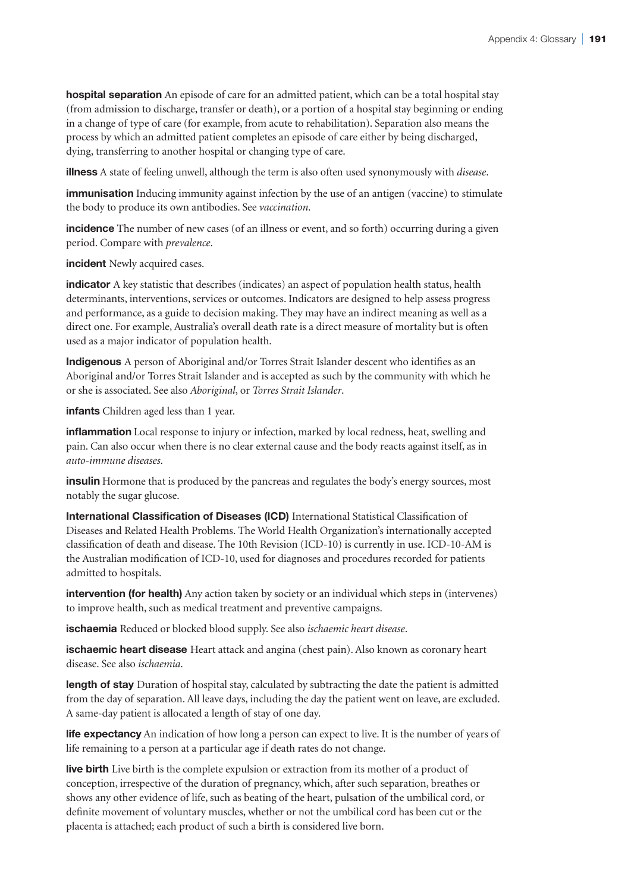**hospital separation** An episode of care for an admitted patient, which can be a total hospital stay (from admission to discharge, transfer or death), or a portion of a hospital stay beginning or ending in a change of type of care (for example, from acute to rehabilitation). Separation also means the process by which an admitted patient completes an episode of care either by being discharged, dying, transferring to another hospital or changing type of care.

**illness** A state of feeling unwell, although the term is also often used synonymously with *disease*.

**immunisation** Inducing immunity against infection by the use of an antigen (vaccine) to stimulate the body to produce its own antibodies. See *vaccination*.

**incidence** The number of new cases (of an illness or event, and so forth) occurring during a given period. Compare with *prevalence*.

**incident** Newly acquired cases.

**indicator** A key statistic that describes (indicates) an aspect of population health status, health determinants, interventions, services or outcomes. Indicators are designed to help assess progress and performance, as a guide to decision making. They may have an indirect meaning as well as a direct one. For example, Australia's overall death rate is a direct measure of mortality but is often used as a major indicator of population health.

**Indigenous** A person of Aboriginal and/or Torres Strait Islander descent who identifies as an Aboriginal and/or Torres Strait Islander and is accepted as such by the community with which he or she is associated. See also *Aboriginal*, or *Torres Strait Islander*.

**infants** Children aged less than 1 year.

**inflammation** Local response to injury or infection, marked by local redness, heat, swelling and pain. Can also occur when there is no clear external cause and the body reacts against itself, as in *auto-immune diseases*.

**insulin** Hormone that is produced by the pancreas and regulates the body's energy sources, most notably the sugar glucose.

**International Classification of Diseases (ICD)** International Statistical Classification of Diseases and Related Health Problems. The World Health Organization's internationally accepted classification of death and disease. The 10th Revision (ICD-10) is currently in use. ICD-10-AM is the Australian modification of ICD-10, used for diagnoses and procedures recorded for patients admitted to hospitals.

**intervention (for health)** Any action taken by society or an individual which steps in (intervenes) to improve health, such as medical treatment and preventive campaigns.

**ischaemia** Reduced or blocked blood supply. See also *ischaemic heart disease*.

**ischaemic heart disease** Heart attack and angina (chest pain). Also known as coronary heart disease. See also *ischaemia*.

**length of stay** Duration of hospital stay, calculated by subtracting the date the patient is admitted from the day of separation. All leave days, including the day the patient went on leave, are excluded. A same-day patient is allocated a length of stay of one day.

**life expectancy** An indication of how long a person can expect to live. It is the number of years of life remaining to a person at a particular age if death rates do not change.

**live birth** Live birth is the complete expulsion or extraction from its mother of a product of conception, irrespective of the duration of pregnancy, which, after such separation, breathes or shows any other evidence of life, such as beating of the heart, pulsation of the umbilical cord, or definite movement of voluntary muscles, whether or not the umbilical cord has been cut or the placenta is attached; each product of such a birth is considered live born.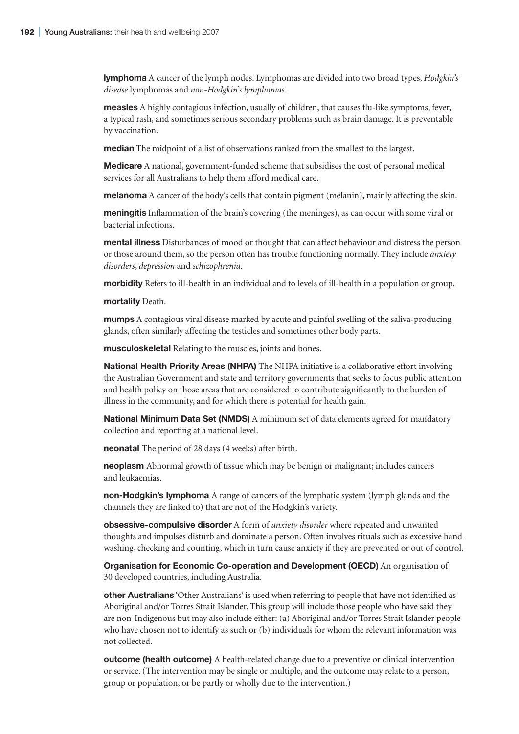**lymphoma** A cancer of the lymph nodes. Lymphomas are divided into two broad types, *Hodgkin's disease* lymphomas and *non-Hodgkin's lymphomas*.

**measles** A highly contagious infection, usually of children, that causes flu-like symptoms, fever, a typical rash, and sometimes serious secondary problems such as brain damage. It is preventable by vaccination.

**median** The midpoint of a list of observations ranked from the smallest to the largest.

**Medicare** A national, government-funded scheme that subsidises the cost of personal medical services for all Australians to help them afford medical care.

**melanoma** A cancer of the body's cells that contain pigment (melanin), mainly affecting the skin.

**meningitis** Inflammation of the brain's covering (the meninges), as can occur with some viral or bacterial infections.

**mental illness** Disturbances of mood or thought that can affect behaviour and distress the person or those around them, so the person often has trouble functioning normally. They include *anxiety disorders*, *depression* and *schizophrenia*.

**morbidity** Refers to ill-health in an individual and to levels of ill-health in a population or group.

**mortality** Death.

**mumps** A contagious viral disease marked by acute and painful swelling of the saliva-producing glands, often similarly affecting the testicles and sometimes other body parts.

**musculoskeletal** Relating to the muscles, joints and bones.

**National Health Priority Areas (NHPA)** The NHPA initiative is a collaborative effort involving the Australian Government and state and territory governments that seeks to focus public attention and health policy on those areas that are considered to contribute significantly to the burden of illness in the community, and for which there is potential for health gain.

**National Minimum Data Set (NMDS)** A minimum set of data elements agreed for mandatory collection and reporting at a national level.

**neonatal** The period of 28 days (4 weeks) after birth.

**neoplasm** Abnormal growth of tissue which may be benign or malignant; includes cancers and leukaemias.

**non-Hodgkin's lymphoma** A range of cancers of the lymphatic system (lymph glands and the channels they are linked to) that are not of the Hodgkin's variety.

**obsessive-compulsive disorder** A form of *anxiety disorder* where repeated and unwanted thoughts and impulses disturb and dominate a person. Often involves rituals such as excessive hand washing, checking and counting, which in turn cause anxiety if they are prevented or out of control.

**Organisation for Economic Co-operation and Development (OECD)** An organisation of 30 developed countries, including Australia.

**other Australians** 'Other Australians' is used when referring to people that have not identified as Aboriginal and/or Torres Strait Islander. This group will include those people who have said they are non-Indigenous but may also include either: (a) Aboriginal and/or Torres Strait Islander people who have chosen not to identify as such or (b) individuals for whom the relevant information was not collected.

**outcome (health outcome)** A health-related change due to a preventive or clinical intervention or service. (The intervention may be single or multiple, and the outcome may relate to a person, group or population, or be partly or wholly due to the intervention.)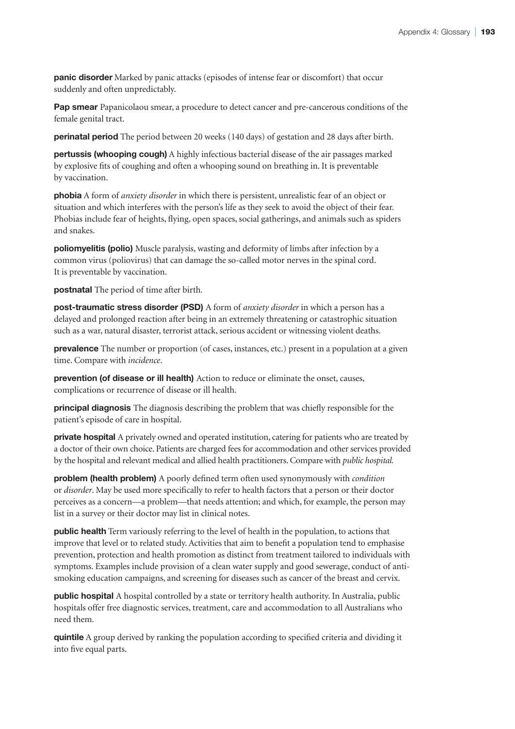**panic disorder** Marked by panic attacks (episodes of intense fear or discomfort) that occur suddenly and often unpredictably.

**Pap smear** Papanicolaou smear, a procedure to detect cancer and pre-cancerous conditions of the female genital tract.

**perinatal period** The period between 20 weeks (140 days) of gestation and 28 days after birth.

**pertussis (whooping cough)** A highly infectious bacterial disease of the air passages marked by explosive fits of coughing and often a whooping sound on breathing in. It is preventable by vaccination.

**phobia** A form of *anxiety disorder* in which there is persistent, unrealistic fear of an object or situation and which interferes with the person's life as they seek to avoid the object of their fear. Phobias include fear of heights, flying, open spaces, social gatherings, and animals such as spiders and snakes.

**poliomyelitis (polio)** Muscle paralysis, wasting and deformity of limbs after infection by a common virus (poliovirus) that can damage the so-called motor nerves in the spinal cord. It is preventable by vaccination.

**postnatal** The period of time after birth.

**post-traumatic stress disorder (PSD)** A form of *anxiety disorder* in which a person has a delayed and prolonged reaction after being in an extremely threatening or catastrophic situation such as a war, natural disaster, terrorist attack, serious accident or witnessing violent deaths.

**prevalence** The number or proportion (of cases, instances, etc.) present in a population at a given time. Compare with *incidence*.

**prevention (of disease or ill health)** Action to reduce or eliminate the onset, causes, complications or recurrence of disease or ill health.

**principal diagnosis** The diagnosis describing the problem that was chiefly responsible for the patient's episode of care in hospital.

**private hospital** A privately owned and operated institution, catering for patients who are treated by a doctor of their own choice. Patients are charged fees for accommodation and other services provided by the hospital and relevant medical and allied health practitioners. Compare with *public hospital.*

**problem (health problem)** A poorly defined term often used synonymously with *condition* or *disorder*. May be used more specifically to refer to health factors that a person or their doctor perceives as a concern—a problem—that needs attention; and which, for example, the person may list in a survey or their doctor may list in clinical notes.

**public health** Term variously referring to the level of health in the population, to actions that improve that level or to related study. Activities that aim to benefit a population tend to emphasise prevention, protection and health promotion as distinct from treatment tailored to individuals with symptoms. Examples include provision of a clean water supply and good sewerage, conduct of anti-smoking education campaigns, and screening for diseases such as cancer of the breast and cervix.

**public hospital** A hospital controlled by a state or territory health authority. In Australia, public hospitals offer free diagnostic services, treatment, care and accommodation to all Australians who need them.

**quintile** A group derived by ranking the population according to specified criteria and dividing it into five equal parts.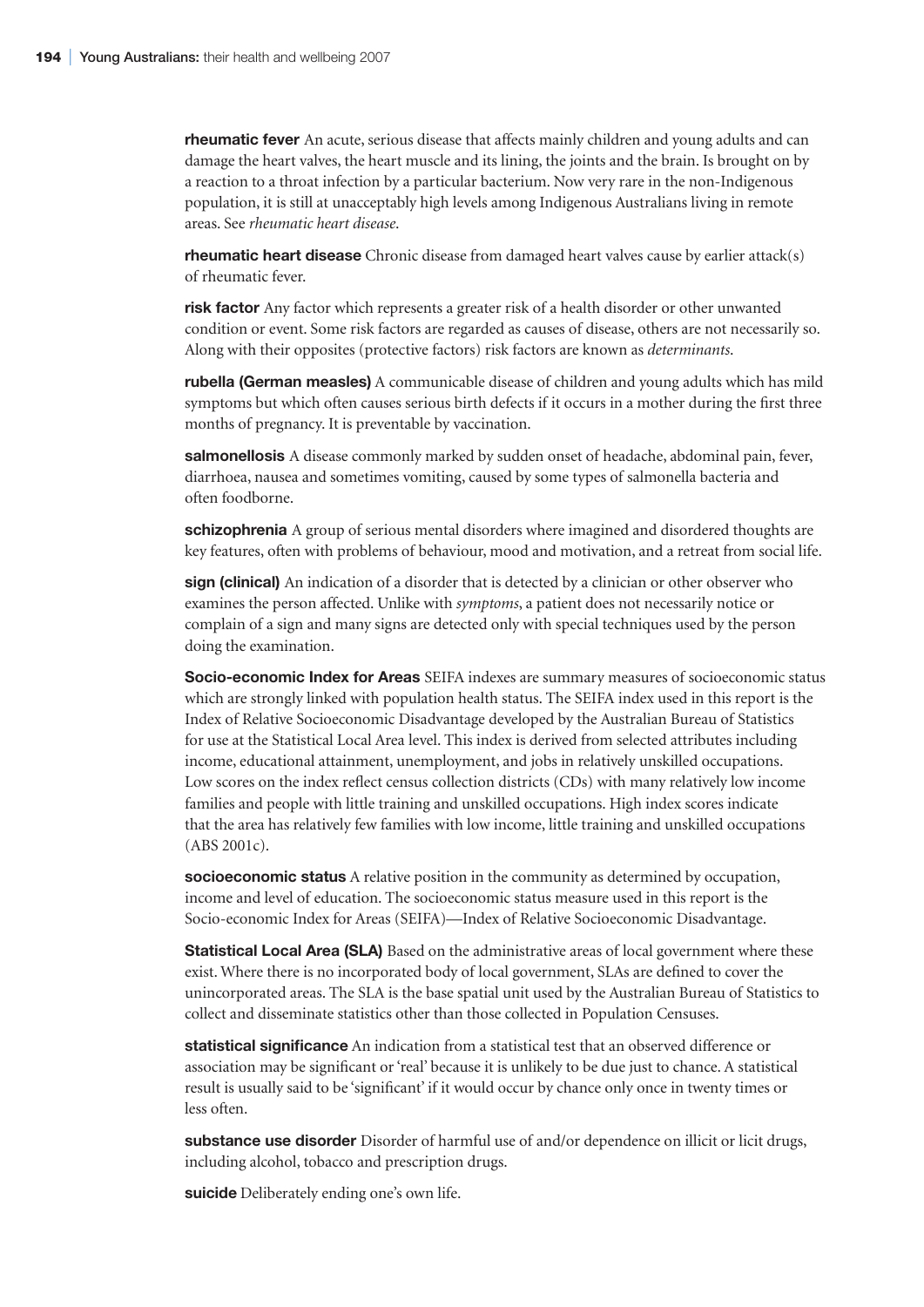**rheumatic fever** An acute, serious disease that affects mainly children and young adults and can damage the heart valves, the heart muscle and its lining, the joints and the brain. Is brought on by a reaction to a throat infection by a particular bacterium. Now very rare in the non-Indigenous population, it is still at unacceptably high levels among Indigenous Australians living in remote areas. See *rheumatic heart disease*.

**rheumatic heart disease** Chronic disease from damaged heart valves cause by earlier attack(s) of rheumatic fever.

**risk factor** Any factor which represents a greater risk of a health disorder or other unwanted condition or event. Some risk factors are regarded as causes of disease, others are not necessarily so. Along with their opposites (protective factors) risk factors are known as *determinants*.

**rubella (German measles)** A communicable disease of children and young adults which has mild symptoms but which often causes serious birth defects if it occurs in a mother during the first three months of pregnancy. It is preventable by vaccination.

**salmonellosis** A disease commonly marked by sudden onset of headache, abdominal pain, fever, diarrhoea, nausea and sometimes vomiting, caused by some types of salmonella bacteria and often foodborne.

**schizophrenia** A group of serious mental disorders where imagined and disordered thoughts are key features, often with problems of behaviour, mood and motivation, and a retreat from social life.

**sign (clinical)** An indication of a disorder that is detected by a clinician or other observer who examines the person affected. Unlike with *symptoms*, a patient does not necessarily notice or complain of a sign and many signs are detected only with special techniques used by the person doing the examination.

**Socio-economic Index for Areas** SEIFA indexes are summary measures of socioeconomic status which are strongly linked with population health status. The SEIFA index used in this report is the Index of Relative Socioeconomic Disadvantage developed by the Australian Bureau of Statistics for use at the Statistical Local Area level. This index is derived from selected attributes including income, educational attainment, unemployment, and jobs in relatively unskilled occupations. Low scores on the index reflect census collection districts (CDs) with many relatively low income families and people with little training and unskilled occupations. High index scores indicate that the area has relatively few families with low income, little training and unskilled occupations (ABS 2001c).

**socioeconomic status** A relative position in the community as determined by occupation, income and level of education. The socioeconomic status measure used in this report is the Socio-economic Index for Areas (SEIFA)—Index of Relative Socioeconomic Disadvantage.

**Statistical Local Area (SLA)** Based on the administrative areas of local government where these exist. Where there is no incorporated body of local government, SLAs are defined to cover the unincorporated areas. The SLA is the base spatial unit used by the Australian Bureau of Statistics to collect and disseminate statistics other than those collected in Population Censuses.

**statistical significance** An indication from a statistical test that an observed difference or association may be significant or 'real' because it is unlikely to be due just to chance. A statistical result is usually said to be 'significant' if it would occur by chance only once in twenty times or less often.

**substance use disorder** Disorder of harmful use of and/or dependence on illicit or licit drugs, including alcohol, tobacco and prescription drugs.

**suicide** Deliberately ending one's own life.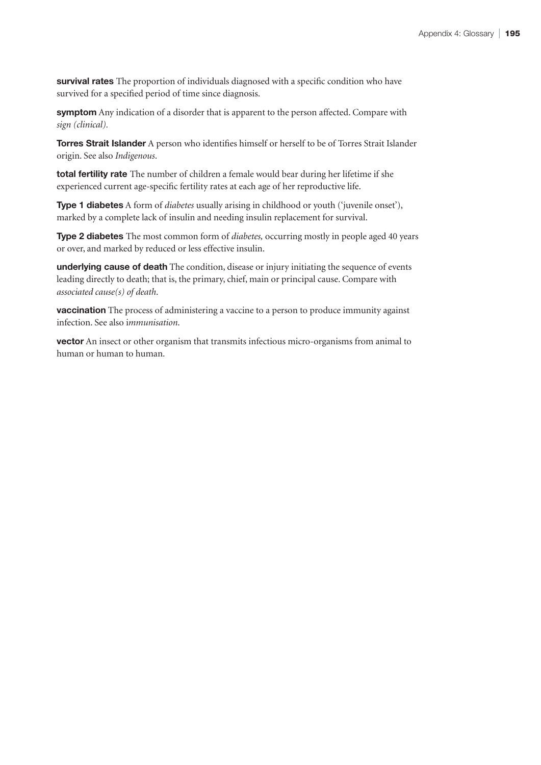**survival rates** The proportion of individuals diagnosed with a specific condition who have survived for a specified period of time since diagnosis.

**symptom** Any indication of a disorder that is apparent to the person affected. Compare with *sign (clinical).*

**Torres Strait Islander** A person who identifies himself or herself to be of Torres Strait Islander origin. See also *Indigenous*.

**total fertility rate** The number of children a female would bear during her lifetime if she experienced current age-specific fertility rates at each age of her reproductive life.

**Type 1 diabetes** A form of *diabetes* usually arising in childhood or youth ('juvenile onset'), marked by a complete lack of insulin and needing insulin replacement for survival.

**Type 2 diabetes** The most common form of *diabetes,* occurring mostly in people aged 40 years or over, and marked by reduced or less effective insulin.

**underlying cause of death** The condition, disease or injury initiating the sequence of events leading directly to death; that is, the primary, chief, main or principal cause. Compare with *associated cause(s) of death*.

**vaccination** The process of administering a vaccine to a person to produce immunity against infection. See also i*mmunisation*.

**vector** An insect or other organism that transmits infectious micro-organisms from animal to human or human to human.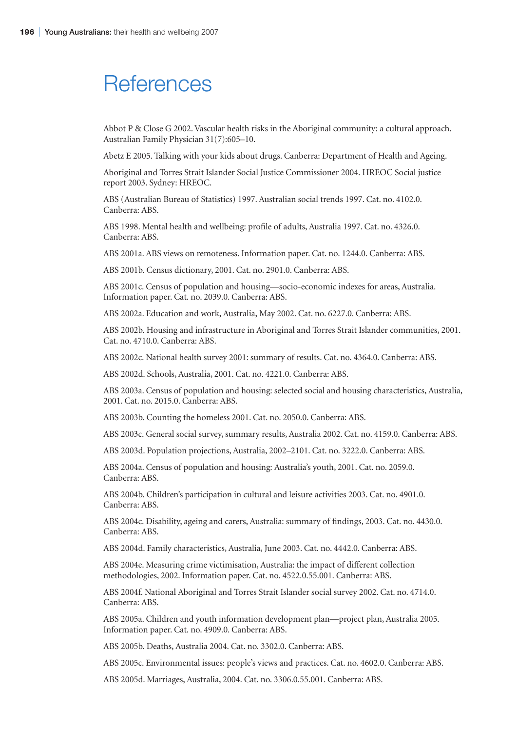# References

Abbot P & Close G 2002. Vascular health risks in the Aboriginal community: a cultural approach. Australian Family Physician 31(7):605–10.

Abetz E 2005. Talking with your kids about drugs. Canberra: Department of Health and Ageing.

Aboriginal and Torres Strait Islander Social Justice Commissioner 2004. HREOC Social justice report 2003. Sydney: HREOC.

ABS (Australian Bureau of Statistics) 1997. Australian social trends 1997. Cat. no. 4102.0. Canberra: ABS.

ABS 1998. Mental health and wellbeing: profile of adults, Australia 1997. Cat. no. 4326.0. Canberra: ABS.

ABS 2001a. ABS views on remoteness. Information paper. Cat. no. 1244.0. Canberra: ABS.

ABS 2001b. Census dictionary, 2001. Cat. no. 2901.0. Canberra: ABS.

ABS 2001c. Census of population and housing—socio-economic indexes for areas, Australia. Information paper. Cat. no. 2039.0. Canberra: ABS.

ABS 2002a. Education and work, Australia, May 2002. Cat. no. 6227.0. Canberra: ABS.

ABS 2002b. Housing and infrastructure in Aboriginal and Torres Strait Islander communities, 2001. Cat. no. 4710.0. Canberra: ABS.

ABS 2002c. National health survey 2001: summary of results. Cat. no. 4364.0. Canberra: ABS.

ABS 2002d. Schools, Australia, 2001. Cat. no. 4221.0. Canberra: ABS.

ABS 2003a. Census of population and housing: selected social and housing characteristics, Australia, 2001. Cat. no. 2015.0. Canberra: ABS.

ABS 2003b. Counting the homeless 2001. Cat. no. 2050.0. Canberra: ABS.

ABS 2003c. General social survey, summary results, Australia 2002. Cat. no. 4159.0. Canberra: ABS.

ABS 2003d. Population projections, Australia, 2002–2101. Cat. no. 3222.0. Canberra: ABS.

ABS 2004a. Census of population and housing: Australia's youth, 2001. Cat. no. 2059.0. Canberra: ABS.

ABS 2004b. Children's participation in cultural and leisure activities 2003. Cat. no. 4901.0. Canberra: ABS.

ABS 2004c. Disability, ageing and carers, Australia: summary of findings, 2003. Cat. no. 4430.0. Canberra: ABS.

ABS 2004d. Family characteristics, Australia, June 2003. Cat. no. 4442.0. Canberra: ABS.

ABS 2004e. Measuring crime victimisation, Australia: the impact of different collection methodologies, 2002. Information paper. Cat. no. 4522.0.55.001. Canberra: ABS.

ABS 2004f. National Aboriginal and Torres Strait Islander social survey 2002. Cat. no. 4714.0. Canberra: ABS.

ABS 2005a. Children and youth information development plan—project plan, Australia 2005. Information paper. Cat. no. 4909.0. Canberra: ABS.

ABS 2005b. Deaths, Australia 2004. Cat. no. 3302.0. Canberra: ABS.

ABS 2005c. Environmental issues: people's views and practices. Cat. no. 4602.0. Canberra: ABS.

ABS 2005d. Marriages, Australia, 2004. Cat. no. 3306.0.55.001. Canberra: ABS.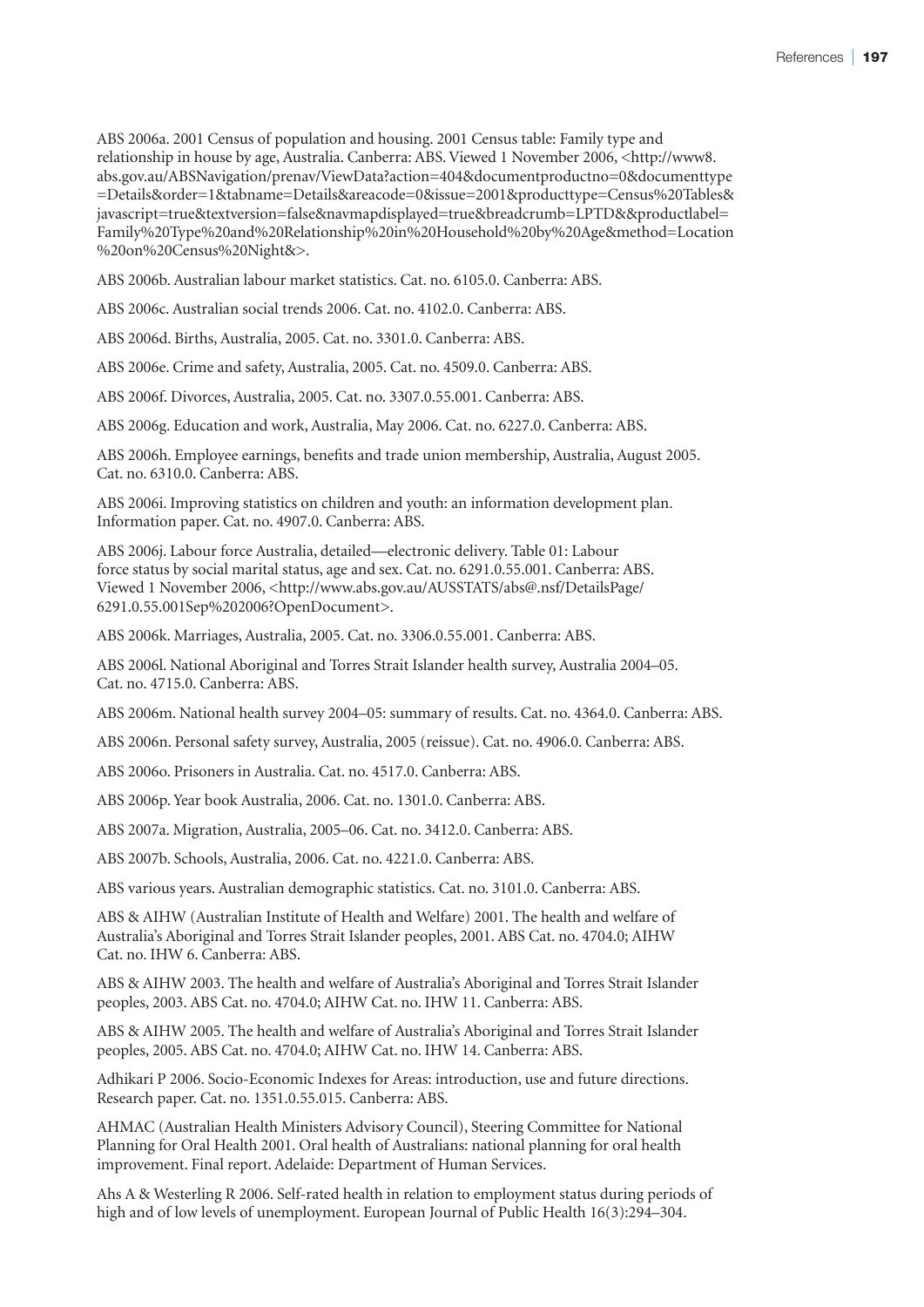ABS 2006a. 2001 Census of population and housing. 2001 Census table: Family type and relationship in house by age, Australia. Canberra: ABS. Viewed 1 November 2006, <http://www8.abs.gov.au/ABSNavigation/prenav/ViewData?action=404&documentproductno=0&documenttype=Details&order=1&tabname=Details&areacode=0&issue=2001&producttype=Census%20Tables&javascript=true&textversion=false&navmapdisplayed=true&breadcrumb=LPTD&&productlabel=Family%20Type%20and%20Relationship%20in%20Household%20by%20Age&method=Location%20on%20Census%20Night&>.

ABS 2006b. Australian labour market statistics. Cat. no. 6105.0. Canberra: ABS.

ABS 2006c. Australian social trends 2006. Cat. no. 4102.0. Canberra: ABS.

ABS 2006d. Births, Australia, 2005. Cat. no. 3301.0. Canberra: ABS.

ABS 2006e. Crime and safety, Australia, 2005. Cat. no. 4509.0. Canberra: ABS.

ABS 2006f. Divorces, Australia, 2005. Cat. no. 3307.0.55.001. Canberra: ABS.

ABS 2006g. Education and work, Australia, May 2006. Cat. no. 6227.0. Canberra: ABS.

ABS 2006h. Employee earnings, benefits and trade union membership, Australia, August 2005. Cat. no. 6310.0. Canberra: ABS.

ABS 2006i. Improving statistics on children and youth: an information development plan. Information paper. Cat. no. 4907.0. Canberra: ABS.

ABS 2006j. Labour force Australia, detailed—electronic delivery. Table 01: Labour force status by social marital status, age and sex. Cat. no. 6291.0.55.001. Canberra: ABS. Viewed 1 November 2006, <http://www.abs.gov.au/AUSSTATS/abs@.nsf/DetailsPage/6291.0.55.001Sep%202006?OpenDocument>.

ABS 2006k. Marriages, Australia, 2005. Cat. no. 3306.0.55.001. Canberra: ABS.

ABS 2006l. National Aboriginal and Torres Strait Islander health survey, Australia 2004–05. Cat. no. 4715.0. Canberra: ABS.

ABS 2006m. National health survey 2004–05: summary of results. Cat. no. 4364.0. Canberra: ABS.

ABS 2006n. Personal safety survey, Australia, 2005 (reissue). Cat. no. 4906.0. Canberra: ABS.

ABS 2006o. Prisoners in Australia. Cat. no. 4517.0. Canberra: ABS.

ABS 2006p. Year book Australia, 2006. Cat. no. 1301.0. Canberra: ABS.

ABS 2007a. Migration, Australia, 2005–06. Cat. no. 3412.0. Canberra: ABS.

ABS 2007b. Schools, Australia, 2006. Cat. no. 4221.0. Canberra: ABS.

ABS various years. Australian demographic statistics. Cat. no. 3101.0. Canberra: ABS.

ABS & AIHW (Australian Institute of Health and Welfare) 2001. The health and welfare of Australia's Aboriginal and Torres Strait Islander peoples, 2001. ABS Cat. no. 4704.0; AIHW Cat. no. IHW 6. Canberra: ABS.

ABS & AIHW 2003. The health and welfare of Australia's Aboriginal and Torres Strait Islander peoples, 2003. ABS Cat. no. 4704.0; AIHW Cat. no. IHW 11. Canberra: ABS.

ABS & AIHW 2005. The health and welfare of Australia's Aboriginal and Torres Strait Islander peoples, 2005. ABS Cat. no. 4704.0; AIHW Cat. no. IHW 14. Canberra: ABS.

Adhikari P 2006. Socio-Economic Indexes for Areas: introduction, use and future directions. Research paper. Cat. no. 1351.0.55.015. Canberra: ABS.

AHMAC (Australian Health Ministers Advisory Council), Steering Committee for National Planning for Oral Health 2001. Oral health of Australians: national planning for oral health improvement. Final report. Adelaide: Department of Human Services.

Ahs A & Westerling R 2006. Self-rated health in relation to employment status during periods of high and of low levels of unemployment. European Journal of Public Health 16(3):294–304.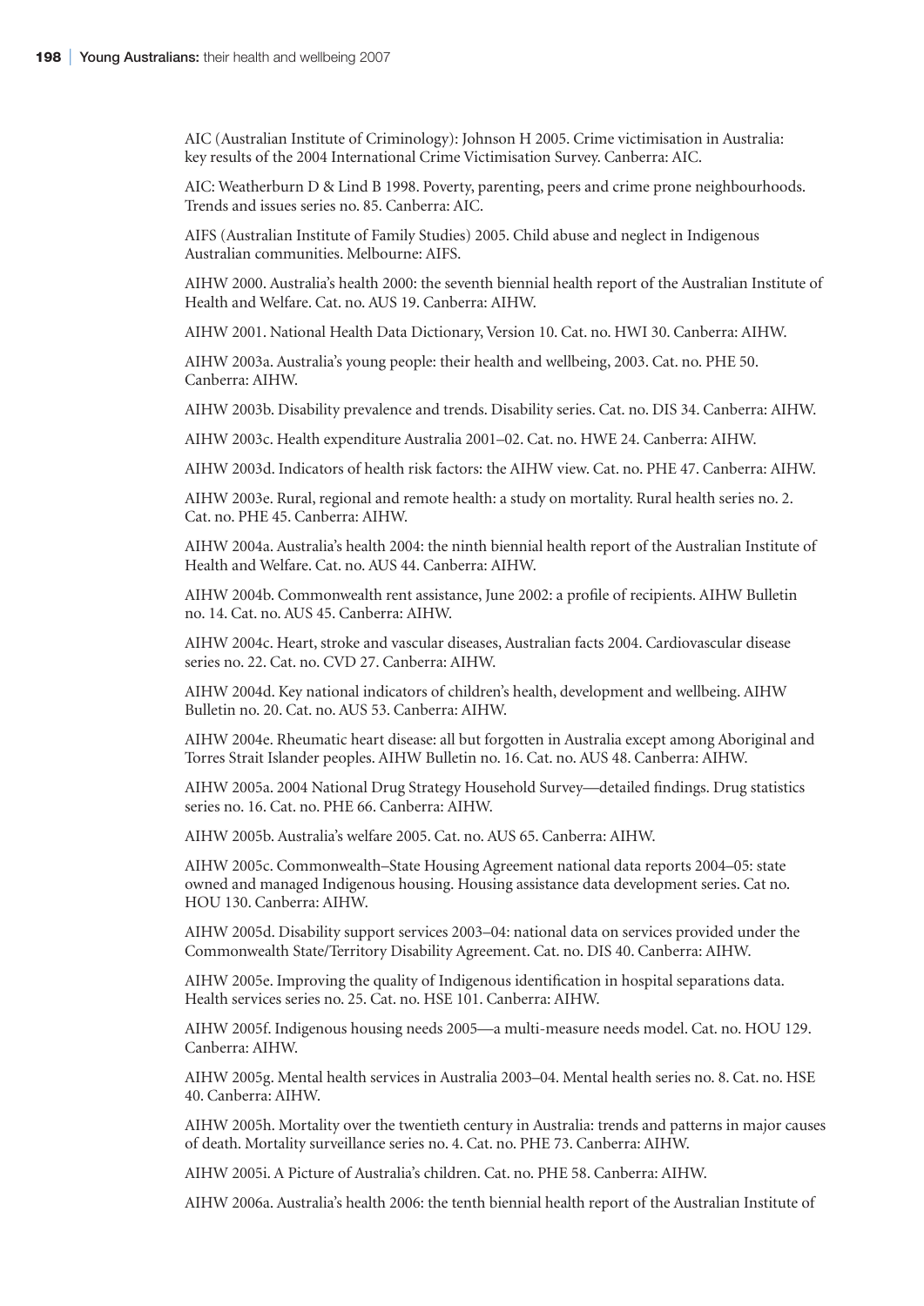AIC (Australian Institute of Criminology): Johnson H 2005. Crime victimisation in Australia: key results of the 2004 International Crime Victimisation Survey. Canberra: AIC.

AIC: Weatherburn D & Lind B 1998. Poverty, parenting, peers and crime prone neighbourhoods. Trends and issues series no. 85. Canberra: AIC.

AIFS (Australian Institute of Family Studies) 2005. Child abuse and neglect in Indigenous Australian communities. Melbourne: AIFS.

AIHW 2000. Australia's health 2000: the seventh biennial health report of the Australian Institute of Health and Welfare. Cat. no. AUS 19. Canberra: AIHW.

AIHW 2001. National Health Data Dictionary, Version 10. Cat. no. HWI 30. Canberra: AIHW.

AIHW 2003a. Australia's young people: their health and wellbeing, 2003. Cat. no. PHE 50. Canberra: AIHW.

AIHW 2003b. Disability prevalence and trends. Disability series. Cat. no. DIS 34. Canberra: AIHW.

AIHW 2003c. Health expenditure Australia 2001–02. Cat. no. HWE 24. Canberra: AIHW.

AIHW 2003d. Indicators of health risk factors: the AIHW view. Cat. no. PHE 47. Canberra: AIHW.

AIHW 2003e. Rural, regional and remote health: a study on mortality. Rural health series no. 2. Cat. no. PHE 45. Canberra: AIHW.

AIHW 2004a. Australia's health 2004: the ninth biennial health report of the Australian Institute of Health and Welfare. Cat. no. AUS 44. Canberra: AIHW.

AIHW 2004b. Commonwealth rent assistance, June 2002: a profile of recipients. AIHW Bulletin no. 14. Cat. no. AUS 45. Canberra: AIHW.

AIHW 2004c. Heart, stroke and vascular diseases, Australian facts 2004. Cardiovascular disease series no. 22. Cat. no. CVD 27. Canberra: AIHW.

AIHW 2004d. Key national indicators of children's health, development and wellbeing. AIHW Bulletin no. 20. Cat. no. AUS 53. Canberra: AIHW.

AIHW 2004e. Rheumatic heart disease: all but forgotten in Australia except among Aboriginal and Torres Strait Islander peoples. AIHW Bulletin no. 16. Cat. no. AUS 48. Canberra: AIHW.

AIHW 2005a. 2004 National Drug Strategy Household Survey—detailed findings. Drug statistics series no. 16. Cat. no. PHE 66. Canberra: AIHW.

AIHW 2005b. Australia's welfare 2005. Cat. no. AUS 65. Canberra: AIHW.

AIHW 2005c. Commonwealth–State Housing Agreement national data reports 2004–05: state owned and managed Indigenous housing. Housing assistance data development series. Cat no. HOU 130. Canberra: AIHW.

AIHW 2005d. Disability support services 2003–04: national data on services provided under the Commonwealth State/Territory Disability Agreement. Cat. no. DIS 40. Canberra: AIHW.

AIHW 2005e. Improving the quality of Indigenous identification in hospital separations data. Health services series no. 25. Cat. no. HSE 101. Canberra: AIHW.

AIHW 2005f. Indigenous housing needs 2005—a multi-measure needs model. Cat. no. HOU 129. Canberra: AIHW.

AIHW 2005g. Mental health services in Australia 2003–04. Mental health series no. 8. Cat. no. HSE 40. Canberra: AIHW.

AIHW 2005h. Mortality over the twentieth century in Australia: trends and patterns in major causes of death. Mortality surveillance series no. 4. Cat. no. PHE 73. Canberra: AIHW.

AIHW 2005i. A Picture of Australia's children. Cat. no. PHE 58. Canberra: AIHW.

AIHW 2006a. Australia's health 2006: the tenth biennial health report of the Australian Institute of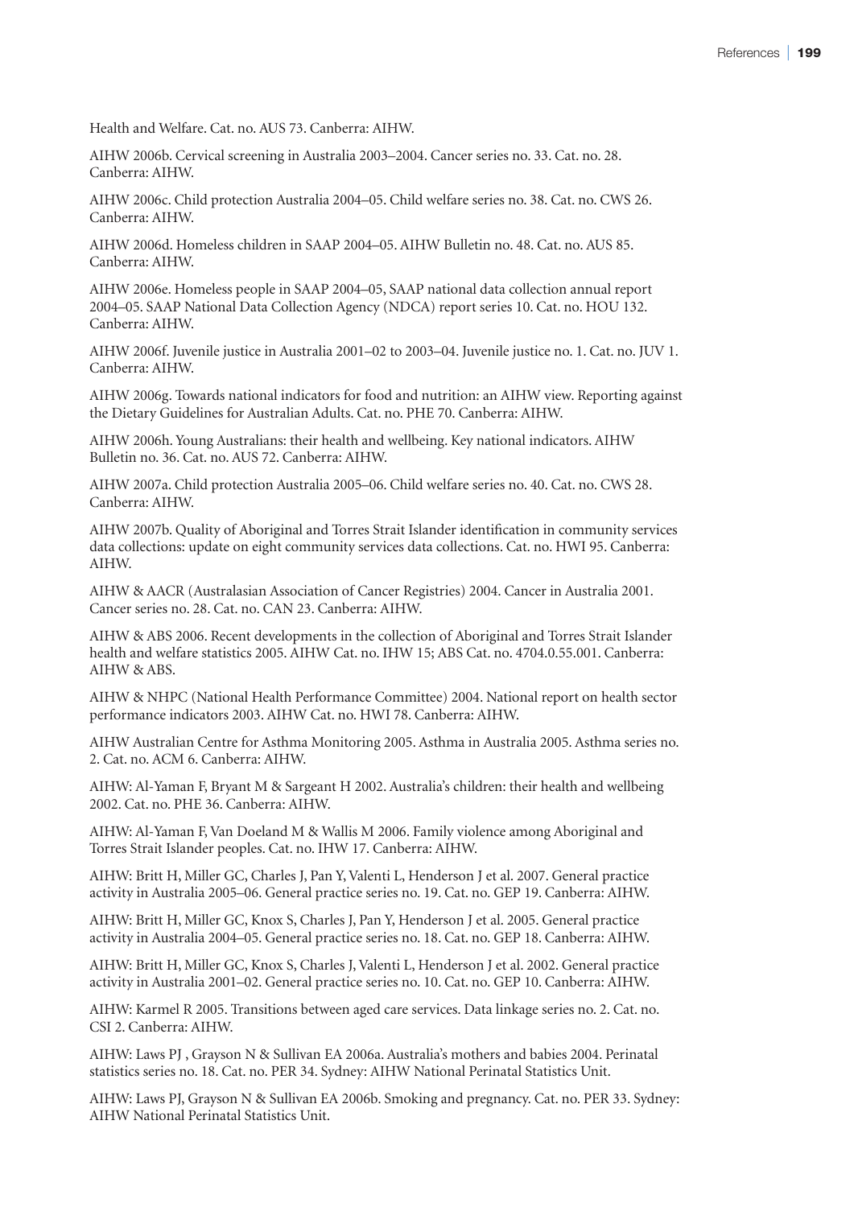Health and Welfare. Cat. no. AUS 73. Canberra: AIHW.

AIHW 2006b. Cervical screening in Australia 2003–2004. Cancer series no. 33. Cat. no. 28. Canberra: AIHW.

AIHW 2006c. Child protection Australia 2004–05. Child welfare series no. 38. Cat. no. CWS 26. Canberra: AIHW.

AIHW 2006d. Homeless children in SAAP 2004–05. AIHW Bulletin no. 48. Cat. no. AUS 85. Canberra: AIHW.

AIHW 2006e. Homeless people in SAAP 2004–05, SAAP national data collection annual report 2004–05. SAAP National Data Collection Agency (NDCA) report series 10. Cat. no. HOU 132. Canberra: AIHW.

AIHW 2006f. Juvenile justice in Australia 2001–02 to 2003–04. Juvenile justice no. 1. Cat. no. JUV 1. Canberra: AIHW.

AIHW 2006g. Towards national indicators for food and nutrition: an AIHW view. Reporting against the Dietary Guidelines for Australian Adults. Cat. no. PHE 70. Canberra: AIHW.

AIHW 2006h. Young Australians: their health and wellbeing. Key national indicators. AIHW Bulletin no. 36. Cat. no. AUS 72. Canberra: AIHW.

AIHW 2007a. Child protection Australia 2005–06. Child welfare series no. 40. Cat. no. CWS 28. Canberra: AIHW.

AIHW 2007b. Quality of Aboriginal and Torres Strait Islander identification in community services data collections: update on eight community services data collections. Cat. no. HWI 95. Canberra: AIHW.

AIHW & AACR (Australasian Association of Cancer Registries) 2004. Cancer in Australia 2001. Cancer series no. 28. Cat. no. CAN 23. Canberra: AIHW.

AIHW & ABS 2006. Recent developments in the collection of Aboriginal and Torres Strait Islander health and welfare statistics 2005. AIHW Cat. no. IHW 15; ABS Cat. no. 4704.0.55.001. Canberra: AIHW & ABS.

AIHW & NHPC (National Health Performance Committee) 2004. National report on health sector performance indicators 2003. AIHW Cat. no. HWI 78. Canberra: AIHW.

AIHW Australian Centre for Asthma Monitoring 2005. Asthma in Australia 2005. Asthma series no. 2. Cat. no. ACM 6. Canberra: AIHW.

AIHW: Al-Yaman F, Bryant M & Sargeant H 2002. Australia's children: their health and wellbeing 2002. Cat. no. PHE 36. Canberra: AIHW.

AIHW: Al-Yaman F, Van Doeland M & Wallis M 2006. Family violence among Aboriginal and Torres Strait Islander peoples. Cat. no. IHW 17. Canberra: AIHW.

AIHW: Britt H, Miller GC, Charles J, Pan Y, Valenti L, Henderson J et al. 2007. General practice activity in Australia 2005–06. General practice series no. 19. Cat. no. GEP 19. Canberra: AIHW.

AIHW: Britt H, Miller GC, Knox S, Charles J, Pan Y, Henderson J et al. 2005. General practice activity in Australia 2004–05. General practice series no. 18. Cat. no. GEP 18. Canberra: AIHW.

AIHW: Britt H, Miller GC, Knox S, Charles J, Valenti L, Henderson J et al. 2002. General practice activity in Australia 2001–02. General practice series no. 10. Cat. no. GEP 10. Canberra: AIHW.

AIHW: Karmel R 2005. Transitions between aged care services. Data linkage series no. 2. Cat. no. CSI 2. Canberra: AIHW.

AIHW: Laws PJ , Grayson N & Sullivan EA 2006a. Australia's mothers and babies 2004. Perinatal statistics series no. 18. Cat. no. PER 34. Sydney: AIHW National Perinatal Statistics Unit.

AIHW: Laws PJ, Grayson N & Sullivan EA 2006b. Smoking and pregnancy. Cat. no. PER 33. Sydney: AIHW National Perinatal Statistics Unit.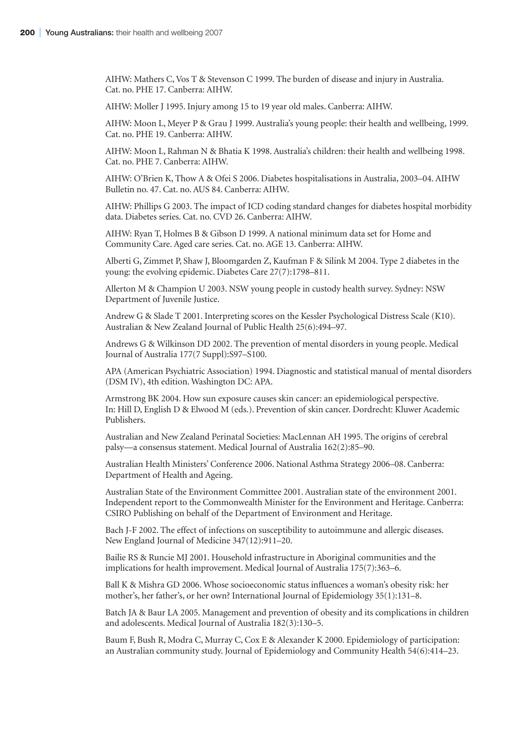AIHW: Mathers C, Vos T & Stevenson C 1999. The burden of disease and injury in Australia. Cat. no. PHE 17. Canberra: AIHW.

AIHW: Moller J 1995. Injury among 15 to 19 year old males. Canberra: AIHW.

AIHW: Moon L, Meyer P & Grau J 1999. Australia's young people: their health and wellbeing, 1999. Cat. no. PHE 19. Canberra: AIHW.

AIHW: Moon L, Rahman N & Bhatia K 1998. Australia's children: their health and wellbeing 1998. Cat. no. PHE 7. Canberra: AIHW.

AIHW: O'Brien K, Thow A & Ofei S 2006. Diabetes hospitalisations in Australia, 2003–04. AIHW Bulletin no. 47. Cat. no. AUS 84. Canberra: AIHW.

AIHW: Phillips G 2003. The impact of ICD coding standard changes for diabetes hospital morbidity data. Diabetes series. Cat. no. CVD 26. Canberra: AIHW.

AIHW: Ryan T, Holmes B & Gibson D 1999. A national minimum data set for Home and Community Care. Aged care series. Cat. no. AGE 13. Canberra: AIHW.

Alberti G, Zimmet P, Shaw J, Bloomgarden Z, Kaufman F & Silink M 2004. Type 2 diabetes in the young: the evolving epidemic. Diabetes Care 27(7):1798–811.

Allerton M & Champion U 2003. NSW young people in custody health survey. Sydney: NSW Department of Juvenile Justice.

Andrew G & Slade T 2001. Interpreting scores on the Kessler Psychological Distress Scale (K10). Australian & New Zealand Journal of Public Health 25(6):494–97.

Andrews G & Wilkinson DD 2002. The prevention of mental disorders in young people. Medical Journal of Australia 177(7 Suppl):S97–S100.

APA (American Psychiatric Association) 1994. Diagnostic and statistical manual of mental disorders (DSM IV), 4th edition. Washington DC: APA.

Armstrong BK 2004. How sun exposure causes skin cancer: an epidemiological perspective. In: Hill D, English D & Elwood M (eds.). Prevention of skin cancer. Dordrecht: Kluwer Academic Publishers.

Australian and New Zealand Perinatal Societies: MacLennan AH 1995. The origins of cerebral palsy—a consensus statement. Medical Journal of Australia 162(2):85–90.

Australian Health Ministers' Conference 2006. National Asthma Strategy 2006–08. Canberra: Department of Health and Ageing.

Australian State of the Environment Committee 2001. Australian state of the environment 2001. Independent report to the Commonwealth Minister for the Environment and Heritage. Canberra: CSIRO Publishing on behalf of the Department of Environment and Heritage.

Bach J-F 2002. The effect of infections on susceptibility to autoimmune and allergic diseases. New England Journal of Medicine 347(12):911–20.

Bailie RS & Runcie MJ 2001. Household infrastructure in Aboriginal communities and the implications for health improvement. Medical Journal of Australia 175(7):363–6.

Ball K & Mishra GD 2006. Whose socioeconomic status influences a woman's obesity risk: her mother's, her father's, or her own? International Journal of Epidemiology 35(1):131–8.

Batch JA & Baur LA 2005. Management and prevention of obesity and its complications in children and adolescents. Medical Journal of Australia 182(3):130–5.

Baum F, Bush R, Modra C, Murray C, Cox E & Alexander K 2000. Epidemiology of participation: an Australian community study. Journal of Epidemiology and Community Health 54(6):414–23.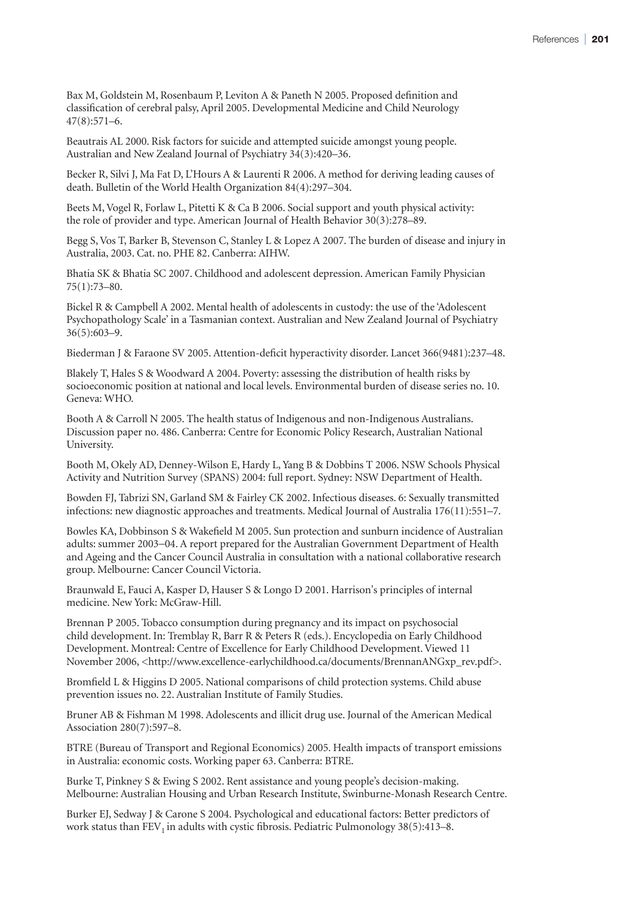Bax M, Goldstein M, Rosenbaum P, Leviton A & Paneth N 2005. Proposed definition and classification of cerebral palsy, April 2005. Developmental Medicine and Child Neurology 47(8):571–6.

Beautrais AL 2000. Risk factors for suicide and attempted suicide amongst young people. Australian and New Zealand Journal of Psychiatry 34(3):420–36.

Becker R, Silvi J, Ma Fat D, L'Hours A & Laurenti R 2006. A method for deriving leading causes of death. Bulletin of the World Health Organization 84(4):297–304.

Beets M, Vogel R, Forlaw L, Pitetti K & Ca B 2006. Social support and youth physical activity: the role of provider and type. American Journal of Health Behavior 30(3):278–89.

Begg S, Vos T, Barker B, Stevenson C, Stanley L & Lopez A 2007. The burden of disease and injury in Australia, 2003. Cat. no. PHE 82. Canberra: AIHW.

Bhatia SK & Bhatia SC 2007. Childhood and adolescent depression. American Family Physician 75(1):73–80.

Bickel R & Campbell A 2002. Mental health of adolescents in custody: the use of the 'Adolescent Psychopathology Scale' in a Tasmanian context. Australian and New Zealand Journal of Psychiatry 36(5):603–9.

Biederman J & Faraone SV 2005. Attention-deficit hyperactivity disorder. Lancet 366(9481):237–48.

Blakely T, Hales S & Woodward A 2004. Poverty: assessing the distribution of health risks by socioeconomic position at national and local levels. Environmental burden of disease series no. 10. Geneva: WHO.

Booth A & Carroll N 2005. The health status of Indigenous and non-Indigenous Australians. Discussion paper no. 486. Canberra: Centre for Economic Policy Research, Australian National University.

Booth M, Okely AD, Denney-Wilson E, Hardy L, Yang B & Dobbins T 2006. NSW Schools Physical Activity and Nutrition Survey (SPANS) 2004: full report. Sydney: NSW Department of Health.

Bowden FJ, Tabrizi SN, Garland SM & Fairley CK 2002. Infectious diseases. 6: Sexually transmitted infections: new diagnostic approaches and treatments. Medical Journal of Australia 176(11):551–7.

Bowles KA, Dobbinson S & Wakefield M 2005. Sun protection and sunburn incidence of Australian adults: summer 2003–04. A report prepared for the Australian Government Department of Health and Ageing and the Cancer Council Australia in consultation with a national collaborative research group. Melbourne: Cancer Council Victoria.

Braunwald E, Fauci A, Kasper D, Hauser S & Longo D 2001. Harrison's principles of internal medicine. New York: McGraw-Hill.

Brennan P 2005. Tobacco consumption during pregnancy and its impact on psychosocial child development. In: Tremblay R, Barr R & Peters R (eds.). Encyclopedia on Early Childhood Development. Montreal: Centre of Excellence for Early Childhood Development. Viewed 11 November 2006, <http://www.excellence-earlychildhood.ca/documents/BrennanANGxp_rev.pdf>.

Bromfield L & Higgins D 2005. National comparisons of child protection systems. Child abuse prevention issues no. 22. Australian Institute of Family Studies.

Bruner AB & Fishman M 1998. Adolescents and illicit drug use. Journal of the American Medical Association 280(7):597–8.

BTRE (Bureau of Transport and Regional Economics) 2005. Health impacts of transport emissions in Australia: economic costs. Working paper 63. Canberra: BTRE.

Burke T, Pinkney S & Ewing S 2002. Rent assistance and young people's decision-making. Melbourne: Australian Housing and Urban Research Institute, Swinburne-Monash Research Centre.

Burker EJ, Sedway J & Carone S 2004. Psychological and educational factors: Better predictors of work status than $FEV_1$ in adults with cystic fibrosis. Pediatric Pulmonology 38(5):413–8.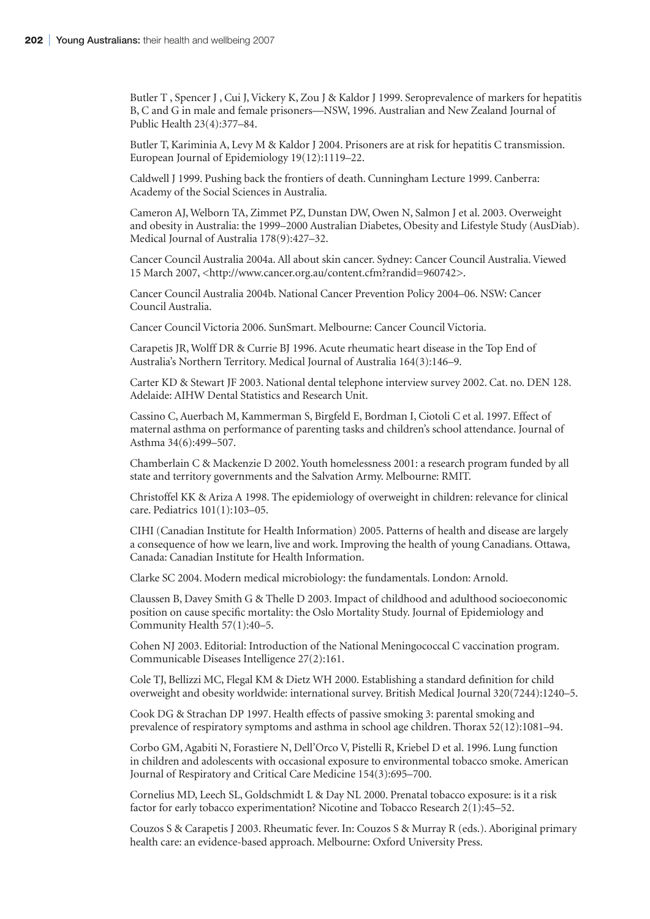Butler T , Spencer J , Cui J, Vickery K, Zou J & Kaldor J 1999. Seroprevalence of markers for hepatitis B, C and G in male and female prisoners—NSW, 1996. Australian and New Zealand Journal of Public Health 23(4):377–84.

Butler T, Kariminia A, Levy M & Kaldor J 2004. Prisoners are at risk for hepatitis C transmission. European Journal of Epidemiology 19(12):1119–22.

Caldwell J 1999. Pushing back the frontiers of death. Cunningham Lecture 1999. Canberra: Academy of the Social Sciences in Australia.

Cameron AJ, Welborn TA, Zimmet PZ, Dunstan DW, Owen N, Salmon J et al. 2003. Overweight and obesity in Australia: the 1999–2000 Australian Diabetes, Obesity and Lifestyle Study (AusDiab). Medical Journal of Australia 178(9):427–32.

Cancer Council Australia 2004a. All about skin cancer. Sydney: Cancer Council Australia. Viewed 15 March 2007, <http://www.cancer.org.au/content.cfm?randid=960742>.

Cancer Council Australia 2004b. National Cancer Prevention Policy 2004–06. NSW: Cancer Council Australia.

Cancer Council Victoria 2006. SunSmart. Melbourne: Cancer Council Victoria.

Carapetis JR, Wolff DR & Currie BJ 1996. Acute rheumatic heart disease in the Top End of Australia's Northern Territory. Medical Journal of Australia 164(3):146–9.

Carter KD & Stewart JF 2003. National dental telephone interview survey 2002. Cat. no. DEN 128. Adelaide: AIHW Dental Statistics and Research Unit.

Cassino C, Auerbach M, Kammerman S, Birgfeld E, Bordman I, Ciotoli C et al. 1997. Effect of maternal asthma on performance of parenting tasks and children's school attendance. Journal of Asthma 34(6):499–507.

Chamberlain C & Mackenzie D 2002. Youth homelessness 2001: a research program funded by all state and territory governments and the Salvation Army. Melbourne: RMIT.

Christoffel KK & Ariza A 1998. The epidemiology of overweight in children: relevance for clinical care. Pediatrics 101(1):103–05.

CIHI (Canadian Institute for Health Information) 2005. Patterns of health and disease are largely a consequence of how we learn, live and work. Improving the health of young Canadians. Ottawa, Canada: Canadian Institute for Health Information.

Clarke SC 2004. Modern medical microbiology: the fundamentals. London: Arnold.

Claussen B, Davey Smith G & Thelle D 2003. Impact of childhood and adulthood socioeconomic position on cause specific mortality: the Oslo Mortality Study. Journal of Epidemiology and Community Health 57(1):40–5.

Cohen NJ 2003. Editorial: Introduction of the National Meningococcal C vaccination program. Communicable Diseases Intelligence 27(2):161.

Cole TJ, Bellizzi MC, Flegal KM & Dietz WH 2000. Establishing a standard definition for child overweight and obesity worldwide: international survey. British Medical Journal 320(7244):1240–5.

Cook DG & Strachan DP 1997. Health effects of passive smoking 3: parental smoking and prevalence of respiratory symptoms and asthma in school age children. Thorax 52(12):1081–94.

Corbo GM, Agabiti N, Forastiere N, Dell'Orco V, Pistelli R, Kriebel D et al. 1996. Lung function in children and adolescents with occasional exposure to environmental tobacco smoke. American Journal of Respiratory and Critical Care Medicine 154(3):695–700.

Cornelius MD, Leech SL, Goldschmidt L & Day NL 2000. Prenatal tobacco exposure: is it a risk factor for early tobacco experimentation? Nicotine and Tobacco Research 2(1):45–52.

Couzos S & Carapetis J 2003. Rheumatic fever. In: Couzos S & Murray R (eds.). Aboriginal primary health care: an evidence-based approach. Melbourne: Oxford University Press.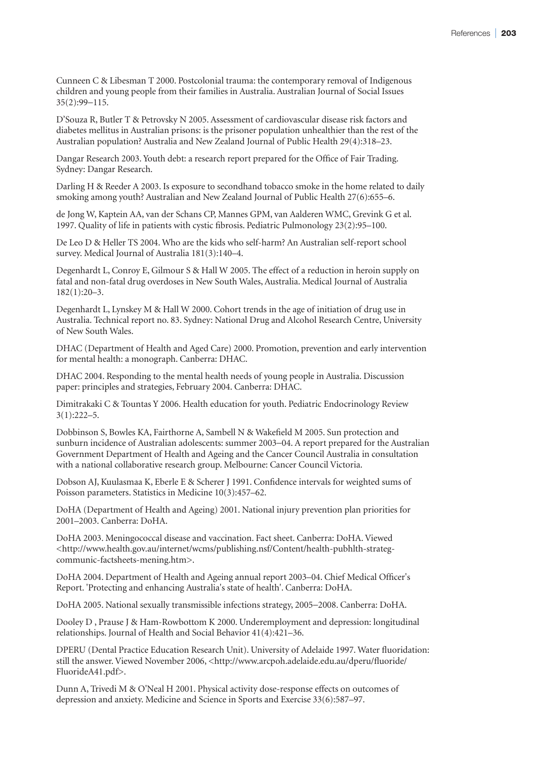Cunneen C & Libesman T 2000. Postcolonial trauma: the contemporary removal of Indigenous children and young people from their families in Australia. Australian Journal of Social Issues 35(2):99–115.

D'Souza R, Butler T & Petrovsky N 2005. Assessment of cardiovascular disease risk factors and diabetes mellitus in Australian prisons: is the prisoner population unhealthier than the rest of the Australian population? Australia and New Zealand Journal of Public Health 29(4):318–23.

Dangar Research 2003. Youth debt: a research report prepared for the Office of Fair Trading. Sydney: Dangar Research.

Darling H & Reeder A 2003. Is exposure to secondhand tobacco smoke in the home related to daily smoking among youth? Australian and New Zealand Journal of Public Health 27(6):655–6.

de Jong W, Kaptein AA, van der Schans CP, Mannes GPM, van Aalderen WMC, Grevink G et al. 1997. Quality of life in patients with cystic fibrosis. Pediatric Pulmonology 23(2):95–100.

De Leo D & Heller TS 2004. Who are the kids who self-harm? An Australian self-report school survey. Medical Journal of Australia 181(3):140–4.

Degenhardt L, Conroy E, Gilmour S & Hall W 2005. The effect of a reduction in heroin supply on fatal and non-fatal drug overdoses in New South Wales, Australia. Medical Journal of Australia 182(1):20–3.

Degenhardt L, Lynskey M & Hall W 2000. Cohort trends in the age of initiation of drug use in Australia. Technical report no. 83. Sydney: National Drug and Alcohol Research Centre, University of New South Wales.

DHAC (Department of Health and Aged Care) 2000. Promotion, prevention and early intervention for mental health: a monograph. Canberra: DHAC.

DHAC 2004. Responding to the mental health needs of young people in Australia. Discussion paper: principles and strategies, February 2004. Canberra: DHAC.

Dimitrakaki C & Tountas Y 2006. Health education for youth. Pediatric Endocrinology Review 3(1):222–5.

Dobbinson S, Bowles KA, Fairthorne A, Sambell N & Wakefield M 2005. Sun protection and sunburn incidence of Australian adolescents: summer 2003–04. A report prepared for the Australian Government Department of Health and Ageing and the Cancer Council Australia in consultation with a national collaborative research group. Melbourne: Cancer Council Victoria.

Dobson AJ, Kuulasmaa K, Eberle E & Scherer J 1991. Confidence intervals for weighted sums of Poisson parameters. Statistics in Medicine 10(3):457–62.

DoHA (Department of Health and Ageing) 2001. National injury prevention plan priorities for 2001–2003. Canberra: DoHA.

DoHA 2003. Meningococcal disease and vaccination. Fact sheet. Canberra: DoHA. Viewed <http://www.health.gov.au/internet/wcms/publishing.nsf/Content/health-pubhlth-strateg-communic-factsheets-mening.htm>.

DoHA 2004. Department of Health and Ageing annual report 2003–04. Chief Medical Officer's Report. 'Protecting and enhancing Australia's state of health'. Canberra: DoHA.

DoHA 2005. National sexually transmissible infections strategy, 2005–2008. Canberra: DoHA.

Dooley D , Prause J & Ham-Rowbottom K 2000. Underemployment and depression: longitudinal relationships. Journal of Health and Social Behavior 41(4):421–36.

DPERU (Dental Practice Education Research Unit). University of Adelaide 1997. Water fluoridation: still the answer. Viewed November 2006, <http://www.arcpoh.adelaide.edu.au/dperu/fluoride/FluorideA41.pdf>.

Dunn A, Trivedi M & O'Neal H 2001. Physical activity dose-response effects on outcomes of depression and anxiety. Medicine and Science in Sports and Exercise 33(6):587–97.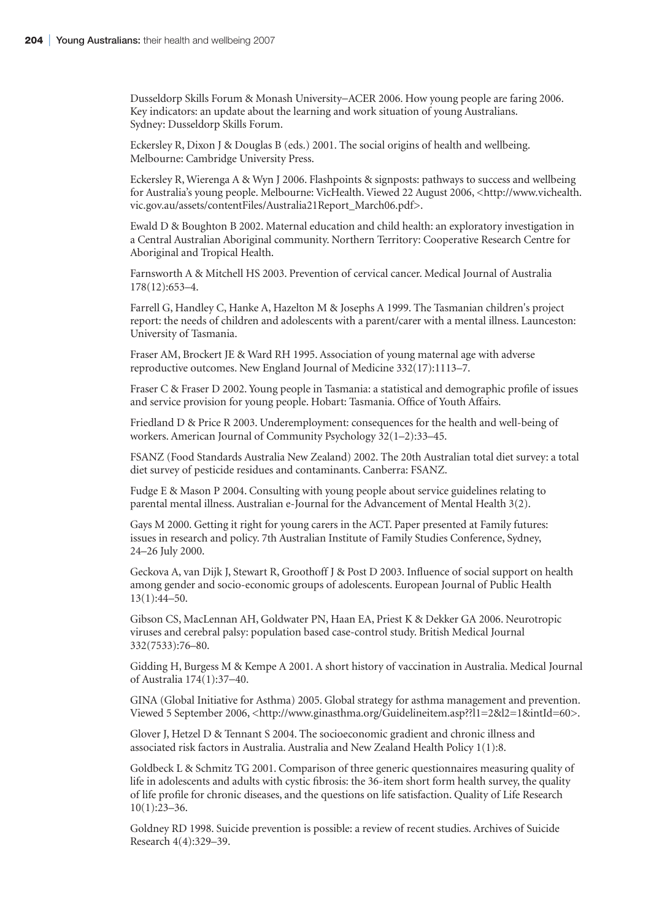Dusseldorp Skills Forum & Monash University–ACER 2006. How young people are faring 2006. Key indicators: an update about the learning and work situation of young Australians. Sydney: Dusseldorp Skills Forum.

Eckersley R, Dixon J & Douglas B (eds.) 2001. The social origins of health and wellbeing. Melbourne: Cambridge University Press.

Eckersley R, Wierenga A & Wyn J 2006. Flashpoints & signposts: pathways to success and wellbeing for Australia's young people. Melbourne: VicHealth. Viewed 22 August 2006, <http://www.vichealth.vic.gov.au/assets/contentFiles/Australia21Report_March06.pdf>.

Ewald D & Boughton B 2002. Maternal education and child health: an exploratory investigation in a Central Australian Aboriginal community. Northern Territory: Cooperative Research Centre for Aboriginal and Tropical Health.

Farnsworth A & Mitchell HS 2003. Prevention of cervical cancer. Medical Journal of Australia 178(12):653–4.

Farrell G, Handley C, Hanke A, Hazelton M & Josephs A 1999. The Tasmanian children's project report: the needs of children and adolescents with a parent/carer with a mental illness. Launceston: University of Tasmania.

Fraser AM, Brockert JE & Ward RH 1995. Association of young maternal age with adverse reproductive outcomes. New England Journal of Medicine 332(17):1113–7.

Fraser C & Fraser D 2002. Young people in Tasmania: a statistical and demographic profile of issues and service provision for young people. Hobart: Tasmania. Office of Youth Affairs.

Friedland D & Price R 2003. Underemployment: consequences for the health and well-being of workers. American Journal of Community Psychology 32(1–2):33–45.

FSANZ (Food Standards Australia New Zealand) 2002. The 20th Australian total diet survey: a total diet survey of pesticide residues and contaminants. Canberra: FSANZ.

Fudge E & Mason P 2004. Consulting with young people about service guidelines relating to parental mental illness. Australian e-Journal for the Advancement of Mental Health 3(2).

Gays M 2000. Getting it right for young carers in the ACT. Paper presented at Family futures: issues in research and policy. 7th Australian Institute of Family Studies Conference, Sydney, 24–26 July 2000.

Geckova A, van Dijk J, Stewart R, Groothoff J & Post D 2003. Influence of social support on health among gender and socio-economic groups of adolescents. European Journal of Public Health 13(1):44–50.

Gibson CS, MacLennan AH, Goldwater PN, Haan EA, Priest K & Dekker GA 2006. Neurotropic viruses and cerebral palsy: population based case-control study. British Medical Journal 332(7533):76–80.

Gidding H, Burgess M & Kempe A 2001. A short history of vaccination in Australia. Medical Journal of Australia 174(1):37–40.

GINA (Global Initiative for Asthma) 2005. Global strategy for asthma management and prevention. Viewed 5 September 2006, <http://www.ginasthma.org/Guidelineitem.asp??l1=2&l2=1&intId=60>.

Glover J, Hetzel D & Tennant S 2004. The socioeconomic gradient and chronic illness and associated risk factors in Australia. Australia and New Zealand Health Policy 1(1):8.

Goldbeck L & Schmitz TG 2001. Comparison of three generic questionnaires measuring quality of life in adolescents and adults with cystic fibrosis: the 36-item short form health survey, the quality of life profile for chronic diseases, and the questions on life satisfaction. Quality of Life Research 10(1):23–36.

Goldney RD 1998. Suicide prevention is possible: a review of recent studies. Archives of Suicide Research 4(4):329–39.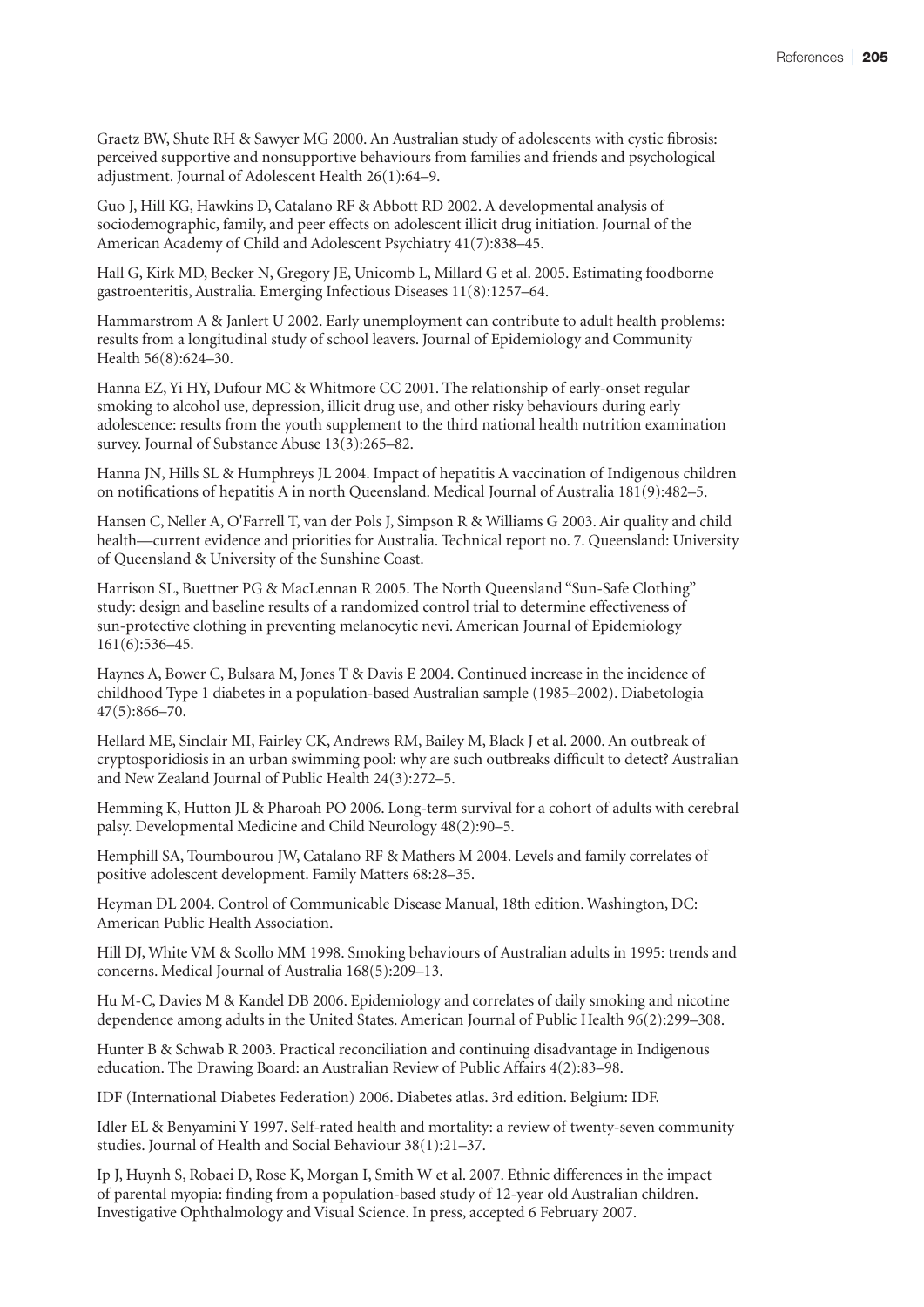Graetz BW, Shute RH & Sawyer MG 2000. An Australian study of adolescents with cystic fibrosis: perceived supportive and nonsupportive behaviours from families and friends and psychological adjustment. Journal of Adolescent Health 26(1):64–9.

Guo J, Hill KG, Hawkins D, Catalano RF & Abbott RD 2002. A developmental analysis of sociodemographic, family, and peer effects on adolescent illicit drug initiation. Journal of the American Academy of Child and Adolescent Psychiatry 41(7):838–45.

Hall G, Kirk MD, Becker N, Gregory JE, Unicomb L, Millard G et al. 2005. Estimating foodborne gastroenteritis, Australia. Emerging Infectious Diseases 11(8):1257–64.

Hammarstrom A & Janlert U 2002. Early unemployment can contribute to adult health problems: results from a longitudinal study of school leavers. Journal of Epidemiology and Community Health 56(8):624–30.

Hanna EZ, Yi HY, Dufour MC & Whitmore CC 2001. The relationship of early-onset regular smoking to alcohol use, depression, illicit drug use, and other risky behaviours during early adolescence: results from the youth supplement to the third national health nutrition examination survey. Journal of Substance Abuse 13(3):265–82.

Hanna JN, Hills SL & Humphreys JL 2004. Impact of hepatitis A vaccination of Indigenous children on notifications of hepatitis A in north Queensland. Medical Journal of Australia 181(9):482–5.

Hansen C, Neller A, O'Farrell T, van der Pols J, Simpson R & Williams G 2003. Air quality and child health—current evidence and priorities for Australia. Technical report no. 7. Queensland: University of Queensland & University of the Sunshine Coast.

Harrison SL, Buettner PG & MacLennan R 2005. The North Queensland "Sun-Safe Clothing" study: design and baseline results of a randomized control trial to determine effectiveness of sun-protective clothing in preventing melanocytic nevi. American Journal of Epidemiology 161(6):536–45.

Haynes A, Bower C, Bulsara M, Jones T & Davis E 2004. Continued increase in the incidence of childhood Type 1 diabetes in a population-based Australian sample (1985–2002). Diabetologia 47(5):866–70.

Hellard ME, Sinclair MI, Fairley CK, Andrews RM, Bailey M, Black J et al. 2000. An outbreak of cryptosporidiosis in an urban swimming pool: why are such outbreaks difficult to detect? Australian and New Zealand Journal of Public Health 24(3):272–5.

Hemming K, Hutton JL & Pharoah PO 2006. Long-term survival for a cohort of adults with cerebral palsy. Developmental Medicine and Child Neurology 48(2):90–5.

Hemphill SA, Toumbourou JW, Catalano RF & Mathers M 2004. Levels and family correlates of positive adolescent development. Family Matters 68:28–35.

Heyman DL 2004. Control of Communicable Disease Manual, 18th edition. Washington, DC: American Public Health Association.

Hill DJ, White VM & Scollo MM 1998. Smoking behaviours of Australian adults in 1995: trends and concerns. Medical Journal of Australia 168(5):209–13.

Hu M-C, Davies M & Kandel DB 2006. Epidemiology and correlates of daily smoking and nicotine dependence among adults in the United States. American Journal of Public Health 96(2):299–308.

Hunter B & Schwab R 2003. Practical reconciliation and continuing disadvantage in Indigenous education. The Drawing Board: an Australian Review of Public Affairs 4(2):83–98.

IDF (International Diabetes Federation) 2006. Diabetes atlas. 3rd edition. Belgium: IDF.

Idler EL & Benyamini Y 1997. Self-rated health and mortality: a review of twenty-seven community studies. Journal of Health and Social Behaviour 38(1):21–37.

Ip J, Huynh S, Robaei D, Rose K, Morgan I, Smith W et al. 2007. Ethnic differences in the impact of parental myopia: finding from a population-based study of 12-year old Australian children. Investigative Ophthalmology and Visual Science. In press, accepted 6 February 2007.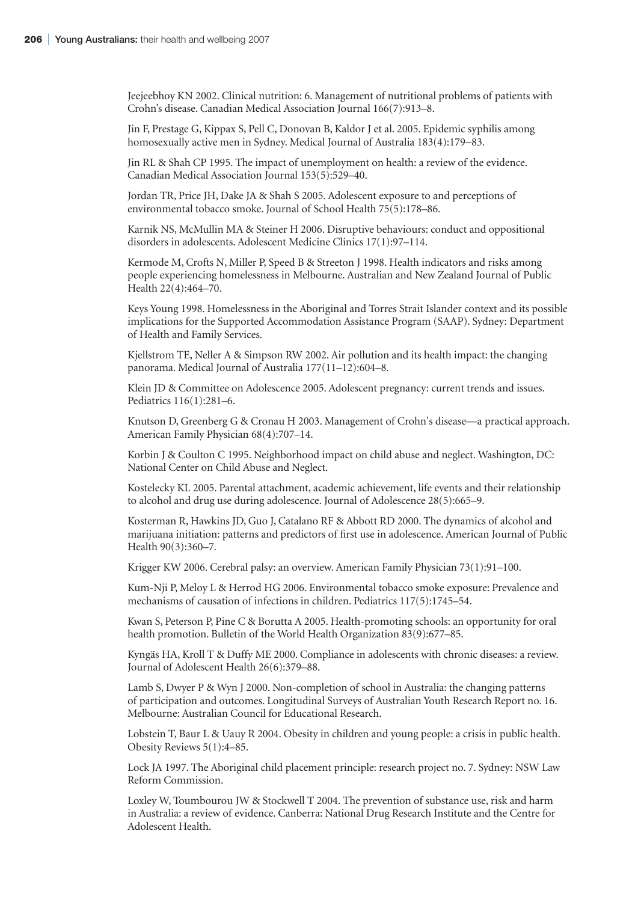Jeejeebhoy KN 2002. Clinical nutrition: 6. Management of nutritional problems of patients with Crohn's disease. Canadian Medical Association Journal 166(7):913–8.

Jin F, Prestage G, Kippax S, Pell C, Donovan B, Kaldor J et al. 2005. Epidemic syphilis among homosexually active men in Sydney. Medical Journal of Australia 183(4):179–83.

Jin RL & Shah CP 1995. The impact of unemployment on health: a review of the evidence. Canadian Medical Association Journal 153(5):529–40.

Jordan TR, Price JH, Dake JA & Shah S 2005. Adolescent exposure to and perceptions of environmental tobacco smoke. Journal of School Health 75(5):178–86.

Karnik NS, McMullin MA & Steiner H 2006. Disruptive behaviours: conduct and oppositional disorders in adolescents. Adolescent Medicine Clinics 17(1):97–114.

Kermode M, Crofts N, Miller P, Speed B & Streeton J 1998. Health indicators and risks among people experiencing homelessness in Melbourne. Australian and New Zealand Journal of Public Health 22(4):464–70.

Keys Young 1998. Homelessness in the Aboriginal and Torres Strait Islander context and its possible implications for the Supported Accommodation Assistance Program (SAAP). Sydney: Department of Health and Family Services.

Kjellstrom TE, Neller A & Simpson RW 2002. Air pollution and its health impact: the changing panorama. Medical Journal of Australia 177(11–12):604–8.

Klein JD & Committee on Adolescence 2005. Adolescent pregnancy: current trends and issues. Pediatrics 116(1):281–6.

Knutson D, Greenberg G & Cronau H 2003. Management of Crohn's disease—a practical approach. American Family Physician 68(4):707–14.

Korbin J & Coulton C 1995. Neighborhood impact on child abuse and neglect. Washington, DC: National Center on Child Abuse and Neglect.

Kostelecky KL 2005. Parental attachment, academic achievement, life events and their relationship to alcohol and drug use during adolescence. Journal of Adolescence 28(5):665–9.

Kosterman R, Hawkins JD, Guo J, Catalano RF & Abbott RD 2000. The dynamics of alcohol and marijuana initiation: patterns and predictors of first use in adolescence. American Journal of Public Health 90(3):360–7.

Krigger KW 2006. Cerebral palsy: an overview. American Family Physician 73(1):91–100.

Kum-Nji P, Meloy L & Herrod HG 2006. Environmental tobacco smoke exposure: Prevalence and mechanisms of causation of infections in children. Pediatrics 117(5):1745–54.

Kwan S, Peterson P, Pine C & Borutta A 2005. Health-promoting schools: an opportunity for oral health promotion. Bulletin of the World Health Organization 83(9):677–85.

Kyngäs HA, Kroll T & Duffy ME 2000. Compliance in adolescents with chronic diseases: a review. Journal of Adolescent Health 26(6):379–88.

Lamb S, Dwyer P & Wyn J 2000. Non-completion of school in Australia: the changing patterns of participation and outcomes. Longitudinal Surveys of Australian Youth Research Report no. 16. Melbourne: Australian Council for Educational Research.

Lobstein T, Baur L & Uauy R 2004. Obesity in children and young people: a crisis in public health. Obesity Reviews 5(1):4–85.

Lock JA 1997. The Aboriginal child placement principle: research project no. 7. Sydney: NSW Law Reform Commission.

Loxley W, Toumbourou JW & Stockwell T 2004. The prevention of substance use, risk and harm in Australia: a review of evidence. Canberra: National Drug Research Institute and the Centre for Adolescent Health.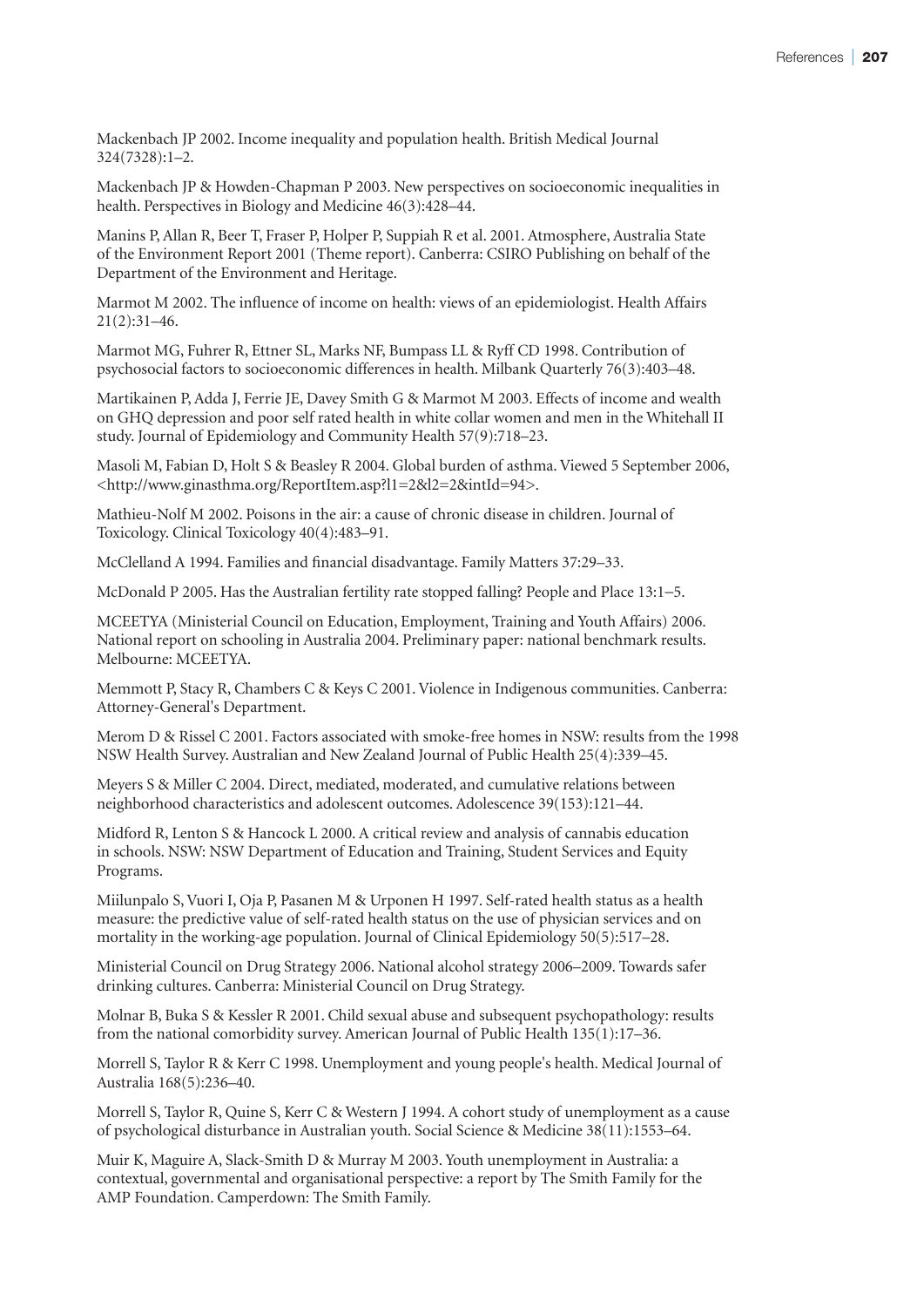Mackenbach JP 2002. Income inequality and population health. British Medical Journal 324(7328):1–2.

Mackenbach JP & Howden-Chapman P 2003. New perspectives on socioeconomic inequalities in health. Perspectives in Biology and Medicine 46(3):428–44.

Manins P, Allan R, Beer T, Fraser P, Holper P, Suppiah R et al. 2001. Atmosphere, Australia State of the Environment Report 2001 (Theme report). Canberra: CSIRO Publishing on behalf of the Department of the Environment and Heritage.

Marmot M 2002. The influence of income on health: views of an epidemiologist. Health Affairs 21(2):31–46.

Marmot MG, Fuhrer R, Ettner SL, Marks NF, Bumpass LL & Ryff CD 1998. Contribution of psychosocial factors to socioeconomic differences in health. Milbank Quarterly 76(3):403–48.

Martikainen P, Adda J, Ferrie JE, Davey Smith G & Marmot M 2003. Effects of income and wealth on GHQ depression and poor self rated health in white collar women and men in the Whitehall II study. Journal of Epidemiology and Community Health 57(9):718–23.

Masoli M, Fabian D, Holt S & Beasley R 2004. Global burden of asthma. Viewed 5 September 2006, <http://www.ginasthma.org/ReportItem.asp?l1=2&l2=2&intId=94>.

Mathieu-Nolf M 2002. Poisons in the air: a cause of chronic disease in children. Journal of Toxicology. Clinical Toxicology 40(4):483–91.

McClelland A 1994. Families and financial disadvantage. Family Matters 37:29–33.

McDonald P 2005. Has the Australian fertility rate stopped falling? People and Place 13:1–5.

MCEETYA (Ministerial Council on Education, Employment, Training and Youth Affairs) 2006. National report on schooling in Australia 2004. Preliminary paper: national benchmark results. Melbourne: MCEETYA.

Memmott P, Stacy R, Chambers C & Keys C 2001. Violence in Indigenous communities. Canberra: Attorney-General's Department.

Merom D & Rissel C 2001. Factors associated with smoke-free homes in NSW: results from the 1998 NSW Health Survey. Australian and New Zealand Journal of Public Health 25(4):339–45.

Meyers S & Miller C 2004. Direct, mediated, moderated, and cumulative relations between neighborhood characteristics and adolescent outcomes. Adolescence 39(153):121–44.

Midford R, Lenton S & Hancock L 2000. A critical review and analysis of cannabis education in schools. NSW: NSW Department of Education and Training, Student Services and Equity Programs.

Miilunpalo S, Vuori I, Oja P, Pasanen M & Urponen H 1997. Self-rated health status as a health measure: the predictive value of self-rated health status on the use of physician services and on mortality in the working-age population. Journal of Clinical Epidemiology 50(5):517–28.

Ministerial Council on Drug Strategy 2006. National alcohol strategy 2006–2009. Towards safer drinking cultures. Canberra: Ministerial Council on Drug Strategy.

Molnar B, Buka S & Kessler R 2001. Child sexual abuse and subsequent psychopathology: results from the national comorbidity survey. American Journal of Public Health 135(1):17–36.

Morrell S, Taylor R & Kerr C 1998. Unemployment and young people's health. Medical Journal of Australia 168(5):236–40.

Morrell S, Taylor R, Quine S, Kerr C & Western J 1994. A cohort study of unemployment as a cause of psychological disturbance in Australian youth. Social Science & Medicine 38(11):1553–64.

Muir K, Maguire A, Slack-Smith D & Murray M 2003. Youth unemployment in Australia: a contextual, governmental and organisational perspective: a report by The Smith Family for the AMP Foundation. Camperdown: The Smith Family.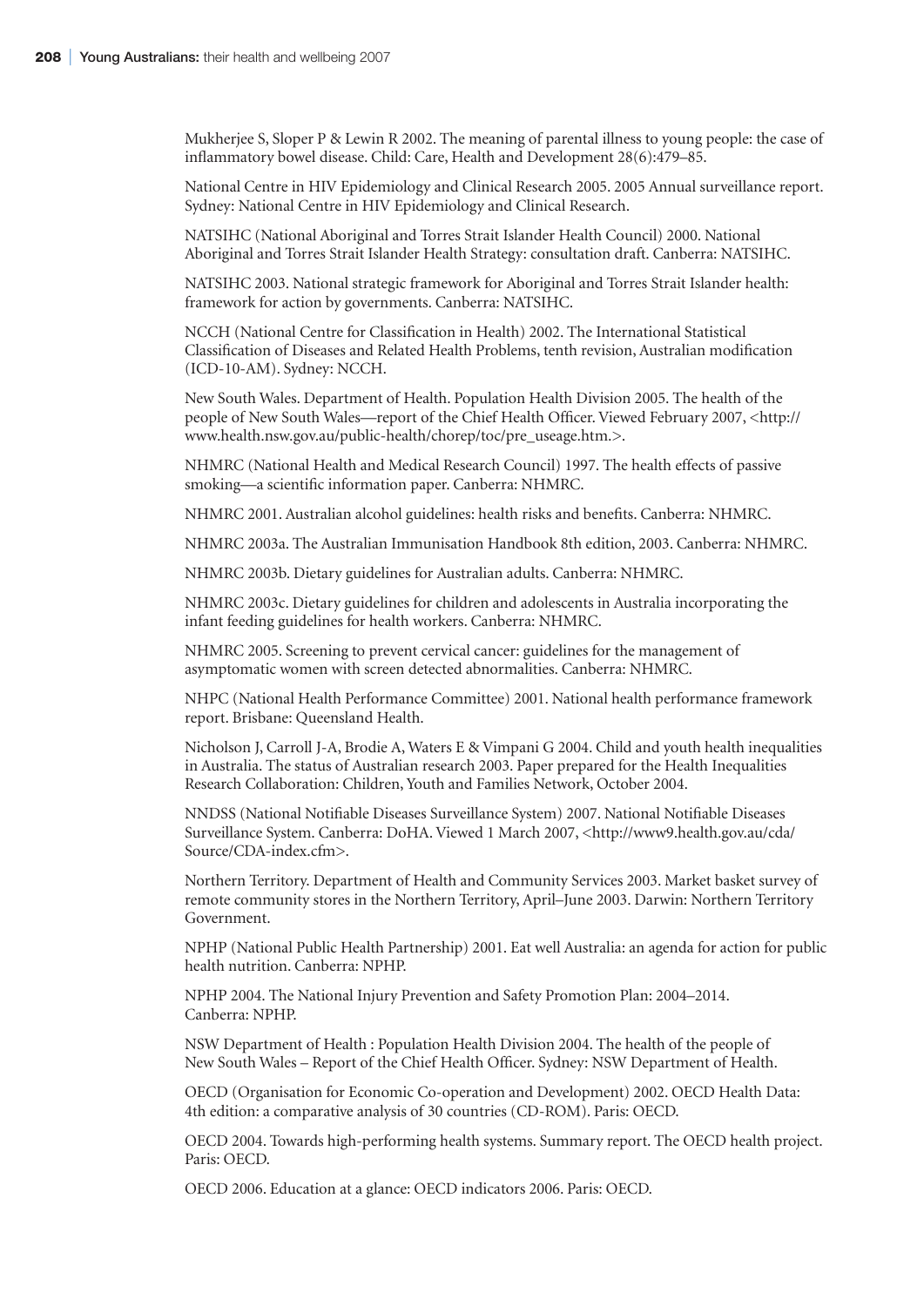Mukherjee S, Sloper P & Lewin R 2002. The meaning of parental illness to young people: the case of inflammatory bowel disease. Child: Care, Health and Development 28(6):479–85.

National Centre in HIV Epidemiology and Clinical Research 2005. 2005 Annual surveillance report. Sydney: National Centre in HIV Epidemiology and Clinical Research.

NATSIHC (National Aboriginal and Torres Strait Islander Health Council) 2000. National Aboriginal and Torres Strait Islander Health Strategy: consultation draft. Canberra: NATSIHC.

NATSIHC 2003. National strategic framework for Aboriginal and Torres Strait Islander health: framework for action by governments. Canberra: NATSIHC.

NCCH (National Centre for Classification in Health) 2002. The International Statistical Classification of Diseases and Related Health Problems, tenth revision, Australian modification (ICD-10-AM). Sydney: NCCH.

New South Wales. Department of Health. Population Health Division 2005. The health of the people of New South Wales—report of the Chief Health Officer. Viewed February 2007, <http://www.health.nsw.gov.au/public-health/chorep/toc/pre_useage.htm.>.

NHMRC (National Health and Medical Research Council) 1997. The health effects of passive smoking—a scientific information paper. Canberra: NHMRC.

NHMRC 2001. Australian alcohol guidelines: health risks and benefits. Canberra: NHMRC.

NHMRC 2003a. The Australian Immunisation Handbook 8th edition, 2003. Canberra: NHMRC.

NHMRC 2003b. Dietary guidelines for Australian adults. Canberra: NHMRC.

NHMRC 2003c. Dietary guidelines for children and adolescents in Australia incorporating the infant feeding guidelines for health workers. Canberra: NHMRC.

NHMRC 2005. Screening to prevent cervical cancer: guidelines for the management of asymptomatic women with screen detected abnormalities. Canberra: NHMRC.

NHPC (National Health Performance Committee) 2001. National health performance framework report. Brisbane: Queensland Health.

Nicholson J, Carroll J-A, Brodie A, Waters E & Vimpani G 2004. Child and youth health inequalities in Australia. The status of Australian research 2003. Paper prepared for the Health Inequalities Research Collaboration: Children, Youth and Families Network, October 2004.

NNDSS (National Notifiable Diseases Surveillance System) 2007. National Notifiable Diseases Surveillance System. Canberra: DoHA. Viewed 1 March 2007, <http://www9.health.gov.au/cda/Source/CDA-index.cfm>.

Northern Territory. Department of Health and Community Services 2003. Market basket survey of remote community stores in the Northern Territory, April–June 2003. Darwin: Northern Territory Government.

NPHP (National Public Health Partnership) 2001. Eat well Australia: an agenda for action for public health nutrition. Canberra: NPHP.

NPHP 2004. The National Injury Prevention and Safety Promotion Plan: 2004–2014. Canberra: NPHP.

NSW Department of Health : Population Health Division 2004. The health of the people of New South Wales – Report of the Chief Health Officer. Sydney: NSW Department of Health.

OECD (Organisation for Economic Co-operation and Development) 2002. OECD Health Data: 4th edition: a comparative analysis of 30 countries (CD-ROM). Paris: OECD.

OECD 2004. Towards high-performing health systems. Summary report. The OECD health project. Paris: OECD.

OECD 2006. Education at a glance: OECD indicators 2006. Paris: OECD.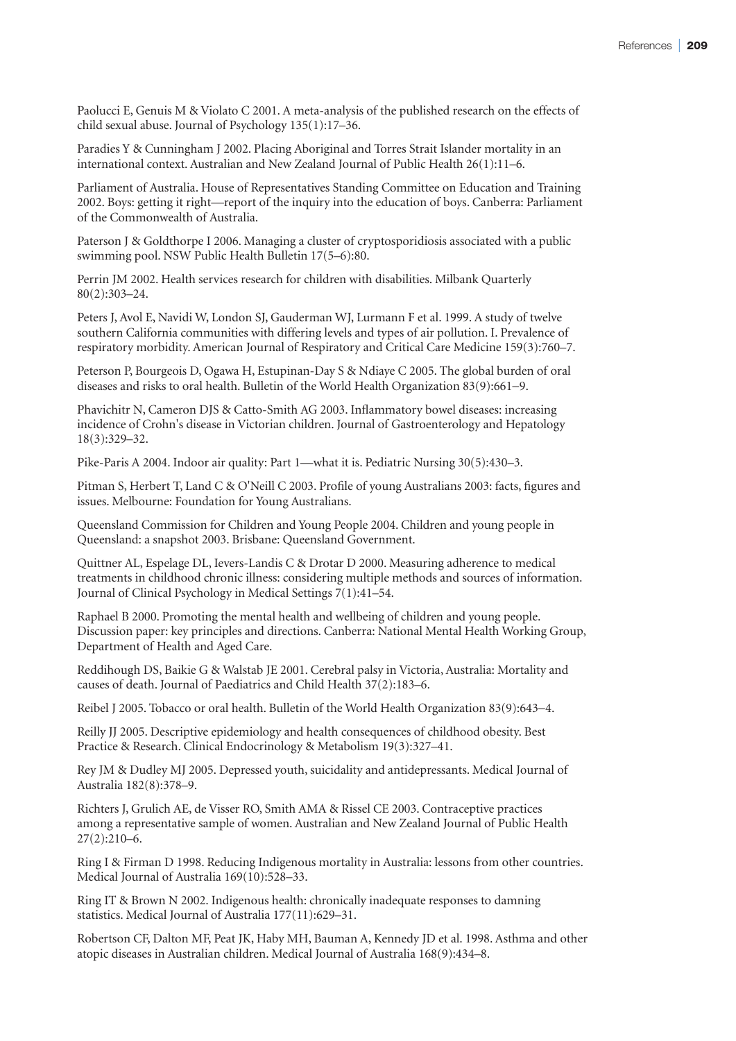Paolucci E, Genuis M & Violato C 2001. A meta-analysis of the published research on the effects of child sexual abuse. Journal of Psychology 135(1):17–36.

Paradies Y & Cunningham J 2002. Placing Aboriginal and Torres Strait Islander mortality in an international context. Australian and New Zealand Journal of Public Health 26(1):11–6.

Parliament of Australia. House of Representatives Standing Committee on Education and Training 2002. Boys: getting it right—report of the inquiry into the education of boys. Canberra: Parliament of the Commonwealth of Australia.

Paterson J & Goldthorpe I 2006. Managing a cluster of cryptosporidiosis associated with a public swimming pool. NSW Public Health Bulletin 17(5–6):80.

Perrin JM 2002. Health services research for children with disabilities. Milbank Quarterly 80(2):303–24.

Peters J, Avol E, Navidi W, London SJ, Gauderman WJ, Lurmann F et al. 1999. A study of twelve southern California communities with differing levels and types of air pollution. I. Prevalence of respiratory morbidity. American Journal of Respiratory and Critical Care Medicine 159(3):760–7.

Peterson P, Bourgeois D, Ogawa H, Estupinan-Day S & Ndiaye C 2005. The global burden of oral diseases and risks to oral health. Bulletin of the World Health Organization 83(9):661–9.

Phavichitr N, Cameron DJS & Catto-Smith AG 2003. Inflammatory bowel diseases: increasing incidence of Crohn's disease in Victorian children. Journal of Gastroenterology and Hepatology 18(3):329–32.

Pike-Paris A 2004. Indoor air quality: Part 1—what it is. Pediatric Nursing 30(5):430–3.

Pitman S, Herbert T, Land C & O'Neill C 2003. Profile of young Australians 2003: facts, figures and issues. Melbourne: Foundation for Young Australians.

Queensland Commission for Children and Young People 2004. Children and young people in Queensland: a snapshot 2003. Brisbane: Queensland Government.

Quittner AL, Espelage DL, Ievers-Landis C & Drotar D 2000. Measuring adherence to medical treatments in childhood chronic illness: considering multiple methods and sources of information. Journal of Clinical Psychology in Medical Settings 7(1):41–54.

Raphael B 2000. Promoting the mental health and wellbeing of children and young people. Discussion paper: key principles and directions. Canberra: National Mental Health Working Group, Department of Health and Aged Care.

Reddihough DS, Baikie G & Walstab JE 2001. Cerebral palsy in Victoria, Australia: Mortality and causes of death. Journal of Paediatrics and Child Health 37(2):183–6.

Reibel J 2005. Tobacco or oral health. Bulletin of the World Health Organization 83(9):643–4.

Reilly JJ 2005. Descriptive epidemiology and health consequences of childhood obesity. Best Practice & Research. Clinical Endocrinology & Metabolism 19(3):327–41.

Rey JM & Dudley MJ 2005. Depressed youth, suicidality and antidepressants. Medical Journal of Australia 182(8):378–9.

Richters J, Grulich AE, de Visser RO, Smith AMA & Rissel CE 2003. Contraceptive practices among a representative sample of women. Australian and New Zealand Journal of Public Health 27(2):210–6.

Ring I & Firman D 1998. Reducing Indigenous mortality in Australia: lessons from other countries. Medical Journal of Australia 169(10):528–33.

Ring IT & Brown N 2002. Indigenous health: chronically inadequate responses to damning statistics. Medical Journal of Australia 177(11):629–31.

Robertson CF, Dalton MF, Peat JK, Haby MH, Bauman A, Kennedy JD et al. 1998. Asthma and other atopic diseases in Australian children. Medical Journal of Australia 168(9):434–8.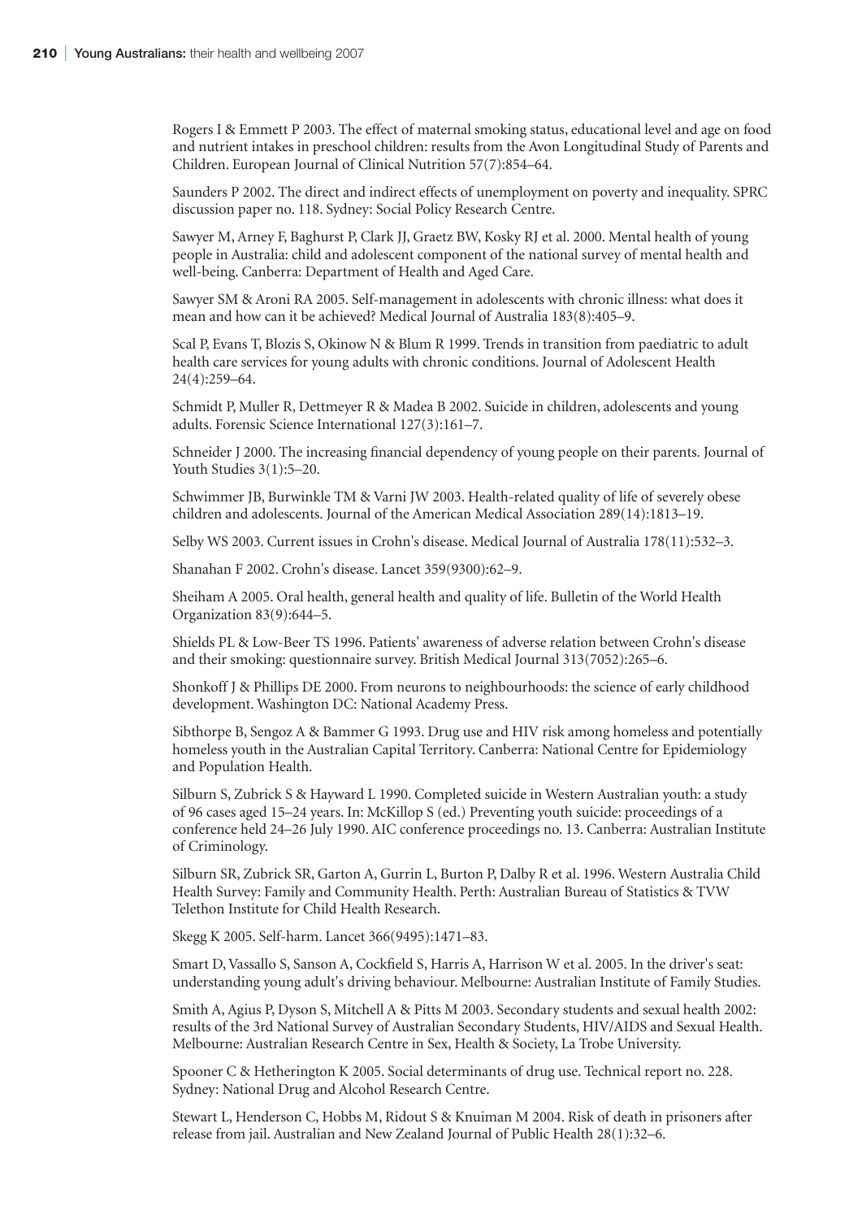Rogers I & Emmett P 2003. The effect of maternal smoking status, educational level and age on food and nutrient intakes in preschool children: results from the Avon Longitudinal Study of Parents and Children. European Journal of Clinical Nutrition 57(7):854–64.

Saunders P 2002. The direct and indirect effects of unemployment on poverty and inequality. SPRC discussion paper no. 118. Sydney: Social Policy Research Centre.

Sawyer M, Arney F, Baghurst P, Clark JJ, Graetz BW, Kosky RJ et al. 2000. Mental health of young people in Australia: child and adolescent component of the national survey of mental health and well-being. Canberra: Department of Health and Aged Care.

Sawyer SM & Aroni RA 2005. Self-management in adolescents with chronic illness: what does it mean and how can it be achieved? Medical Journal of Australia 183(8):405–9.

Scal P, Evans T, Blozis S, Okinow N & Blum R 1999. Trends in transition from paediatric to adult health care services for young adults with chronic conditions. Journal of Adolescent Health 24(4):259–64.

Schmidt P, Muller R, Dettmeyer R & Madea B 2002. Suicide in children, adolescents and young adults. Forensic Science International 127(3):161–7.

Schneider J 2000. The increasing financial dependency of young people on their parents. Journal of Youth Studies 3(1):5–20.

Schwimmer JB, Burwinkle TM & Varni JW 2003. Health-related quality of life of severely obese children and adolescents. Journal of the American Medical Association 289(14):1813–19.

Selby WS 2003. Current issues in Crohn's disease. Medical Journal of Australia 178(11):532–3.

Shanahan F 2002. Crohn's disease. Lancet 359(9300):62–9.

Sheiham A 2005. Oral health, general health and quality of life. Bulletin of the World Health Organization 83(9):644–5.

Shields PL & Low-Beer TS 1996. Patients' awareness of adverse relation between Crohn's disease and their smoking: questionnaire survey. British Medical Journal 313(7052):265–6.

Shonkoff J & Phillips DE 2000. From neurons to neighbourhoods: the science of early childhood development. Washington DC: National Academy Press.

Sibthorpe B, Sengoz A & Bammer G 1993. Drug use and HIV risk among homeless and potentially homeless youth in the Australian Capital Territory. Canberra: National Centre for Epidemiology and Population Health.

Silburn S, Zubrick S & Hayward L 1990. Completed suicide in Western Australian youth: a study of 96 cases aged 15–24 years. In: McKillop S (ed.) Preventing youth suicide: proceedings of a conference held 24–26 July 1990. AIC conference proceedings no. 13. Canberra: Australian Institute of Criminology.

Silburn SR, Zubrick SR, Garton A, Gurrin L, Burton P, Dalby R et al. 1996. Western Australia Child Health Survey: Family and Community Health. Perth: Australian Bureau of Statistics & TVW Telethon Institute for Child Health Research.

Skegg K 2005. Self-harm. Lancet 366(9495):1471–83.

Smart D, Vassallo S, Sanson A, Cockfield S, Harris A, Harrison W et al. 2005. In the driver's seat: understanding young adult's driving behaviour. Melbourne: Australian Institute of Family Studies.

Smith A, Agius P, Dyson S, Mitchell A & Pitts M 2003. Secondary students and sexual health 2002: results of the 3rd National Survey of Australian Secondary Students, HIV/AIDS and Sexual Health. Melbourne: Australian Research Centre in Sex, Health & Society, La Trobe University.

Spooner C & Hetherington K 2005. Social determinants of drug use. Technical report no. 228. Sydney: National Drug and Alcohol Research Centre.

Stewart L, Henderson C, Hobbs M, Ridout S & Knuiman M 2004. Risk of death in prisoners after release from jail. Australian and New Zealand Journal of Public Health 28(1):32–6.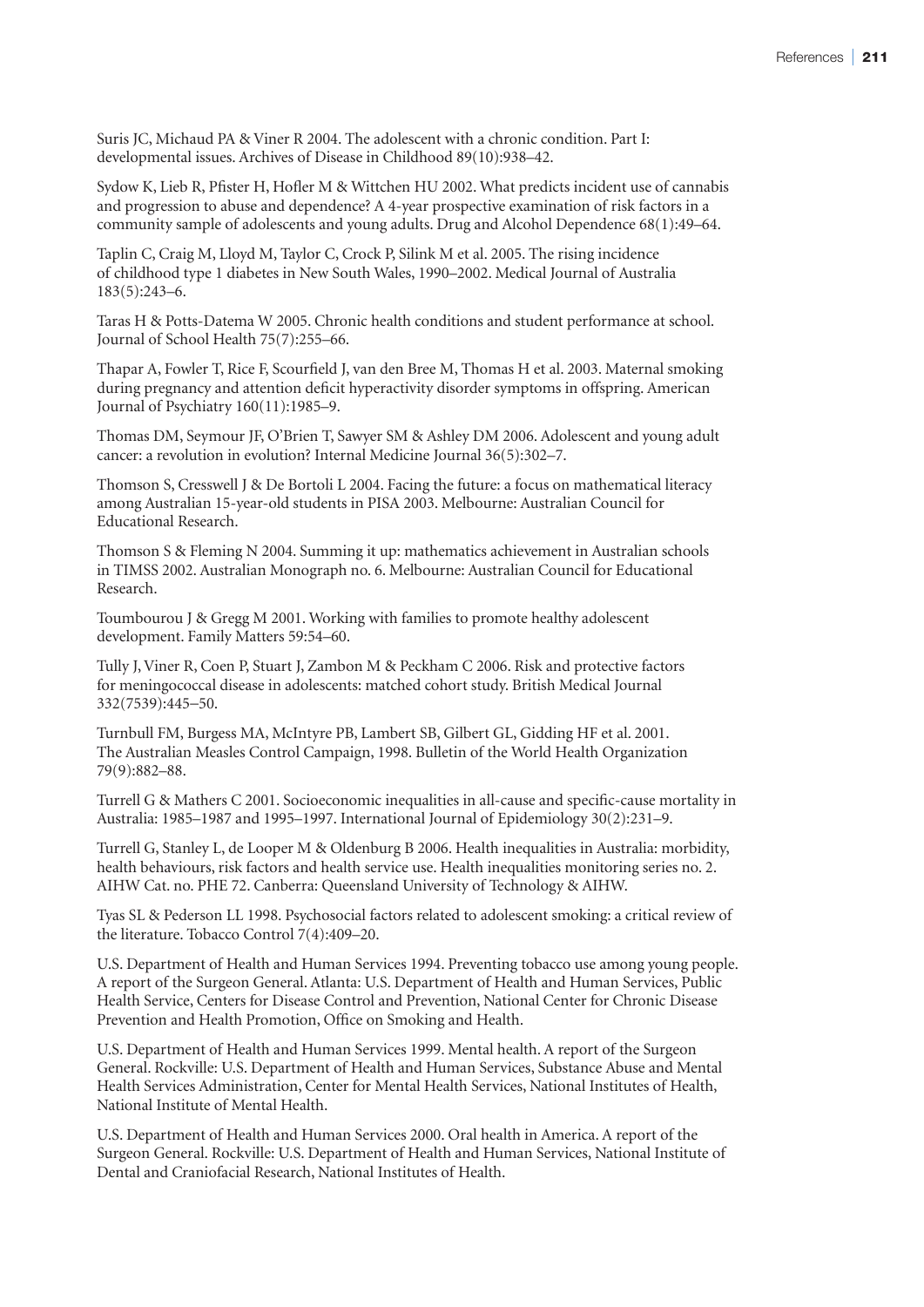Suris JC, Michaud PA & Viner R 2004. The adolescent with a chronic condition. Part I: developmental issues. Archives of Disease in Childhood 89(10):938–42.

Sydow K, Lieb R, Pfister H, Hofler M & Wittchen HU 2002. What predicts incident use of cannabis and progression to abuse and dependence? A 4-year prospective examination of risk factors in a community sample of adolescents and young adults. Drug and Alcohol Dependence 68(1):49–64.

Taplin C, Craig M, Lloyd M, Taylor C, Crock P, Silink M et al. 2005. The rising incidence of childhood type 1 diabetes in New South Wales, 1990–2002. Medical Journal of Australia 183(5):243–6.

Taras H & Potts-Datema W 2005. Chronic health conditions and student performance at school. Journal of School Health 75(7):255–66.

Thapar A, Fowler T, Rice F, Scourfield J, van den Bree M, Thomas H et al. 2003. Maternal smoking during pregnancy and attention deficit hyperactivity disorder symptoms in offspring. American Journal of Psychiatry 160(11):1985–9.

Thomas DM, Seymour JF, O'Brien T, Sawyer SM & Ashley DM 2006. Adolescent and young adult cancer: a revolution in evolution? Internal Medicine Journal 36(5):302–7.

Thomson S, Cresswell J & De Bortoli L 2004. Facing the future: a focus on mathematical literacy among Australian 15-year-old students in PISA 2003. Melbourne: Australian Council for Educational Research.

Thomson S & Fleming N 2004. Summing it up: mathematics achievement in Australian schools in TIMSS 2002. Australian Monograph no. 6. Melbourne: Australian Council for Educational Research.

Toumbourou J & Gregg M 2001. Working with families to promote healthy adolescent development. Family Matters 59:54–60.

Tully J, Viner R, Coen P, Stuart J, Zambon M & Peckham C 2006. Risk and protective factors for meningococcal disease in adolescents: matched cohort study. British Medical Journal 332(7539):445–50.

Turnbull FM, Burgess MA, McIntyre PB, Lambert SB, Gilbert GL, Gidding HF et al. 2001. The Australian Measles Control Campaign, 1998. Bulletin of the World Health Organization 79(9):882–88.

Turrell G & Mathers C 2001. Socioeconomic inequalities in all-cause and specific-cause mortality in Australia: 1985–1987 and 1995–1997. International Journal of Epidemiology 30(2):231–9.

Turrell G, Stanley L, de Looper M & Oldenburg B 2006. Health inequalities in Australia: morbidity, health behaviours, risk factors and health service use. Health inequalities monitoring series no. 2. AIHW Cat. no. PHE 72. Canberra: Queensland University of Technology & AIHW.

Tyas SL & Pederson LL 1998. Psychosocial factors related to adolescent smoking: a critical review of the literature. Tobacco Control 7(4):409–20.

U.S. Department of Health and Human Services 1994. Preventing tobacco use among young people. A report of the Surgeon General. Atlanta: U.S. Department of Health and Human Services, Public Health Service, Centers for Disease Control and Prevention, National Center for Chronic Disease Prevention and Health Promotion, Office on Smoking and Health.

U.S. Department of Health and Human Services 1999. Mental health. A report of the Surgeon General. Rockville: U.S. Department of Health and Human Services, Substance Abuse and Mental Health Services Administration, Center for Mental Health Services, National Institutes of Health, National Institute of Mental Health.

U.S. Department of Health and Human Services 2000. Oral health in America. A report of the Surgeon General. Rockville: U.S. Department of Health and Human Services, National Institute of Dental and Craniofacial Research, National Institutes of Health.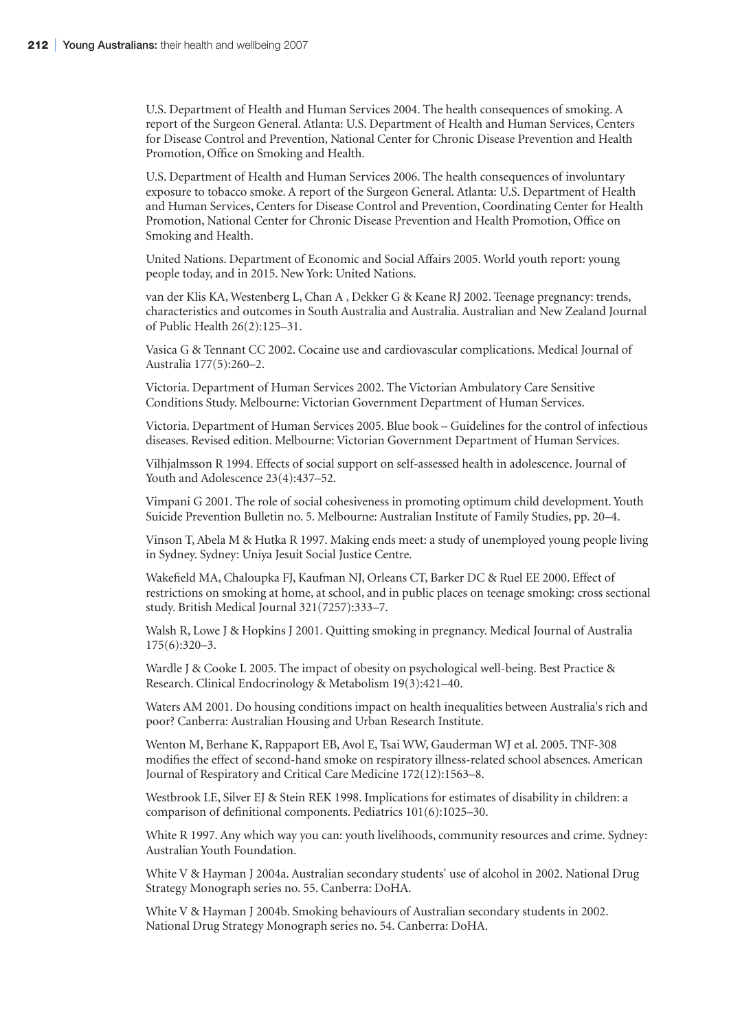U.S. Department of Health and Human Services 2004. The health consequences of smoking. A report of the Surgeon General. Atlanta: U.S. Department of Health and Human Services, Centers for Disease Control and Prevention, National Center for Chronic Disease Prevention and Health Promotion, Office on Smoking and Health.

U.S. Department of Health and Human Services 2006. The health consequences of involuntary exposure to tobacco smoke. A report of the Surgeon General. Atlanta: U.S. Department of Health and Human Services, Centers for Disease Control and Prevention, Coordinating Center for Health Promotion, National Center for Chronic Disease Prevention and Health Promotion, Office on Smoking and Health.

United Nations. Department of Economic and Social Affairs 2005. World youth report: young people today, and in 2015. New York: United Nations.

van der Klis KA, Westenberg L, Chan A , Dekker G & Keane RJ 2002. Teenage pregnancy: trends, characteristics and outcomes in South Australia and Australia. Australian and New Zealand Journal of Public Health 26(2):125–31.

Vasica G & Tennant CC 2002. Cocaine use and cardiovascular complications. Medical Journal of Australia 177(5):260–2.

Victoria. Department of Human Services 2002. The Victorian Ambulatory Care Sensitive Conditions Study. Melbourne: Victorian Government Department of Human Services.

Victoria. Department of Human Services 2005. Blue book – Guidelines for the control of infectious diseases. Revised edition. Melbourne: Victorian Government Department of Human Services.

Vilhjalmsson R 1994. Effects of social support on self-assessed health in adolescence. Journal of Youth and Adolescence 23(4):437–52.

Vimpani G 2001. The role of social cohesiveness in promoting optimum child development. Youth Suicide Prevention Bulletin no. 5. Melbourne: Australian Institute of Family Studies, pp. 20–4.

Vinson T, Abela M & Hutka R 1997. Making ends meet: a study of unemployed young people living in Sydney. Sydney: Uniya Jesuit Social Justice Centre.

Wakefield MA, Chaloupka FJ, Kaufman NJ, Orleans CT, Barker DC & Ruel EE 2000. Effect of restrictions on smoking at home, at school, and in public places on teenage smoking: cross sectional study. British Medical Journal 321(7257):333–7.

Walsh R, Lowe J & Hopkins J 2001. Quitting smoking in pregnancy. Medical Journal of Australia 175(6):320–3.

Wardle J & Cooke L 2005. The impact of obesity on psychological well-being. Best Practice & Research. Clinical Endocrinology & Metabolism 19(3):421–40.

Waters AM 2001. Do housing conditions impact on health inequalities between Australia's rich and poor? Canberra: Australian Housing and Urban Research Institute.

Wenton M, Berhane K, Rappaport EB, Avol E, Tsai WW, Gauderman WJ et al. 2005. TNF-308 modifies the effect of second-hand smoke on respiratory illness-related school absences. American Journal of Respiratory and Critical Care Medicine 172(12):1563–8.

Westbrook LE, Silver EJ & Stein REK 1998. Implications for estimates of disability in children: a comparison of definitional components. Pediatrics 101(6):1025–30.

White R 1997. Any which way you can: youth livelihoods, community resources and crime. Sydney: Australian Youth Foundation.

White V & Hayman J 2004a. Australian secondary students' use of alcohol in 2002. National Drug Strategy Monograph series no. 55. Canberra: DoHA.

White V & Hayman J 2004b. Smoking behaviours of Australian secondary students in 2002. National Drug Strategy Monograph series no. 54. Canberra: DoHA.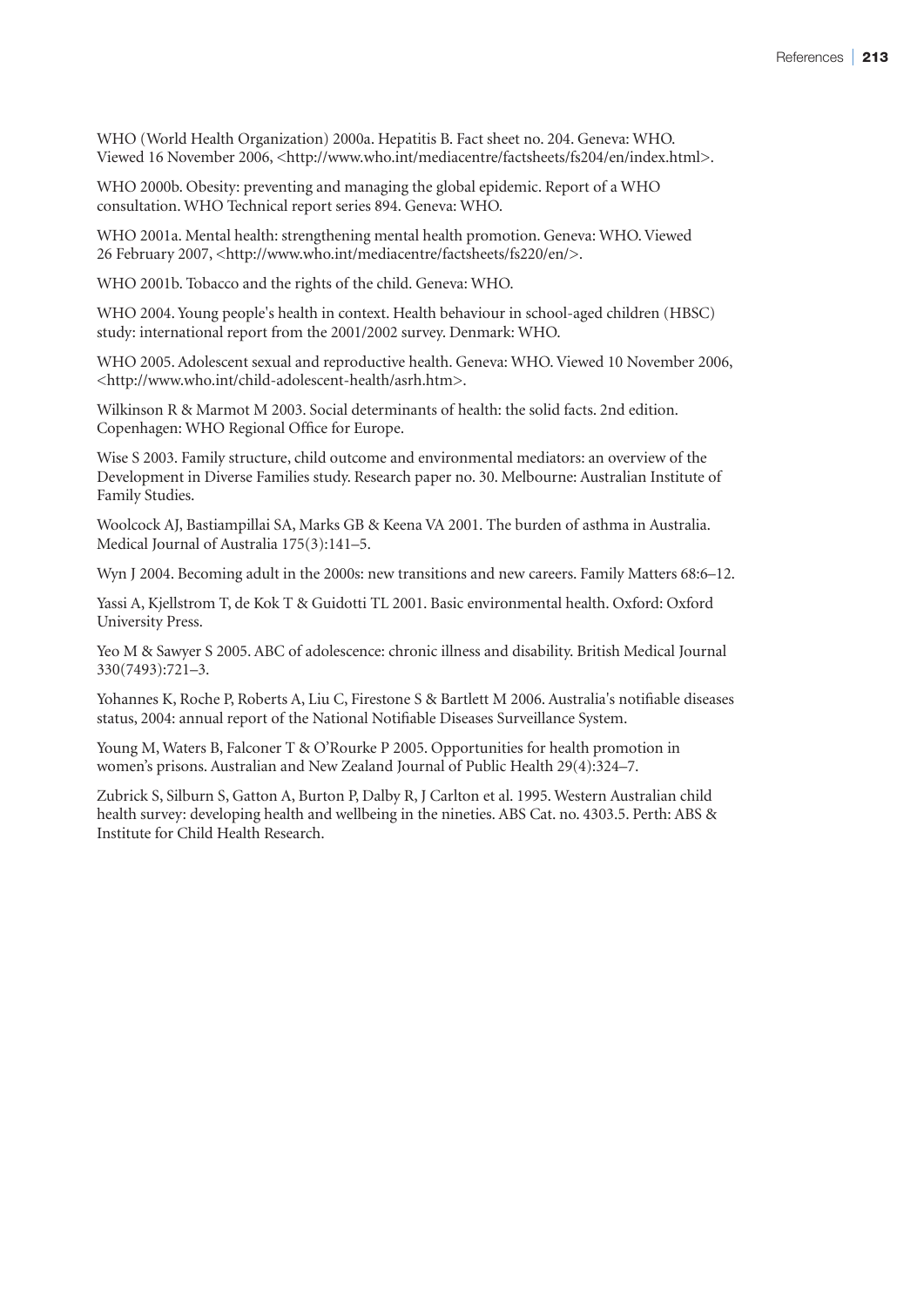WHO (World Health Organization) 2000a. Hepatitis B. Fact sheet no. 204. Geneva: WHO. Viewed 16 November 2006, <http://www.who.int/mediacentre/factsheets/fs204/en/index.html>.

WHO 2000b. Obesity: preventing and managing the global epidemic. Report of a WHO consultation. WHO Technical report series 894. Geneva: WHO.

WHO 2001a. Mental health: strengthening mental health promotion. Geneva: WHO. Viewed 26 February 2007, <http://www.who.int/mediacentre/factsheets/fs220/en/>.

WHO 2001b. Tobacco and the rights of the child. Geneva: WHO.

WHO 2004. Young people's health in context. Health behaviour in school-aged children (HBSC) study: international report from the 2001/2002 survey. Denmark: WHO.

WHO 2005. Adolescent sexual and reproductive health. Geneva: WHO. Viewed 10 November 2006, <http://www.who.int/child-adolescent-health/asrh.htm>.

Wilkinson R & Marmot M 2003. Social determinants of health: the solid facts. 2nd edition. Copenhagen: WHO Regional Office for Europe.

Wise S 2003. Family structure, child outcome and environmental mediators: an overview of the Development in Diverse Families study. Research paper no. 30. Melbourne: Australian Institute of Family Studies.

Woolcock AJ, Bastiampillai SA, Marks GB & Keena VA 2001. The burden of asthma in Australia. Medical Journal of Australia 175(3):141–5.

Wyn J 2004. Becoming adult in the 2000s: new transitions and new careers. Family Matters 68:6–12.

Yassi A, Kjellstrom T, de Kok T & Guidotti TL 2001. Basic environmental health. Oxford: Oxford University Press.

Yeo M & Sawyer S 2005. ABC of adolescence: chronic illness and disability. British Medical Journal 330(7493):721–3.

Yohannes K, Roche P, Roberts A, Liu C, Firestone S & Bartlett M 2006. Australia's notifiable diseases status, 2004: annual report of the National Notifiable Diseases Surveillance System.

Young M, Waters B, Falconer T & O'Rourke P 2005. Opportunities for health promotion in women's prisons. Australian and New Zealand Journal of Public Health 29(4):324–7.

Zubrick S, Silburn S, Gatton A, Burton P, Dalby R, J Carlton et al. 1995. Western Australian child health survey: developing health and wellbeing in the nineties. ABS Cat. no. 4303.5. Perth: ABS & Institute for Child Health Research.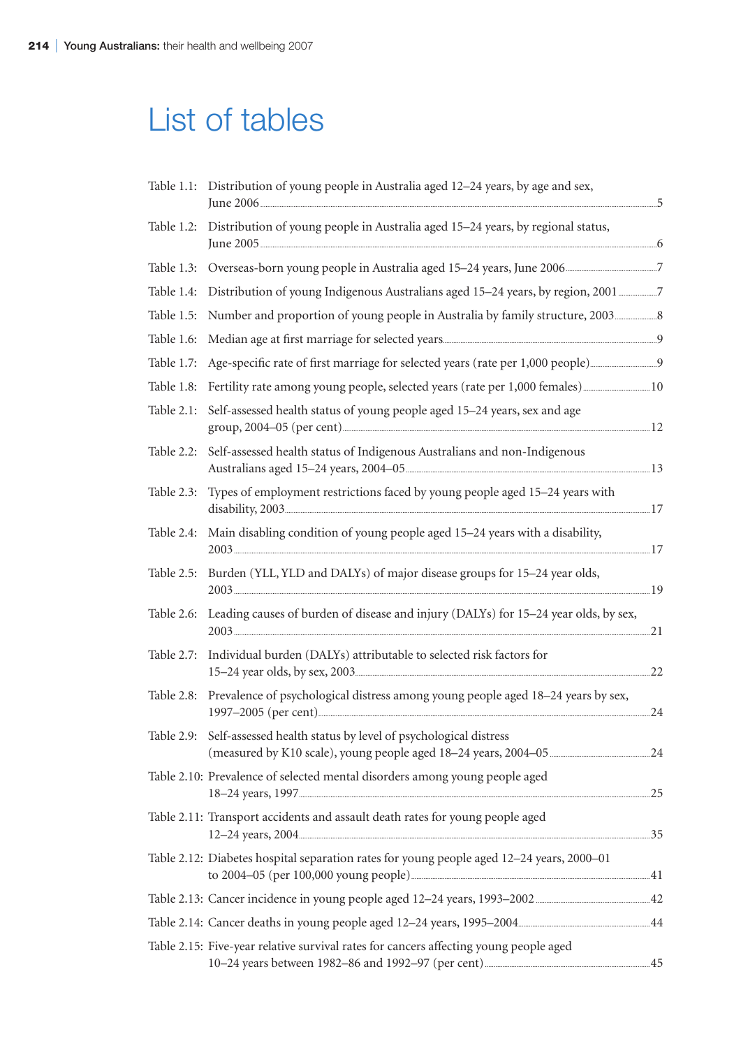# List of tables

| | | |
|---|---|---|
| Table 1.1: | Distribution of young people in Australia aged 12–24 years, by age and sex, June 2006 | 5 |
| Table 1.2: | Distribution of young people in Australia aged 15–24 years, by regional status, June 2005 | 6 |
| Table 1.3: | Overseas-born young people in Australia aged 15–24 years, June 2006 | 7 |
| Table 1.4: | Distribution of young Indigenous Australians aged 15–24 years, by region, 2001 | 7 |
| Table 1.5: | Number and proportion of young people in Australia by family structure, 2003 | 8 |
| Table 1.6: | Median age at first marriage for selected years | 9 |
| Table 1.7: | Age-specific rate of first marriage for selected years (rate per 1,000 people) | 9 |
| Table 1.8: | Fertility rate among young people, selected years (rate per 1,000 females) | 10 |
| Table 2.1: | Self-assessed health status of young people aged 15–24 years, sex and age group, 2004–05 (per cent) | 12 |
| Table 2.2: | Self-assessed health status of Indigenous Australians and non-Indigenous Australians aged 15–24 years, 2004–05 | 13 |
| Table 2.3: | Types of employment restrictions faced by young people aged 15–24 years with disability, 2003 | 17 |
| Table 2.4: | Main disabling condition of young people aged 15–24 years with a disability, 2003 | 17 |
| Table 2.5: | Burden (YLL, YLD and DALYs) of major disease groups for 15–24 year olds, 2003 | 19 |
| Table 2.6: | Leading causes of burden of disease and injury (DALYs) for 15–24 year olds, by sex, 2003 | 21 |
| Table 2.7: | Individual burden (DALYs) attributable to selected risk factors for 15–24 year olds, by sex, 2003 | 22 |
| Table 2.8: | Prevalence of psychological distress among young people aged 18–24 years by sex, 1997–2005 (per cent) | 24 |
| Table 2.9: | Self-assessed health status by level of psychological distress (measured by K10 scale), young people aged 18–24 years, 2004–05 | 24 |
| Table 2.10: | Prevalence of selected mental disorders among young people aged 18–24 years, 1997 | 25 |
| Table 2.11: | Transport accidents and assault death rates for young people aged 12–24 years, 2004 | 35 |
| Table 2.12: | Diabetes hospital separation rates for young people aged 12–24 years, 2000–01 to 2004–05 (per 100,000 young people) | 41 |
| Table 2.13: | Cancer incidence in young people aged 12–24 years, 1993–2002 | 42 |
| Table 2.14: | Cancer deaths in young people aged 12–24 years, 1995–2004 | 44 |
| Table 2.15: | Five-year relative survival rates for cancers affecting young people aged 10–24 years between 1982–86 and 1992–97 (per cent) | 45 |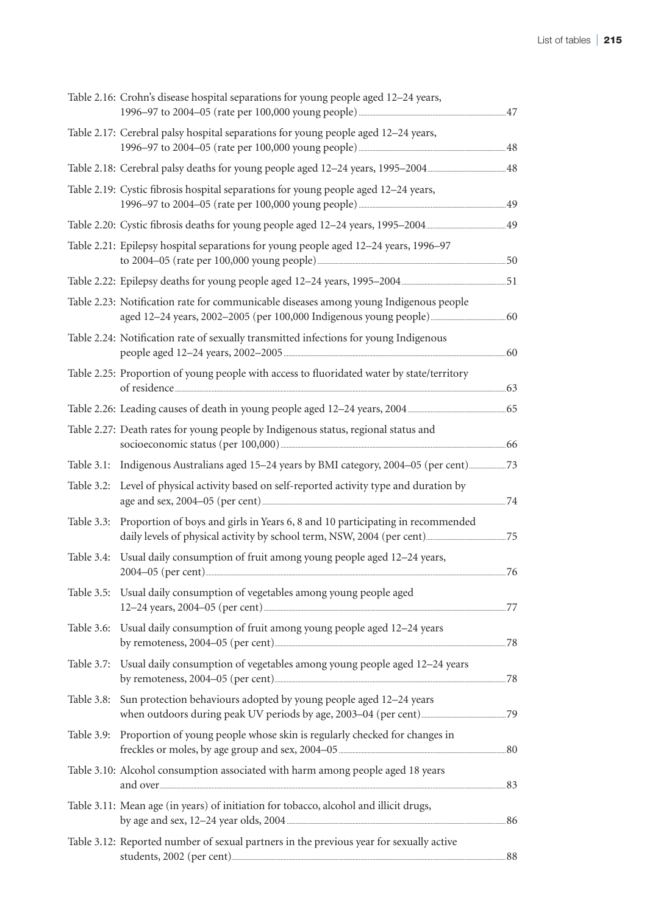Table 2.16: Crohn's disease hospital separations for young people aged 12–24 years, 1996–97 to 2004–05 (rate per 100,000 young people) ..... 47

Table 2.17: Cerebral palsy hospital separations for young people aged 12–24 years, 1996–97 to 2004–05 (rate per 100,000 young people) ..... 48

Table 2.18: Cerebral palsy deaths for young people aged 12–24 years, 1995–2004 ..... 48

Table 2.19: Cystic fibrosis hospital separations for young people aged 12–24 years, 1996–97 to 2004–05 (rate per 100,000 young people) ..... 49

Table 2.20: Cystic fibrosis deaths for young people aged 12–24 years, 1995–2004 ..... 49

Table 2.21: Epilepsy hospital separations for young people aged 12–24 years, 1996–97 to 2004–05 (rate per 100,000 young people) ..... 50

Table 2.22: Epilepsy deaths for young people aged 12–24 years, 1995–2004 ..... 51

Table 2.23: Notification rate for communicable diseases among young Indigenous people aged 12–24 years, 2002–2005 (per 100,000 Indigenous young people) ..... 60

Table 2.24: Notification rate of sexually transmitted infections for young Indigenous people aged 12–24 years, 2002–2005 ..... 60

Table 2.25: Proportion of young people with access to fluoridated water by state/territory of residence ..... 63

Table 2.26: Leading causes of death in young people aged 12–24 years, 2004 ..... 65

Table 2.27: Death rates for young people by Indigenous status, regional status and socioeconomic status (per 100,000) ..... 66

Table 3.1: Indigenous Australians aged 15–24 years by BMI category, 2004–05 (per cent) ..... 73

Table 3.2: Level of physical activity based on self-reported activity type and duration by age and sex, 2004–05 (per cent) ..... 74

Table 3.3: Proportion of boys and girls in Years 6, 8 and 10 participating in recommended daily levels of physical activity by school term, NSW, 2004 (per cent) ..... 75

Table 3.4: Usual daily consumption of fruit among young people aged 12–24 years, 2004–05 (per cent) ..... 76

Table 3.5: Usual daily consumption of vegetables among young people aged 12–24 years, 2004–05 (per cent) ..... 77

Table 3.6: Usual daily consumption of fruit among young people aged 12–24 years by remoteness, 2004–05 (per cent) ..... 78

Table 3.7: Usual daily consumption of vegetables among young people aged 12–24 years by remoteness, 2004–05 (per cent) ..... 78

Table 3.8: Sun protection behaviours adopted by young people aged 12–24 years when outdoors during peak UV periods by age, 2003–04 (per cent) ..... 79

Table 3.9: Proportion of young people whose skin is regularly checked for changes in freckles or moles, by age group and sex, 2004–05 ..... 80

Table 3.10: Alcohol consumption associated with harm among people aged 18 years and over ..... 83

Table 3.11: Mean age (in years) of initiation for tobacco, alcohol and illicit drugs, by age and sex, 12–24 year olds, 2004 ..... 86

Table 3.12: Reported number of sexual partners in the previous year for sexually active students, 2002 (per cent) ..... 88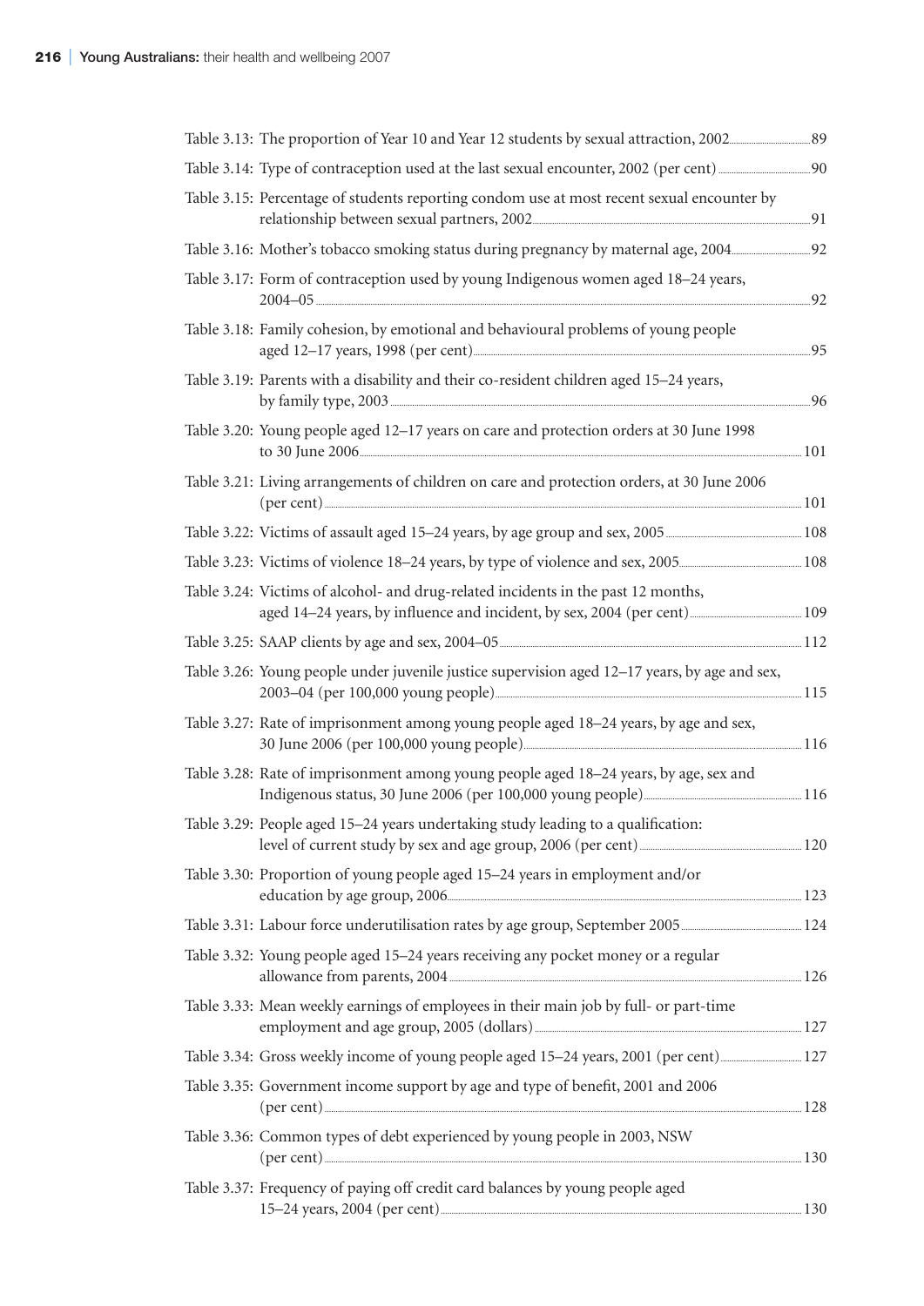Table 3.13: The proportion of Year 10 and Year 12 students by sexual attraction, 2002 ........ 89

Table 3.14: Type of contraception used at the last sexual encounter, 2002 (per cent) ........ 90

Table 3.15: Percentage of students reporting condom use at most recent sexual encounter by relationship between sexual partners, 2002 ........ 91

Table 3.16: Mother's tobacco smoking status during pregnancy by maternal age, 2004 ........ 92

Table 3.17: Form of contraception used by young Indigenous women aged 18–24 years, 2004–05 ........ 92

Table 3.18: Family cohesion, by emotional and behavioural problems of young people aged 12–17 years, 1998 (per cent) ........ 95

Table 3.19: Parents with a disability and their co-resident children aged 15–24 years, by family type, 2003 ........ 96

Table 3.20: Young people aged 12–17 years on care and protection orders at 30 June 1998 to 30 June 2006 ........ 101

Table 3.21: Living arrangements of children on care and protection orders, at 30 June 2006 (per cent) ........ 101

Table 3.22: Victims of assault aged 15–24 years, by age group and sex, 2005 ........ 108

Table 3.23: Victims of violence 18–24 years, by type of violence and sex, 2005 ........ 108

Table 3.24: Victims of alcohol- and drug-related incidents in the past 12 months, aged 14–24 years, by influence and incident, by sex, 2004 (per cent) ........ 109

Table 3.25: SAAP clients by age and sex, 2004–05 ........ 112

Table 3.26: Young people under juvenile justice supervision aged 12–17 years, by age and sex, 2003–04 (per 100,000 young people) ........ 115

Table 3.27: Rate of imprisonment among young people aged 18–24 years, by age and sex, 30 June 2006 (per 100,000 young people) ........ 116

Table 3.28: Rate of imprisonment among young people aged 18–24 years, by age, sex and Indigenous status, 30 June 2006 (per 100,000 young people) ........ 116

Table 3.29: People aged 15–24 years undertaking study leading to a qualification: level of current study by sex and age group, 2006 (per cent) ........ 120

Table 3.30: Proportion of young people aged 15–24 years in employment and/or education by age group, 2006 ........ 123

Table 3.31: Labour force underutilisation rates by age group, September 2005 ........ 124

Table 3.32: Young people aged 15–24 years receiving any pocket money or a regular allowance from parents, 2004 ........ 126

Table 3.33: Mean weekly earnings of employees in their main job by full- or part-time employment and age group, 2005 (dollars) ........ 127

Table 3.34: Gross weekly income of young people aged 15–24 years, 2001 (per cent) ........ 127

Table 3.35: Government income support by age and type of benefit, 2001 and 2006 (per cent) ........ 128

Table 3.36: Common types of debt experienced by young people in 2003, NSW (per cent) ........ 130

Table 3.37: Frequency of paying off credit card balances by young people aged 15–24 years, 2004 (per cent) ........ 130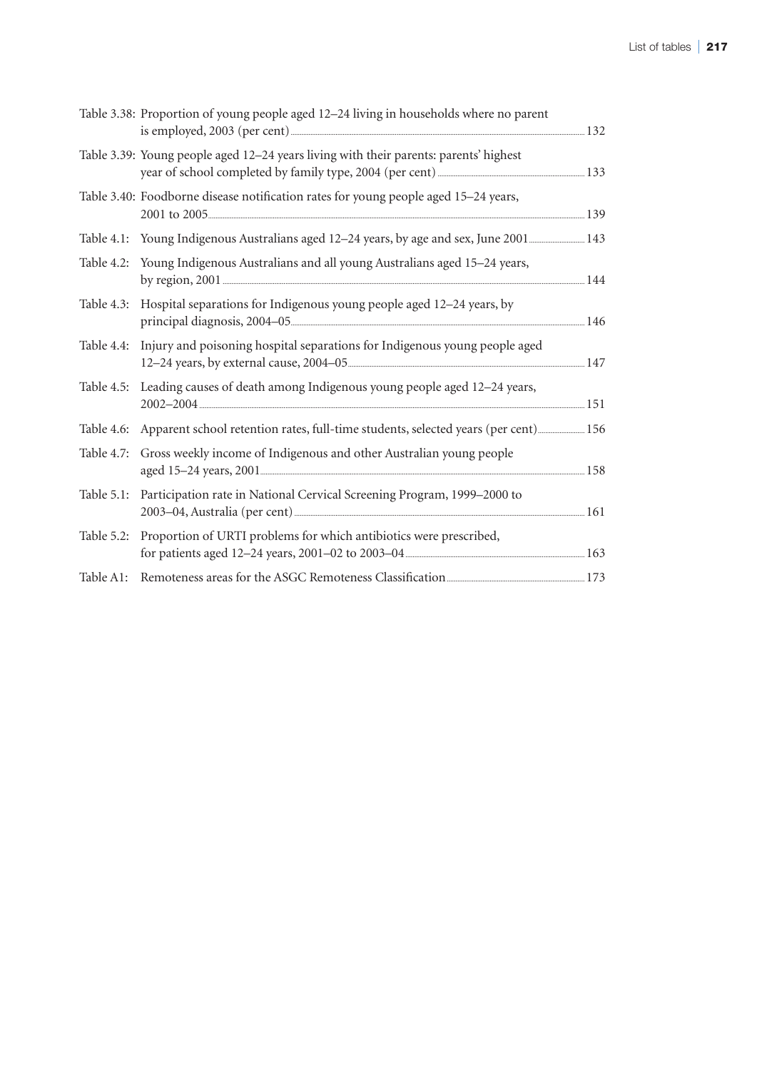Table 3.38: Proportion of young people aged 12–24 living in households where no parent is employed, 2003 (per cent) ..... 132

Table 3.39: Young people aged 12–24 years living with their parents: parents' highest year of school completed by family type, 2004 (per cent) ..... 133

Table 3.40: Foodborne disease notification rates for young people aged 15–24 years, 2001 to 2005 ..... 139

Table 4.1: Young Indigenous Australians aged 12–24 years, by age and sex, June 2001 ..... 143

Table 4.2: Young Indigenous Australians and all young Australians aged 15–24 years, by region, 2001 ..... 144

Table 4.3: Hospital separations for Indigenous young people aged 12–24 years, by principal diagnosis, 2004–05 ..... 146

Table 4.4: Injury and poisoning hospital separations for Indigenous young people aged 12–24 years, by external cause, 2004–05 ..... 147

Table 4.5: Leading causes of death among Indigenous young people aged 12–24 years, 2002–2004 ..... 151

Table 4.6: Apparent school retention rates, full-time students, selected years (per cent) ..... 156

Table 4.7: Gross weekly income of Indigenous and other Australian young people aged 15–24 years, 2001 ..... 158

Table 5.1: Participation rate in National Cervical Screening Program, 1999–2000 to 2003–04, Australia (per cent) ..... 161

Table 5.2: Proportion of URTI problems for which antibiotics were prescribed, for patients aged 12–24 years, 2001–02 to 2003–04 ..... 163

Table A1: Remoteness areas for the ASGC Remoteness Classification ..... 173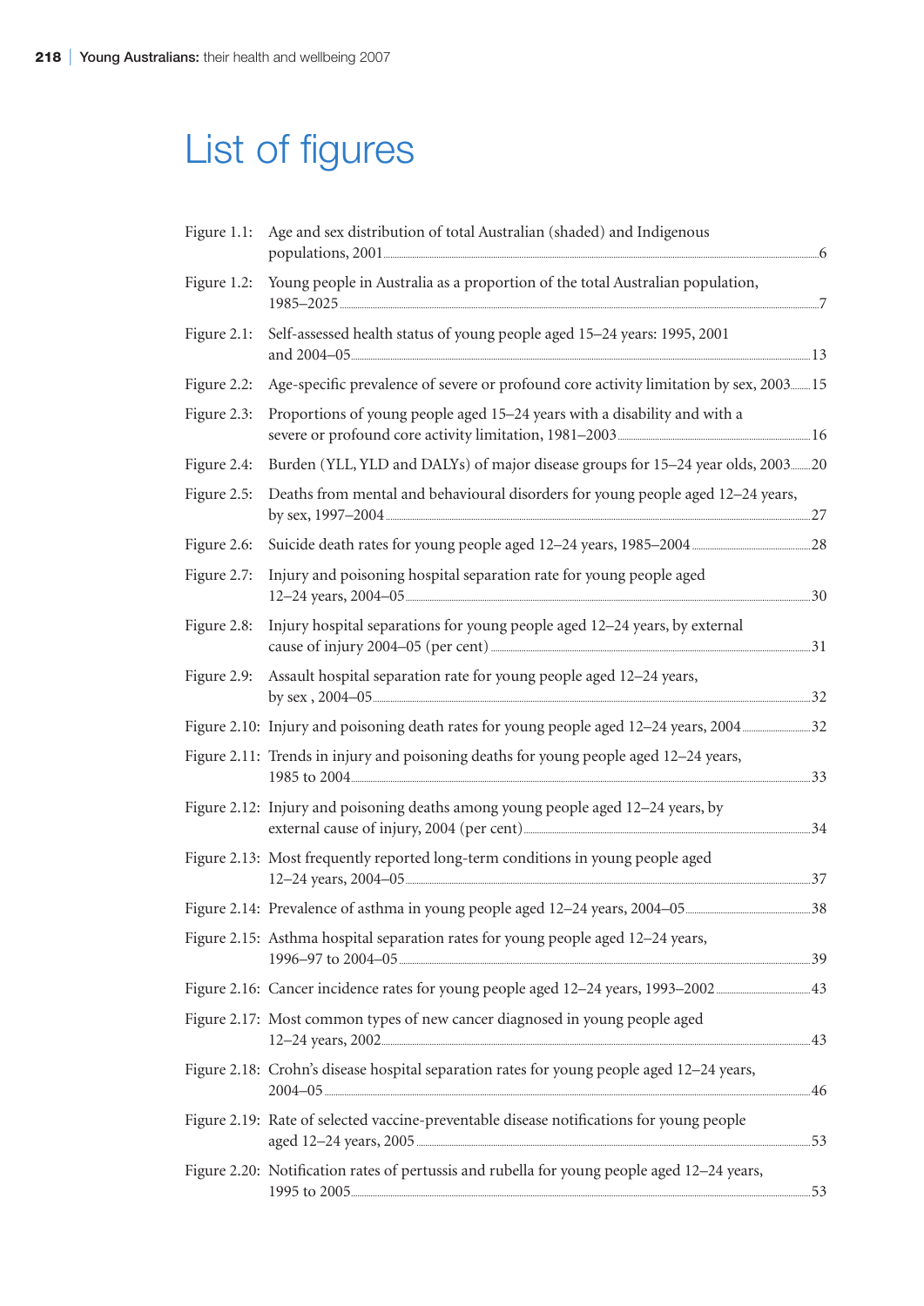# List of figures

Figure 1.1: Age and sex distribution of total Australian (shaded) and Indigenous populations, 2001 ........ 6

Figure 1.2: Young people in Australia as a proportion of the total Australian population, 1985–2025 ........ 7

Figure 2.1: Self-assessed health status of young people aged 15–24 years: 1995, 2001 and 2004–05 ........ 13

Figure 2.2: Age-specific prevalence of severe or profound core activity limitation by sex, 2003 ........ 15

Figure 2.3: Proportions of young people aged 15–24 years with a disability and with a severe or profound core activity limitation, 1981–2003 ........ 16

Figure 2.4: Burden (YLL, YLD and DALYs) of major disease groups for 15–24 year olds, 2003 ........ 20

Figure 2.5: Deaths from mental and behavioural disorders for young people aged 12–24 years, by sex, 1997–2004 ........ 27

Figure 2.6: Suicide death rates for young people aged 12–24 years, 1985–2004 ........ 28

Figure 2.7: Injury and poisoning hospital separation rate for young people aged 12–24 years, 2004–05 ........ 30

Figure 2.8: Injury hospital separations for young people aged 12–24 years, by external cause of injury 2004–05 (per cent) ........ 31

Figure 2.9: Assault hospital separation rate for young people aged 12–24 years, by sex , 2004–05 ........ 32

Figure 2.10: Injury and poisoning death rates for young people aged 12–24 years, 2004 ........ 32

Figure 2.11: Trends in injury and poisoning deaths for young people aged 12–24 years, 1985 to 2004 ........ 33

Figure 2.12: Injury and poisoning deaths among young people aged 12–24 years, by external cause of injury, 2004 (per cent) ........ 34

Figure 2.13: Most frequently reported long-term conditions in young people aged 12–24 years, 2004–05 ........ 37

Figure 2.14: Prevalence of asthma in young people aged 12–24 years, 2004–05 ........ 38

Figure 2.15: Asthma hospital separation rates for young people aged 12–24 years, 1996–97 to 2004–05 ........ 39

Figure 2.16: Cancer incidence rates for young people aged 12–24 years, 1993–2002 ........ 43

Figure 2.17: Most common types of new cancer diagnosed in young people aged 12–24 years, 2002 ........ 43

Figure 2.18: Crohn's disease hospital separation rates for young people aged 12–24 years, 2004–05 ........ 46

Figure 2.19: Rate of selected vaccine-preventable disease notifications for young people aged 12–24 years, 2005 ........ 53

Figure 2.20: Notification rates of pertussis and rubella for young people aged 12–24 years, 1995 to 2005 ........ 53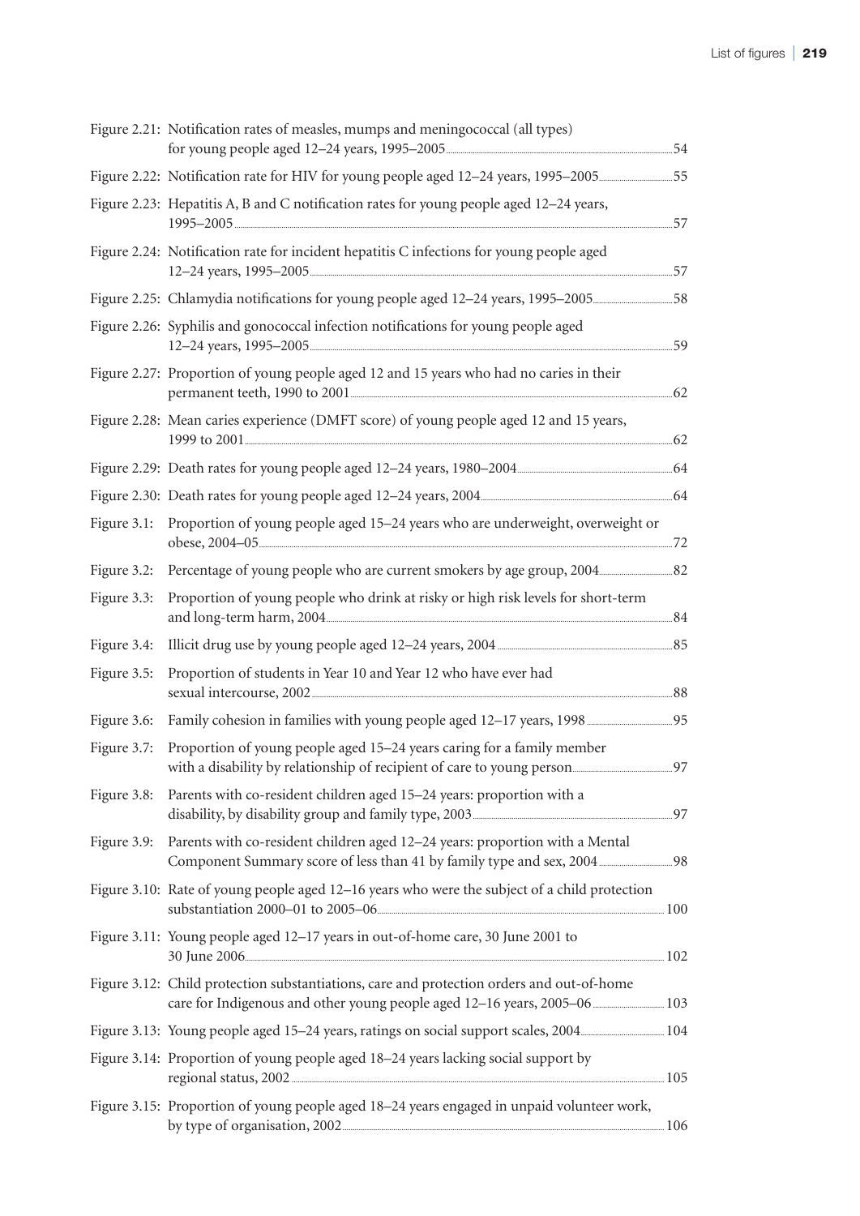Figure 2.21: Notification rates of measles, mumps and meningococcal (all types) for young people aged 12–24 years, 1995–2005 ..... 54

Figure 2.22: Notification rate for HIV for young people aged 12–24 years, 1995–2005 ..... 55

Figure 2.23: Hepatitis A, B and C notification rates for young people aged 12–24 years, 1995–2005 ..... 57

Figure 2.24: Notification rate for incident hepatitis C infections for young people aged 12–24 years, 1995–2005 ..... 57

Figure 2.25: Chlamydia notifications for young people aged 12–24 years, 1995–2005 ..... 58

Figure 2.26: Syphilis and gonococcal infection notifications for young people aged 12–24 years, 1995–2005 ..... 59

Figure 2.27: Proportion of young people aged 12 and 15 years who had no caries in their permanent teeth, 1990 to 2001 ..... 62

Figure 2.28: Mean caries experience (DMFT score) of young people aged 12 and 15 years, 1999 to 2001 ..... 62

Figure 2.29: Death rates for young people aged 12–24 years, 1980–2004 ..... 64

Figure 2.30: Death rates for young people aged 12–24 years, 2004 ..... 64

Figure 3.1: Proportion of young people aged 15–24 years who are underweight, overweight or obese, 2004–05 ..... 72

Figure 3.2: Percentage of young people who are current smokers by age group, 2004 ..... 82

Figure 3.3: Proportion of young people who drink at risky or high risk levels for short-term and long-term harm, 2004 ..... 84

Figure 3.4: Illicit drug use by young people aged 12–24 years, 2004 ..... 85

Figure 3.5: Proportion of students in Year 10 and Year 12 who have ever had sexual intercourse, 2002 ..... 88

Figure 3.6: Family cohesion in families with young people aged 12–17 years, 1998 ..... 95

Figure 3.7: Proportion of young people aged 15–24 years caring for a family member with a disability by relationship of recipient of care to young person ..... 97

Figure 3.8: Parents with co-resident children aged 15–24 years: proportion with a disability, by disability group and family type, 2003 ..... 97

Figure 3.9: Parents with co-resident children aged 12–24 years: proportion with a Mental Component Summary score of less than 41 by family type and sex, 2004 ..... 98

Figure 3.10: Rate of young people aged 12–16 years who were the subject of a child protection substantiation 2000–01 to 2005–06 ..... 100

Figure 3.11: Young people aged 12–17 years in out-of-home care, 30 June 2001 to 30 June 2006 ..... 102

Figure 3.12: Child protection substantiations, care and protection orders and out-of-home care for Indigenous and other young people aged 12–16 years, 2005–06 ..... 103

Figure 3.13: Young people aged 15–24 years, ratings on social support scales, 2004 ..... 104

Figure 3.14: Proportion of young people aged 18–24 years lacking social support by regional status, 2002 ..... 105

Figure 3.15: Proportion of young people aged 18–24 years engaged in unpaid volunteer work, by type of organisation, 2002 ..... 106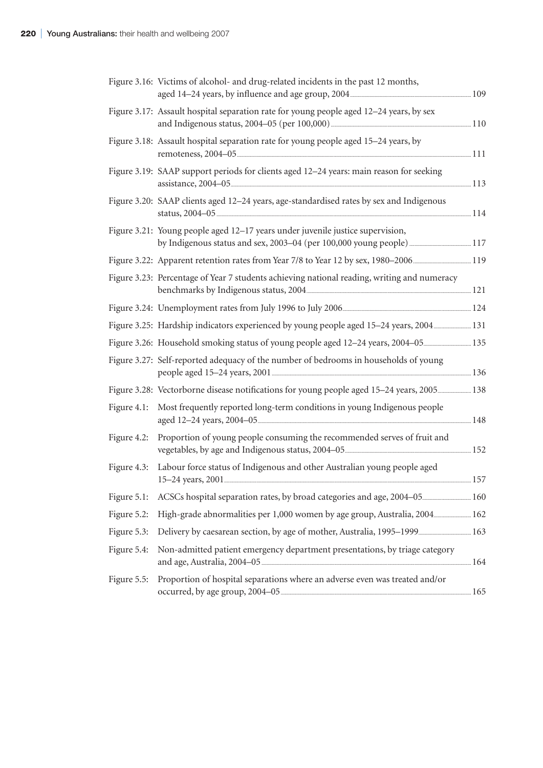Figure 3.16: Victims of alcohol- and drug-related incidents in the past 12 months, aged 14–24 years, by influence and age group, 2004 ..... 109

Figure 3.17: Assault hospital separation rate for young people aged 12–24 years, by sex and Indigenous status, 2004–05 (per 100,000) ..... 110

Figure 3.18: Assault hospital separation rate for young people aged 15–24 years, by remoteness, 2004–05 ..... 111

Figure 3.19: SAAP support periods for clients aged 12–24 years: main reason for seeking assistance, 2004–05 ..... 113

Figure 3.20: SAAP clients aged 12–24 years, age-standardised rates by sex and Indigenous status, 2004–05 ..... 114

Figure 3.21: Young people aged 12–17 years under juvenile justice supervision, by Indigenous status and sex, 2003–04 (per 100,000 young people) ..... 117

Figure 3.22: Apparent retention rates from Year 7/8 to Year 12 by sex, 1980–2006 ..... 119

Figure 3.23: Percentage of Year 7 students achieving national reading, writing and numeracy benchmarks by Indigenous status, 2004 ..... 121

Figure 3.24: Unemployment rates from July 1996 to July 2006 ..... 124

Figure 3.25: Hardship indicators experienced by young people aged 15–24 years, 2004 ..... 131

Figure 3.26: Household smoking status of young people aged 12–24 years, 2004–05 ..... 135

Figure 3.27: Self-reported adequacy of the number of bedrooms in households of young people aged 15–24 years, 2001 ..... 136

Figure 3.28: Vectorborne disease notifications for young people aged 15–24 years, 2005 ..... 138

Figure 4.1: Most frequently reported long-term conditions in young Indigenous people aged 12–24 years, 2004–05 ..... 148

Figure 4.2: Proportion of young people consuming the recommended serves of fruit and vegetables, by age and Indigenous status, 2004–05 ..... 152

Figure 4.3: Labour force status of Indigenous and other Australian young people aged 15–24 years, 2001 ..... 157

Figure 5.1: ACSCs hospital separation rates, by broad categories and age, 2004–05 ..... 160

Figure 5.2: High-grade abnormalities per 1,000 women by age group, Australia, 2004 ..... 162

Figure 5.3: Delivery by caesarean section, by age of mother, Australia, 1995–1999 ..... 163

Figure 5.4: Non-admitted patient emergency department presentations, by triage category and age, Australia, 2004–05 ..... 164

Figure 5.5: Proportion of hospital separations where an adverse even was treated and/or occurred, by age group, 2004–05 ..... 165